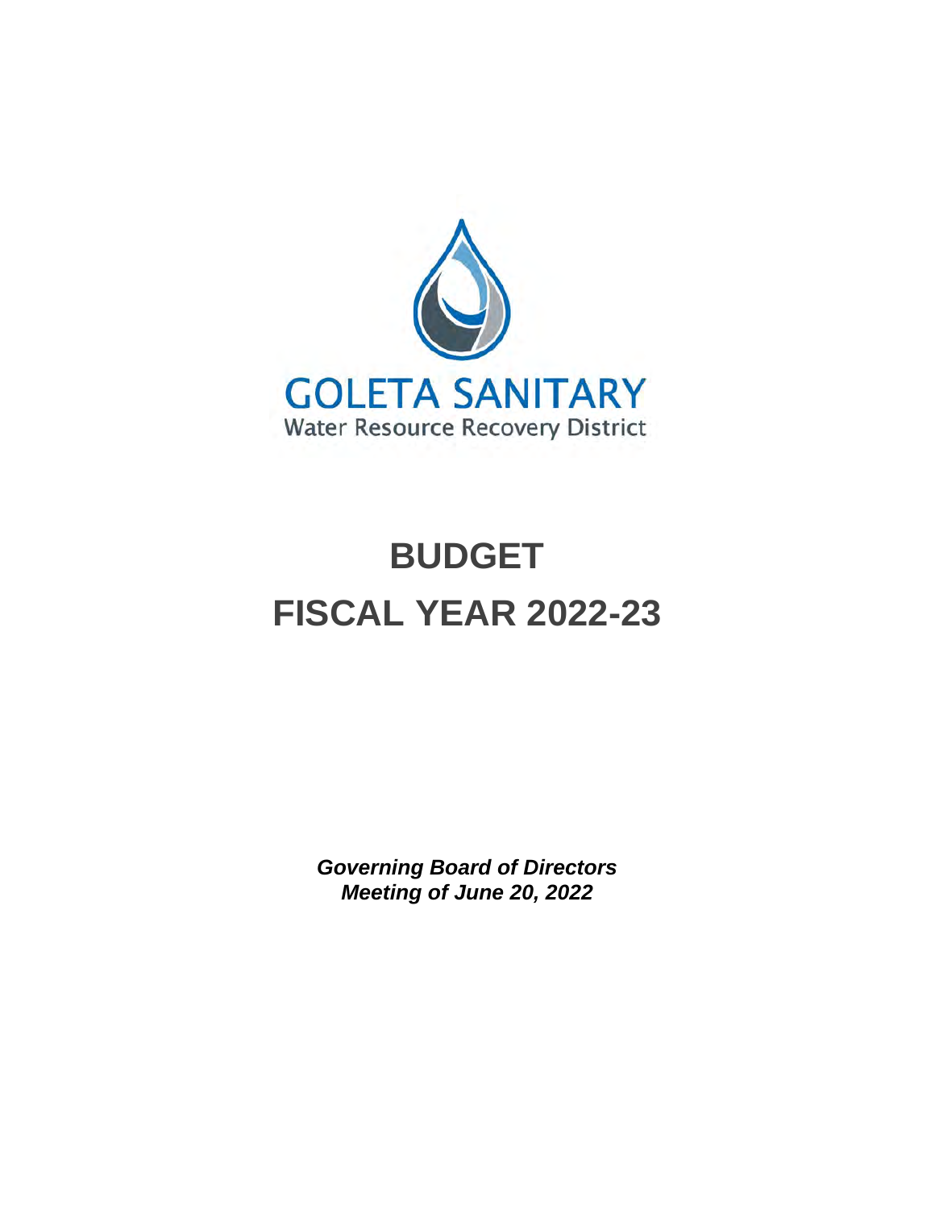GOLETA SANITARY

Water Resource Recovery District

# BUDGET

# FISCAL YEAR 2022-23

***Governing Board of Directors***
***Meeting of June 20, 2022***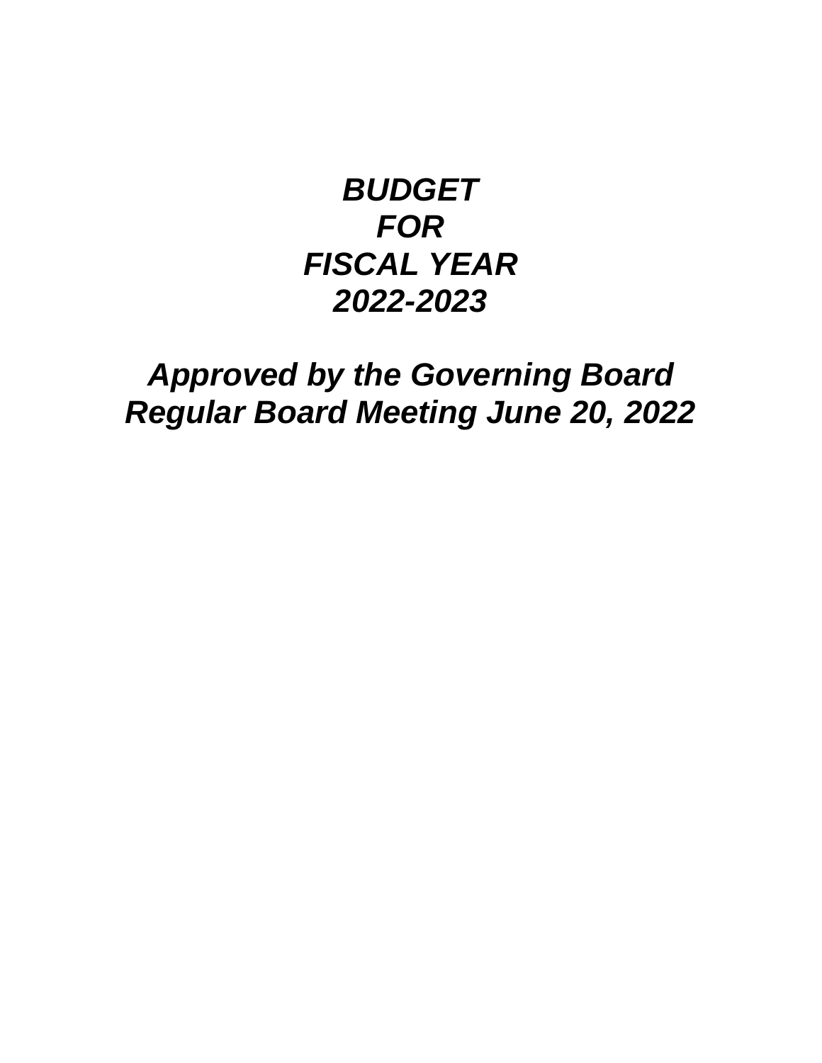# *BUDGET*
# *FOR*
# *FISCAL YEAR*
# *2022-2023*

## *Approved by the Governing Board*
## *Regular Board Meeting June 20, 2022*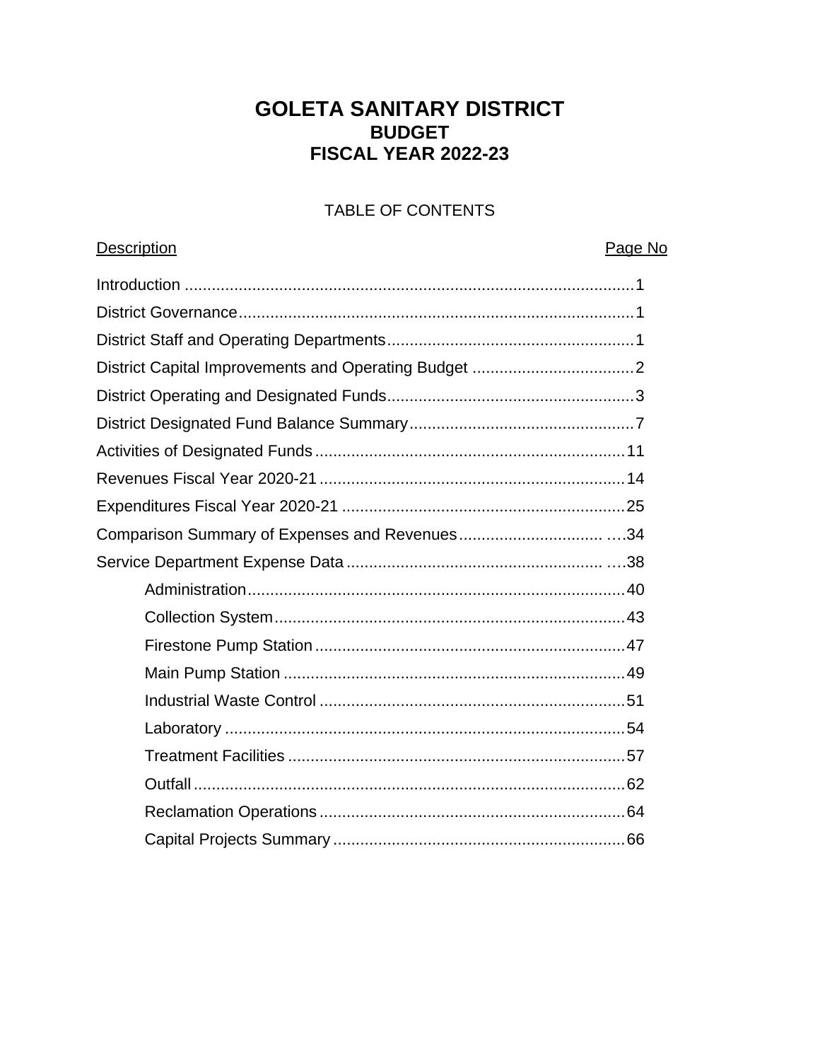# GOLETA SANITARY DISTRICT
## BUDGET
## FISCAL YEAR 2022-23

TABLE OF CONTENTS

| Description | Page No |
|---|---|
| Introduction | 1 |
| District Governance | 1 |
| District Staff and Operating Departments | 1 |
| District Capital Improvements and Operating Budget | 2 |
| District Operating and Designated Funds | 3 |
| District Designated Fund Balance Summary | 7 |
| Activities of Designated Funds | 11 |
| Revenues Fiscal Year 2020-21 | 14 |
| Expenditures Fiscal Year 2020-21 | 25 |
| Comparison Summary of Expenses and Revenues | 34 |
| Service Department Expense Data | 38 |
| Administration | 40 |
| Collection System | 43 |
| Firestone Pump Station | 47 |
| Main Pump Station | 49 |
| Industrial Waste Control | 51 |
| Laboratory | 54 |
| Treatment Facilities | 57 |
| Outfall | 62 |
| Reclamation Operations | 64 |
| Capital Projects Summary | 66 |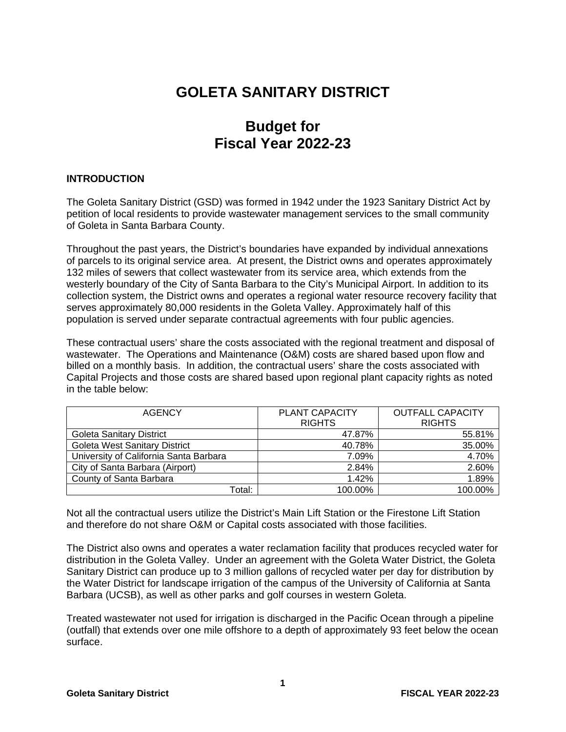# GOLETA SANITARY DISTRICT

# Budget for Fiscal Year 2022-23

## INTRODUCTION

The Goleta Sanitary District (GSD) was formed in 1942 under the 1923 Sanitary District Act by petition of local residents to provide wastewater management services to the small community of Goleta in Santa Barbara County.

Throughout the past years, the District's boundaries have expanded by individual annexations of parcels to its original service area. At present, the District owns and operates approximately 132 miles of sewers that collect wastewater from its service area, which extends from the westerly boundary of the City of Santa Barbara to the City's Municipal Airport. In addition to its collection system, the District owns and operates a regional water resource recovery facility that serves approximately 80,000 residents in the Goleta Valley. Approximately half of this population is served under separate contractual agreements with four public agencies.

These contractual users' share the costs associated with the regional treatment and disposal of wastewater. The Operations and Maintenance (O&M) costs are shared based upon flow and billed on a monthly basis. In addition, the contractual users' share the costs associated with Capital Projects and those costs are shared based upon regional plant capacity rights as noted in the table below:

| AGENCY | PLANT CAPACITY RIGHTS | OUTFALL CAPACITY RIGHTS |
|---|---:|---:|
| Goleta Sanitary District | 47.87% | 55.81% |
| Goleta West Sanitary District | 40.78% | 35.00% |
| University of California Santa Barbara | 7.09% | 4.70% |
| City of Santa Barbara (Airport) | 2.84% | 2.60% |
| County of Santa Barbara | 1.42% | 1.89% |
| Total: | 100.00% | 100.00% |

Not all the contractual users utilize the District's Main Lift Station or the Firestone Lift Station and therefore do not share O&M or Capital costs associated with those facilities.

The District also owns and operates a water reclamation facility that produces recycled water for distribution in the Goleta Valley. Under an agreement with the Goleta Water District, the Goleta Sanitary District can produce up to 3 million gallons of recycled water per day for distribution by the Water District for landscape irrigation of the campus of the University of California at Santa Barbara (UCSB), as well as other parks and golf courses in western Goleta.

Treated wastewater not used for irrigation is discharged in the Pacific Ocean through a pipeline (outfall) that extends over one mile offshore to a depth of approximately 93 feet below the ocean surface.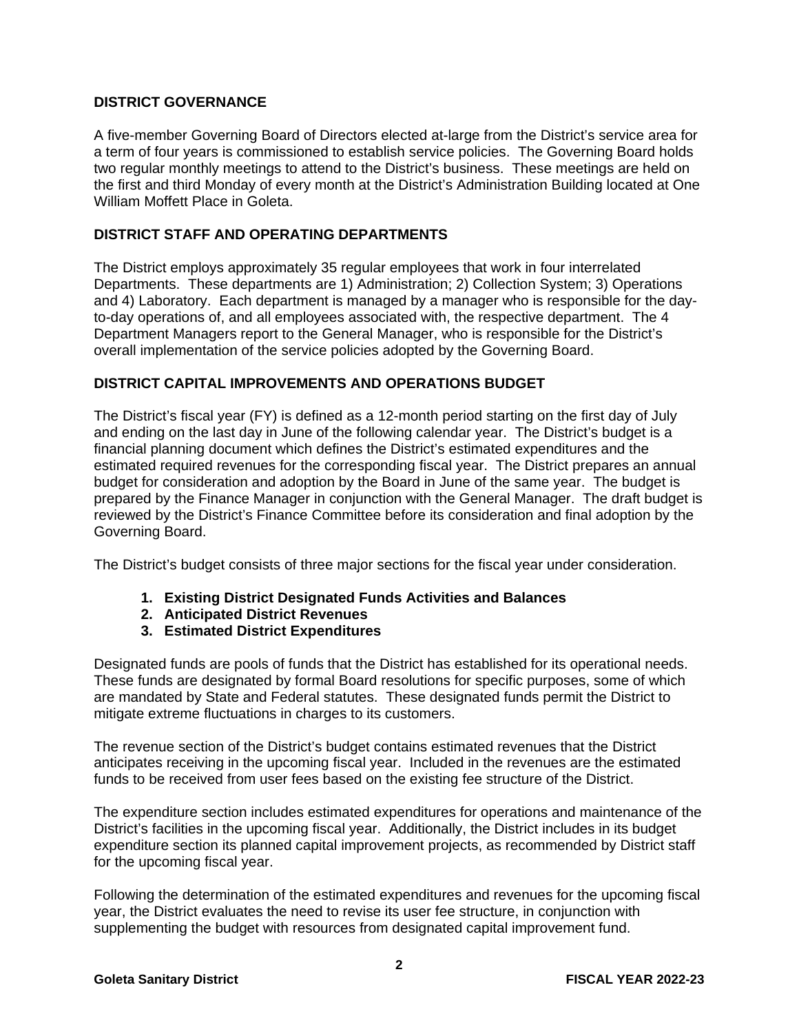## DISTRICT GOVERNANCE

A five-member Governing Board of Directors elected at-large from the District's service area for a term of four years is commissioned to establish service policies. The Governing Board holds two regular monthly meetings to attend to the District's business. These meetings are held on the first and third Monday of every month at the District's Administration Building located at One William Moffett Place in Goleta.

## DISTRICT STAFF AND OPERATING DEPARTMENTS

The District employs approximately 35 regular employees that work in four interrelated Departments. These departments are 1) Administration; 2) Collection System; 3) Operations and 4) Laboratory. Each department is managed by a manager who is responsible for the day-to-day operations of, and all employees associated with, the respective department. The 4 Department Managers report to the General Manager, who is responsible for the District's overall implementation of the service policies adopted by the Governing Board.

## DISTRICT CAPITAL IMPROVEMENTS AND OPERATIONS BUDGET

The District's fiscal year (FY) is defined as a 12-month period starting on the first day of July and ending on the last day in June of the following calendar year. The District's budget is a financial planning document which defines the District's estimated expenditures and the estimated required revenues for the corresponding fiscal year. The District prepares an annual budget for consideration and adoption by the Board in June of the same year. The budget is prepared by the Finance Manager in conjunction with the General Manager. The draft budget is reviewed by the District's Finance Committee before its consideration and final adoption by the Governing Board.

The District's budget consists of three major sections for the fiscal year under consideration.

1. **Existing District Designated Funds Activities and Balances**
2. **Anticipated District Revenues**
3. **Estimated District Expenditures**

Designated funds are pools of funds that the District has established for its operational needs. These funds are designated by formal Board resolutions for specific purposes, some of which are mandated by State and Federal statutes. These designated funds permit the District to mitigate extreme fluctuations in charges to its customers.

The revenue section of the District's budget contains estimated revenues that the District anticipates receiving in the upcoming fiscal year. Included in the revenues are the estimated funds to be received from user fees based on the existing fee structure of the District.

The expenditure section includes estimated expenditures for operations and maintenance of the District's facilities in the upcoming fiscal year. Additionally, the District includes in its budget expenditure section its planned capital improvement projects, as recommended by District staff for the upcoming fiscal year.

Following the determination of the estimated expenditures and revenues for the upcoming fiscal year, the District evaluates the need to revise its user fee structure, in conjunction with supplementing the budget with resources from designated capital improvement fund.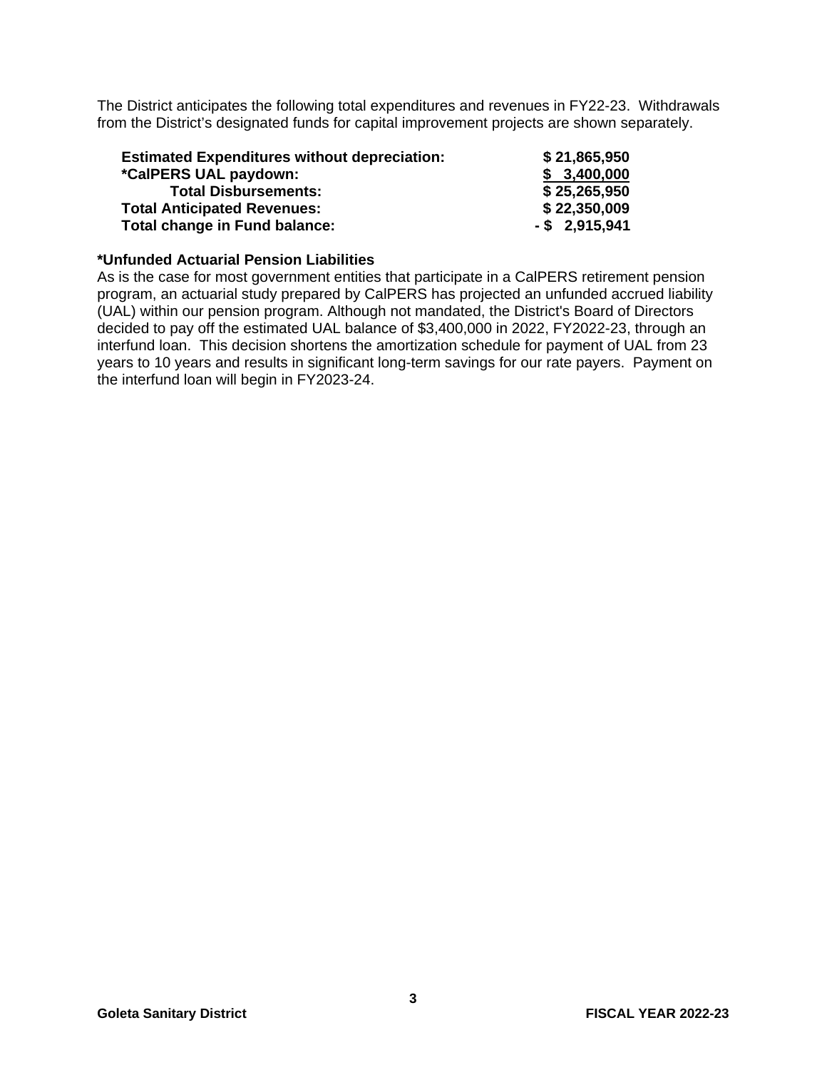The District anticipates the following total expenditures and revenues in FY22-23. Withdrawals from the District's designated funds for capital improvement projects are shown separately.

| | |
|---|---|
| **Estimated Expenditures without depreciation:** | **$ 21,865,950** |
| ***CalPERS UAL paydown:** | **$ 3,400,000** |
| **Total Disbursements:** | **$ 25,265,950** |
| **Total Anticipated Revenues:** | **$ 22,350,009** |
| **Total change in Fund balance:** | **- $ 2,915,941** |

**\*Unfunded Actuarial Pension Liabilities**

As is the case for most government entities that participate in a CalPERS retirement pension program, an actuarial study prepared by CalPERS has projected an unfunded accrued liability (UAL) within our pension program. Although not mandated, the District's Board of Directors decided to pay off the estimated UAL balance of $3,400,000 in 2022, FY2022-23, through an interfund loan. This decision shortens the amortization schedule for payment of UAL from 23 years to 10 years and results in significant long-term savings for our rate payers. Payment on the interfund loan will begin in FY2023-24.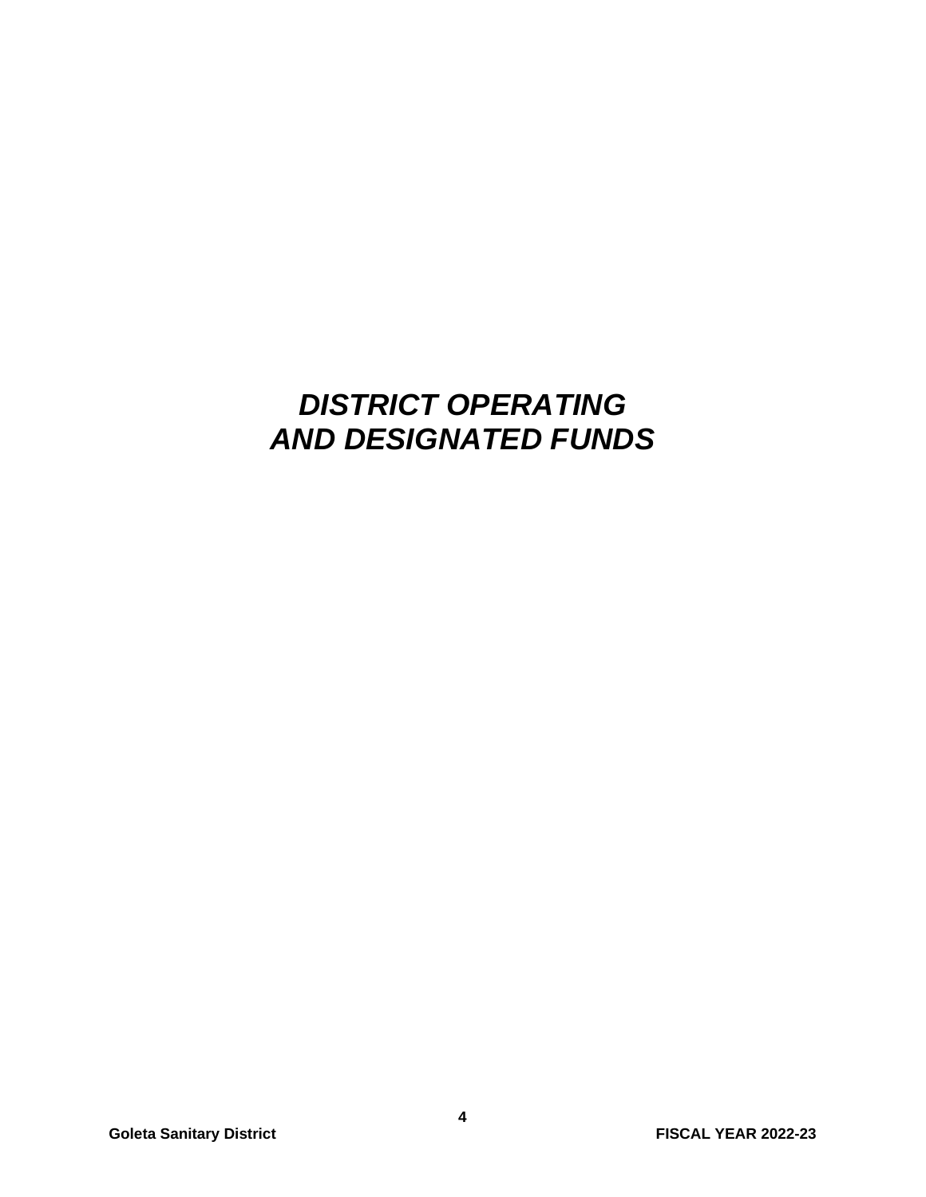# ***DISTRICT OPERATING AND DESIGNATED FUNDS***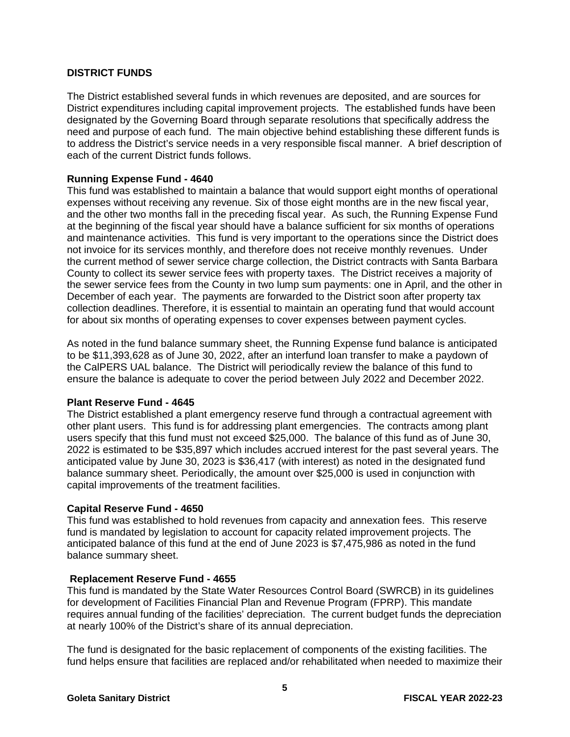## DISTRICT FUNDS

The District established several funds in which revenues are deposited, and are sources for District expenditures including capital improvement projects. The established funds have been designated by the Governing Board through separate resolutions that specifically address the need and purpose of each fund. The main objective behind establishing these different funds is to address the District's service needs in a very responsible fiscal manner. A brief description of each of the current District funds follows.

### Running Expense Fund - 4640

This fund was established to maintain a balance that would support eight months of operational expenses without receiving any revenue. Six of those eight months are in the new fiscal year, and the other two months fall in the preceding fiscal year. As such, the Running Expense Fund at the beginning of the fiscal year should have a balance sufficient for six months of operations and maintenance activities. This fund is very important to the operations since the District does not invoice for its services monthly, and therefore does not receive monthly revenues. Under the current method of sewer service charge collection, the District contracts with Santa Barbara County to collect its sewer service fees with property taxes. The District receives a majority of the sewer service fees from the County in two lump sum payments: one in April, and the other in December of each year. The payments are forwarded to the District soon after property tax collection deadlines. Therefore, it is essential to maintain an operating fund that would account for about six months of operating expenses to cover expenses between payment cycles.

As noted in the fund balance summary sheet, the Running Expense fund balance is anticipated to be $11,393,628 as of June 30, 2022, after an interfund loan transfer to make a paydown of the CalPERS UAL balance. The District will periodically review the balance of this fund to ensure the balance is adequate to cover the period between July 2022 and December 2022.

### Plant Reserve Fund - 4645

The District established a plant emergency reserve fund through a contractual agreement with other plant users. This fund is for addressing plant emergencies. The contracts among plant users specify that this fund must not exceed $25,000. The balance of this fund as of June 30, 2022 is estimated to be $35,897 which includes accrued interest for the past several years. The anticipated value by June 30, 2023 is $36,417 (with interest) as noted in the designated fund balance summary sheet. Periodically, the amount over $25,000 is used in conjunction with capital improvements of the treatment facilities.

### Capital Reserve Fund - 4650

This fund was established to hold revenues from capacity and annexation fees. This reserve fund is mandated by legislation to account for capacity related improvement projects. The anticipated balance of this fund at the end of June 2023 is $7,475,986 as noted in the fund balance summary sheet.

### Replacement Reserve Fund - 4655

This fund is mandated by the State Water Resources Control Board (SWRCB) in its guidelines for development of Facilities Financial Plan and Revenue Program (FPRP). This mandate requires annual funding of the facilities' depreciation. The current budget funds the depreciation at nearly 100% of the District's share of its annual depreciation.

The fund is designated for the basic replacement of components of the existing facilities. The fund helps ensure that facilities are replaced and/or rehabilitated when needed to maximize their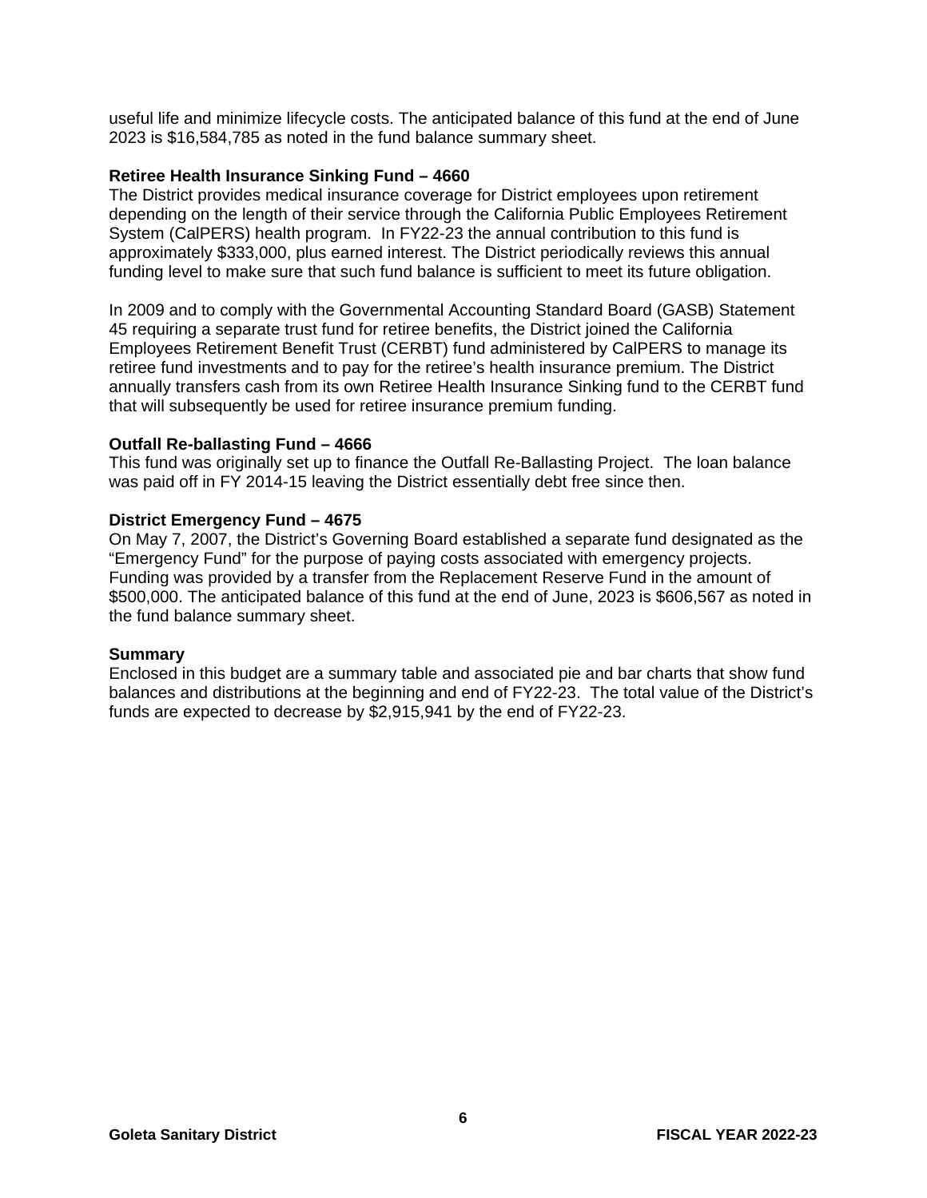useful life and minimize lifecycle costs. The anticipated balance of this fund at the end of June 2023 is $16,584,785 as noted in the fund balance summary sheet.

**Retiree Health Insurance Sinking Fund – 4660**

The District provides medical insurance coverage for District employees upon retirement depending on the length of their service through the California Public Employees Retirement System (CalPERS) health program. In FY22-23 the annual contribution to this fund is approximately $333,000, plus earned interest. The District periodically reviews this annual funding level to make sure that such fund balance is sufficient to meet its future obligation.

In 2009 and to comply with the Governmental Accounting Standard Board (GASB) Statement 45 requiring a separate trust fund for retiree benefits, the District joined the California Employees Retirement Benefit Trust (CERBT) fund administered by CalPERS to manage its retiree fund investments and to pay for the retiree's health insurance premium. The District annually transfers cash from its own Retiree Health Insurance Sinking fund to the CERBT fund that will subsequently be used for retiree insurance premium funding.

**Outfall Re-ballasting Fund – 4666**

This fund was originally set up to finance the Outfall Re-Ballasting Project. The loan balance was paid off in FY 2014-15 leaving the District essentially debt free since then.

**District Emergency Fund – 4675**

On May 7, 2007, the District's Governing Board established a separate fund designated as the "Emergency Fund" for the purpose of paying costs associated with emergency projects. Funding was provided by a transfer from the Replacement Reserve Fund in the amount of $500,000. The anticipated balance of this fund at the end of June, 2023 is $606,567 as noted in the fund balance summary sheet.

**Summary**

Enclosed in this budget are a summary table and associated pie and bar charts that show fund balances and distributions at the beginning and end of FY22-23. The total value of the District's funds are expected to decrease by $2,915,941 by the end of FY22-23.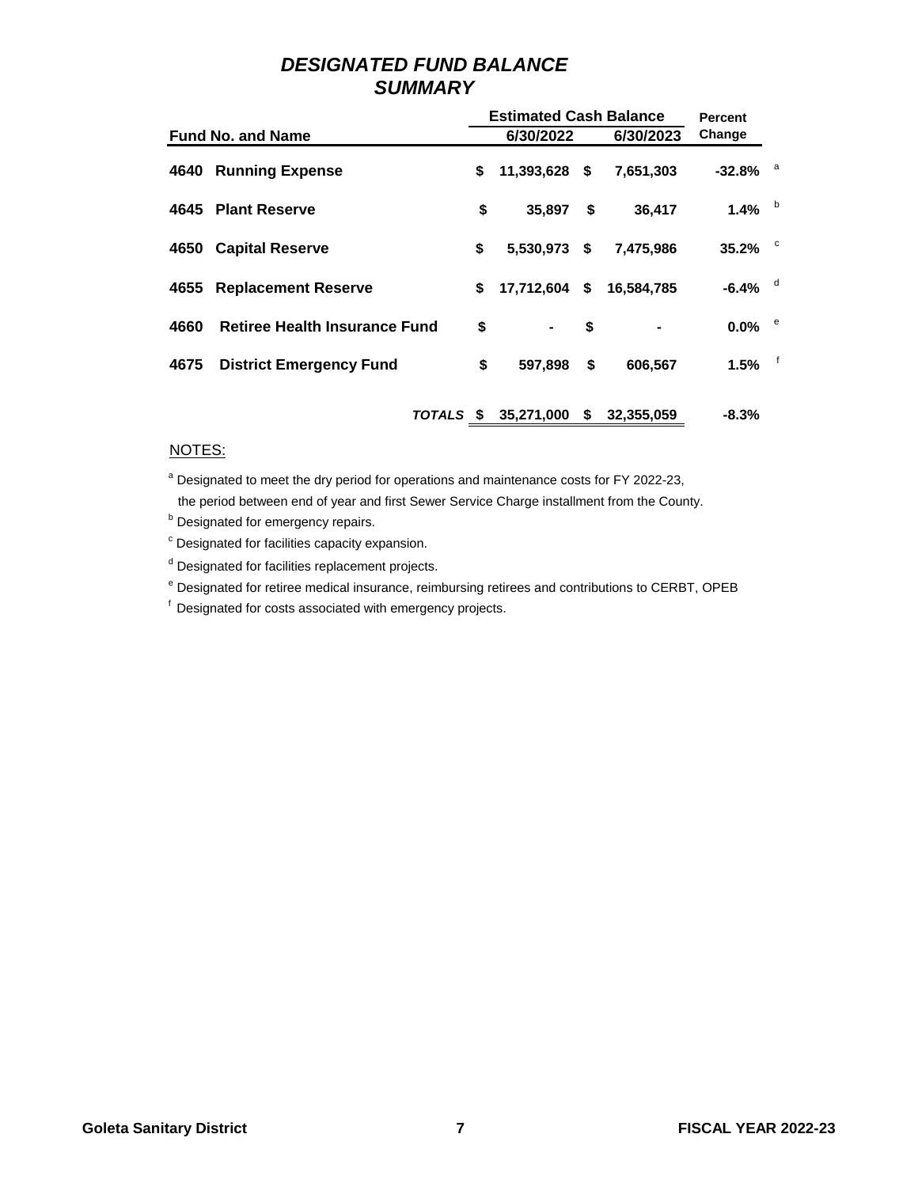# *DESIGNATED FUND BALANCE SUMMARY*

| Fund No. and Name | | Estimated Cash Balance 6/30/2022 | Estimated Cash Balance 6/30/2023 | Percent Change | |
|---|---|---|---|---|---|
| **4640** | **Running Expense** | **$ 11,393,628** | **$ 7,651,303** | **-32.8%** | a |
| **4645** | **Plant Reserve** | **$ 35,897** | **$ 36,417** | **1.4%** | b |
| **4650** | **Capital Reserve** | **$ 5,530,973** | **$ 7,475,986** | **35.2%** | c |
| **4655** | **Replacement Reserve** | **$ 17,712,604** | **$ 16,584,785** | **-6.4%** | d |
| **4660** | **Retiree Health Insurance Fund** | **$ -** | **$ -** | **0.0%** | e |
| **4675** | **District Emergency Fund** | **$ 597,898** | **$ 606,567** | **1.5%** | f |
| | ***TOTALS*** | **$ 35,271,000** | **$ 32,355,059** | **-8.3%** | |

NOTES:

[a] Designated to meet the dry period for operations and maintenance costs for FY 2022-23, the period between end of year and first Sewer Service Charge installment from the County.

[b] Designated for emergency repairs.

[c] Designated for facilities capacity expansion.

[d] Designated for facilities replacement projects.

[e] Designated for retiree medical insurance, reimbursing retirees and contributions to CERBT, OPEB

[f] Designated for costs associated with emergency projects.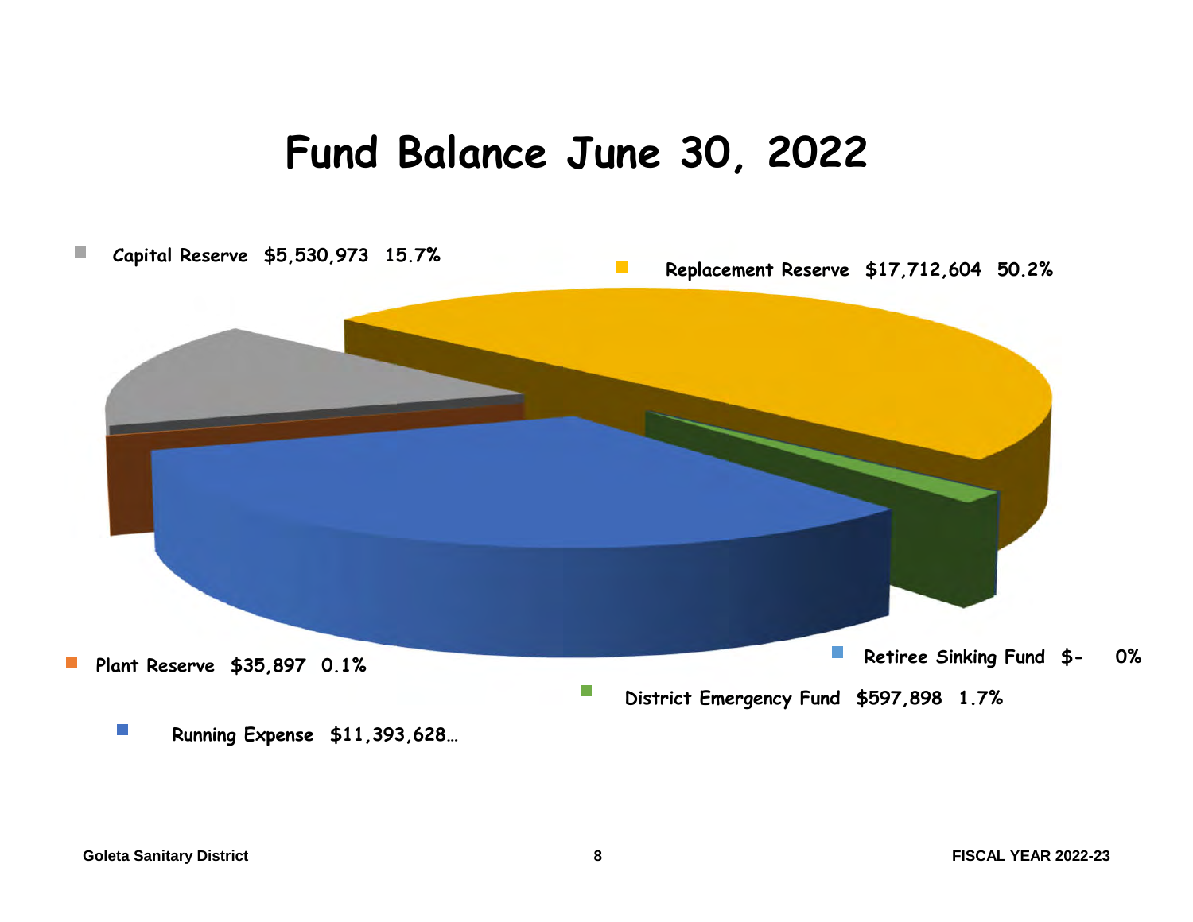# Fund Balance June 30, 2022

Capital Reserve $5,530,973 15.7%

Replacement Reserve $17,712,604 50.2%

Plant Reserve $35,897 0.1%

Retiree Sinking Fund $- 0%

District Emergency Fund $597,898 1.7%

Running Expense $11,393,628…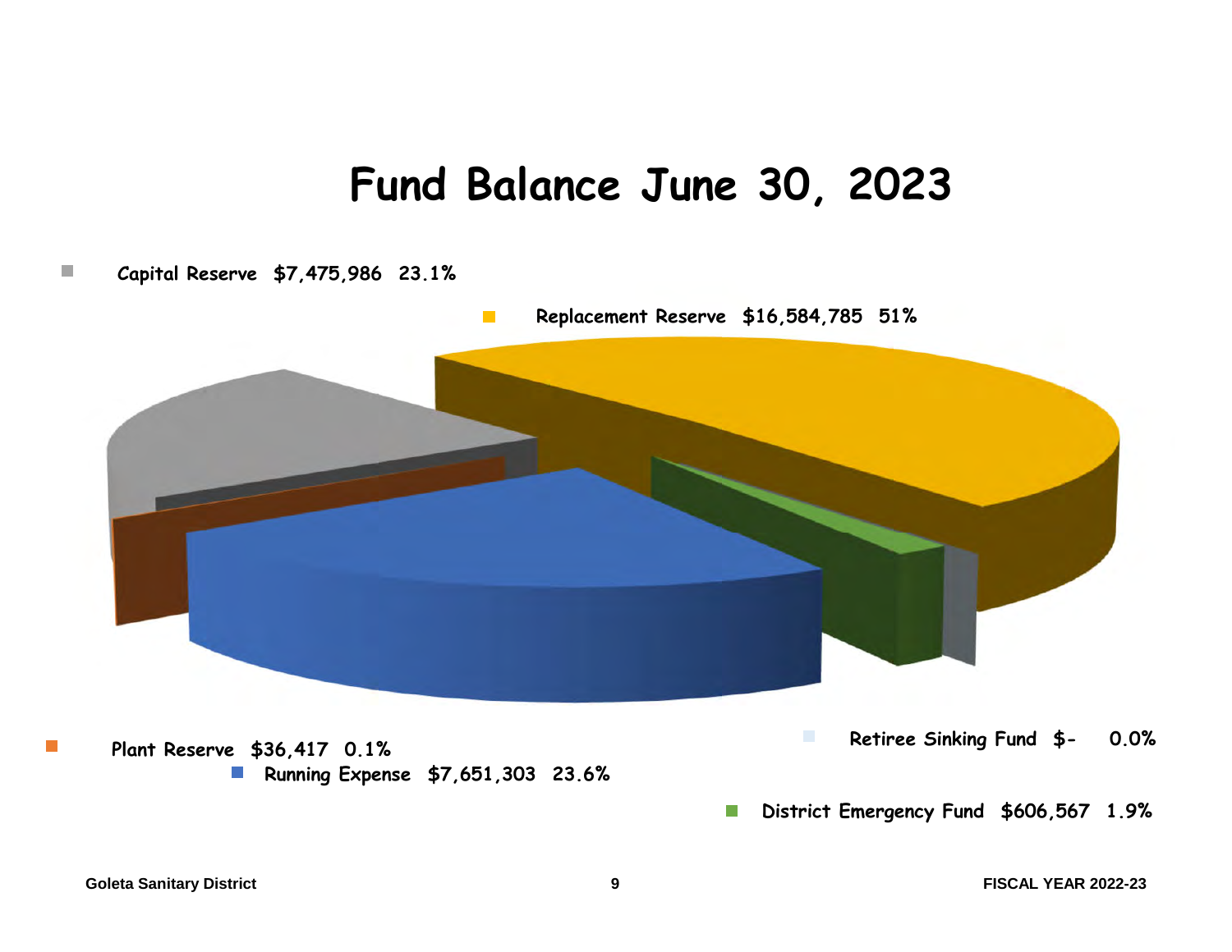# Fund Balance June 30, 2023

Capital Reserve $7,475,986 23.1%

Replacement Reserve $16,584,785 51%

Plant Reserve $36,417 0.1%

Running Expense $7,651,303 23.6%

Retiree Sinking Fund $- 0.0%

District Emergency Fund $606,567 1.9%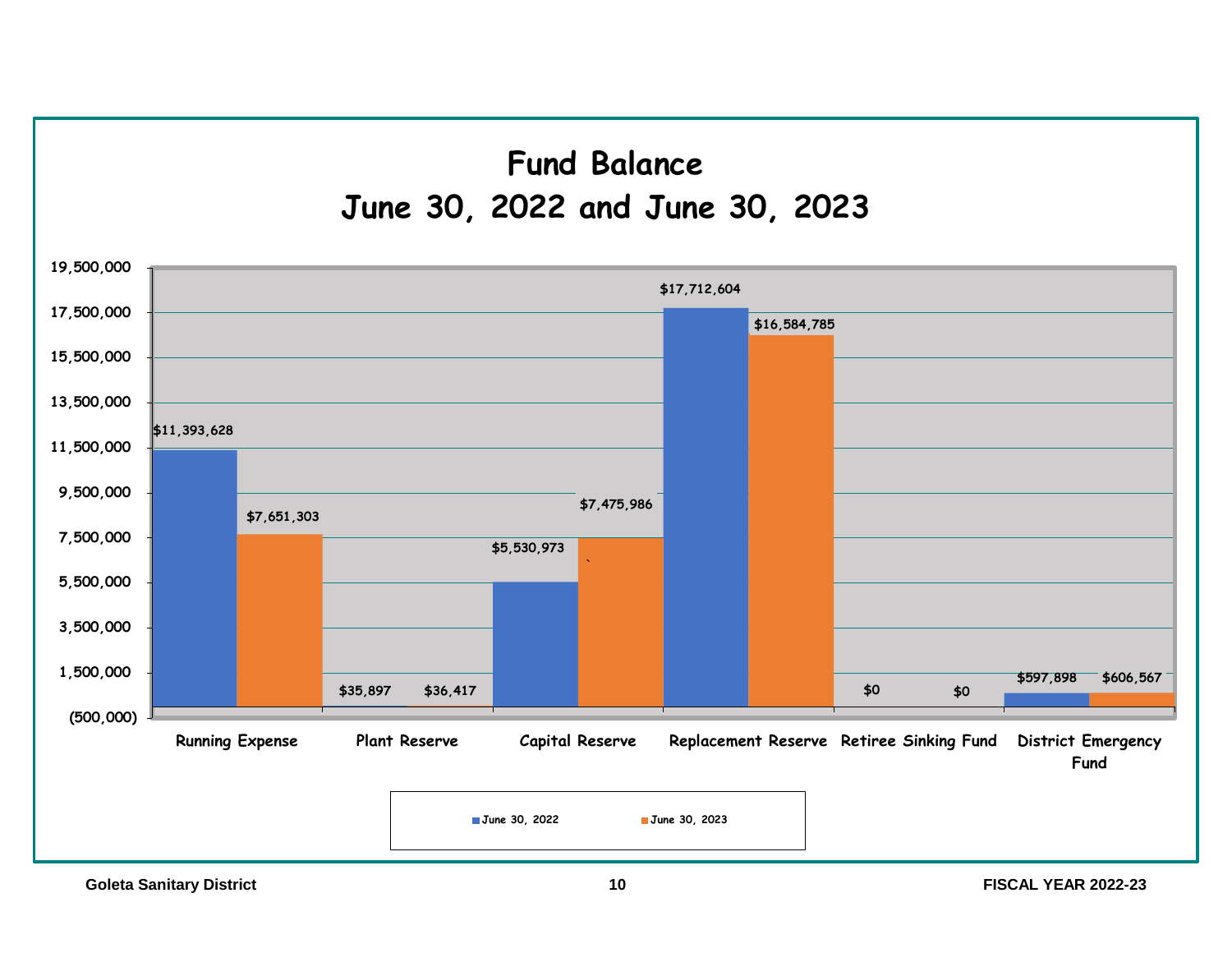# Fund Balance
## June 30, 2022 and June 30, 2023

| Fund | June 30, 2022 | June 30, 2023 |
|---|---|---|
| Running Expense | $11,393,628 | $7,651,303 |
| Plant Reserve | $35,897 | $36,417 |
| Capital Reserve | $5,530,973 | $7,475,986 |
| Replacement Reserve | $17,712,604 | $16,584,785 |
| Retiree Sinking Fund | $0 | $0 |
| District Emergency Fund | $597,898 | $606,567 |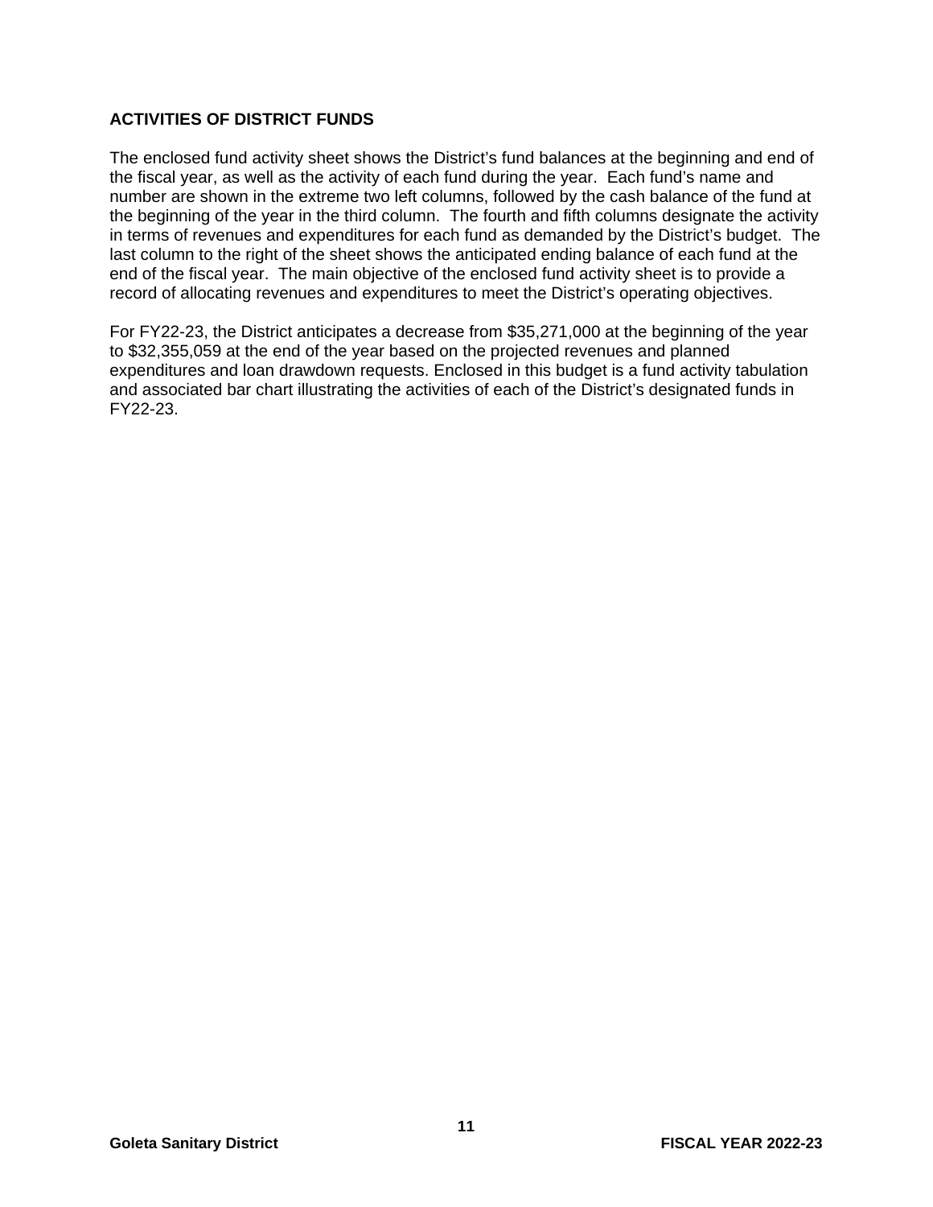## ACTIVITIES OF DISTRICT FUNDS

The enclosed fund activity sheet shows the District's fund balances at the beginning and end of the fiscal year, as well as the activity of each fund during the year. Each fund's name and number are shown in the extreme two left columns, followed by the cash balance of the fund at the beginning of the year in the third column. The fourth and fifth columns designate the activity in terms of revenues and expenditures for each fund as demanded by the District's budget. The last column to the right of the sheet shows the anticipated ending balance of each fund at the end of the fiscal year. The main objective of the enclosed fund activity sheet is to provide a record of allocating revenues and expenditures to meet the District's operating objectives.

For FY22-23, the District anticipates a decrease from $35,271,000 at the beginning of the year to $32,355,059 at the end of the year based on the projected revenues and planned expenditures and loan drawdown requests. Enclosed in this budget is a fund activity tabulation and associated bar chart illustrating the activities of each of the District's designated funds in FY22-23.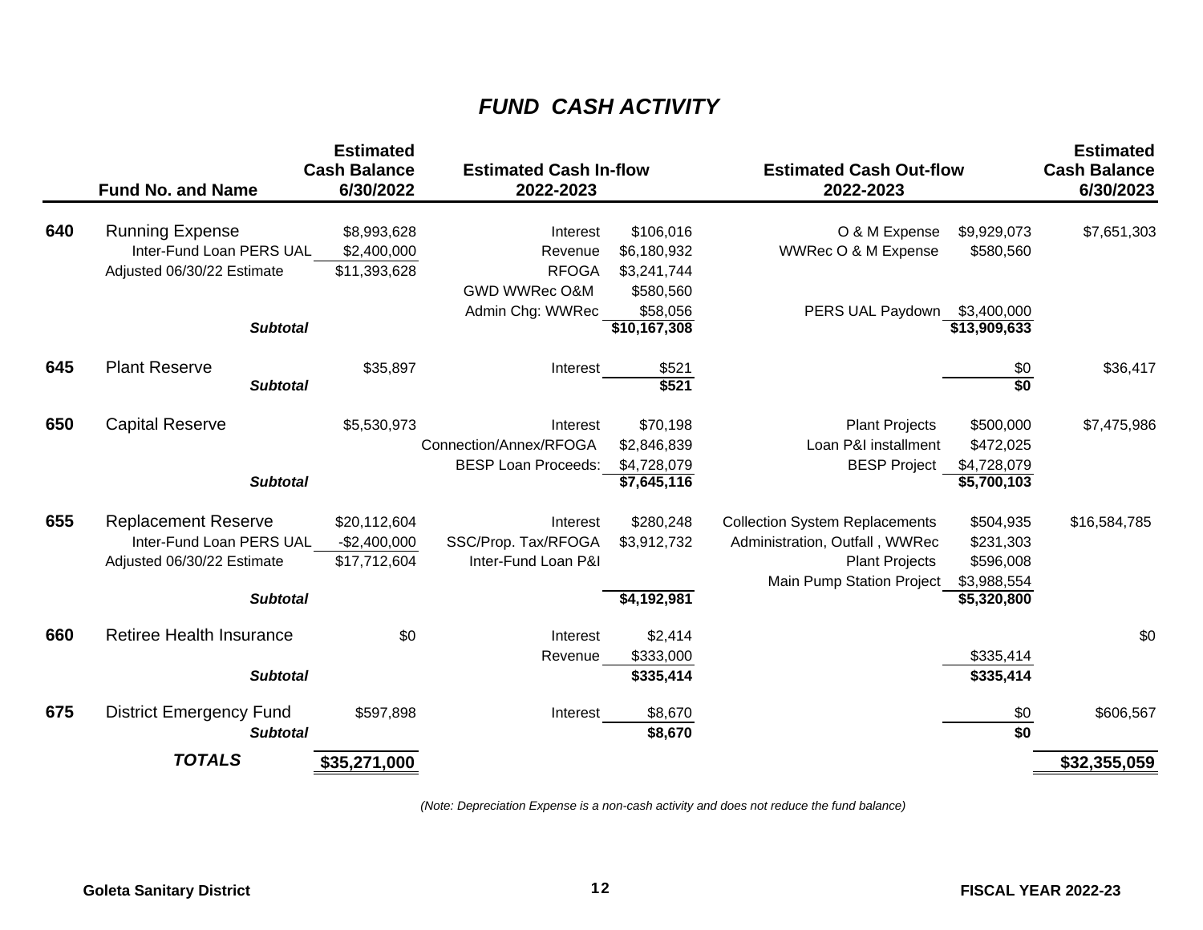# *FUND CASH ACTIVITY*

| | Fund No. and Name | Estimated Cash Balance 6/30/2022 | Estimated Cash In-flow 2022-2023 | | Estimated Cash Out-flow 2022-2023 | | Estimated Cash Balance 6/30/2023 |
|---|---|---|---|---|---|---|---|
| **640** | Running Expense | $8,993,628 | Interest | $106,016 | O & M Expense | $9,929,073 | $7,651,303 |
| | Inter-Fund Loan PERS UAL | $2,400,000 | Revenue | $6,180,932 | WWRec O & M Expense | $580,560 | |
| | Adjusted 06/30/22 Estimate | $11,393,628 | RFOGA | $3,241,744 | | | |
| | | | GWD WWRec O&M | $580,560 | | | |
| | | | Admin Chg: WWRec | $58,056 | PERS UAL Paydown | $3,400,000 | |
| | ***Subtotal*** | | | **$10,167,308** | | **$13,909,633** | |
| **645** | Plant Reserve | $35,897 | Interest | $521 | | $0 | $36,417 |
| | ***Subtotal*** | | | **$521** | | **$0** | |
| **650** | Capital Reserve | $5,530,973 | Interest | $70,198 | Plant Projects | $500,000 | $7,475,986 |
| | | | Connection/Annex/RFOGA | $2,846,839 | Loan P&I installment | $472,025 | |
| | | | BESP Loan Proceeds: | $4,728,079 | BESP Project | $4,728,079 | |
| | ***Subtotal*** | | | **$7,645,116** | | **$5,700,103** | |
| **655** | Replacement Reserve | $20,112,604 | Interest | $280,248 | Collection System Replacements | $504,935 | $16,584,785 |
| | Inter-Fund Loan PERS UAL | -$2,400,000 | SSC/Prop. Tax/RFOGA | $3,912,732 | Administration, Outfall , WWRec | $231,303 | |
| | Adjusted 06/30/22 Estimate | $17,712,604 | Inter-Fund Loan P&I | | Plant Projects | $596,008 | |
| | | | | | Main Pump Station Project | $3,988,554 | |
| | ***Subtotal*** | | | **$4,192,981** | | **$5,320,800** | |
| **660** | Retiree Health Insurance | $0 | Interest | $2,414 | | | $0 |
| | | | Revenue | $333,000 | | $335,414 | |
| | ***Subtotal*** | | | **$335,414** | | **$335,414** | |
| **675** | District Emergency Fund | $597,898 | Interest | $8,670 | | $0 | $606,567 |
| | ***Subtotal*** | | | **$8,670** | | **$0** | |
| | ***TOTALS*** | **$35,271,000** | | | | | **$32,355,059** |

*(Note: Depreciation Expense is a non-cash activity and does not reduce the fund balance)*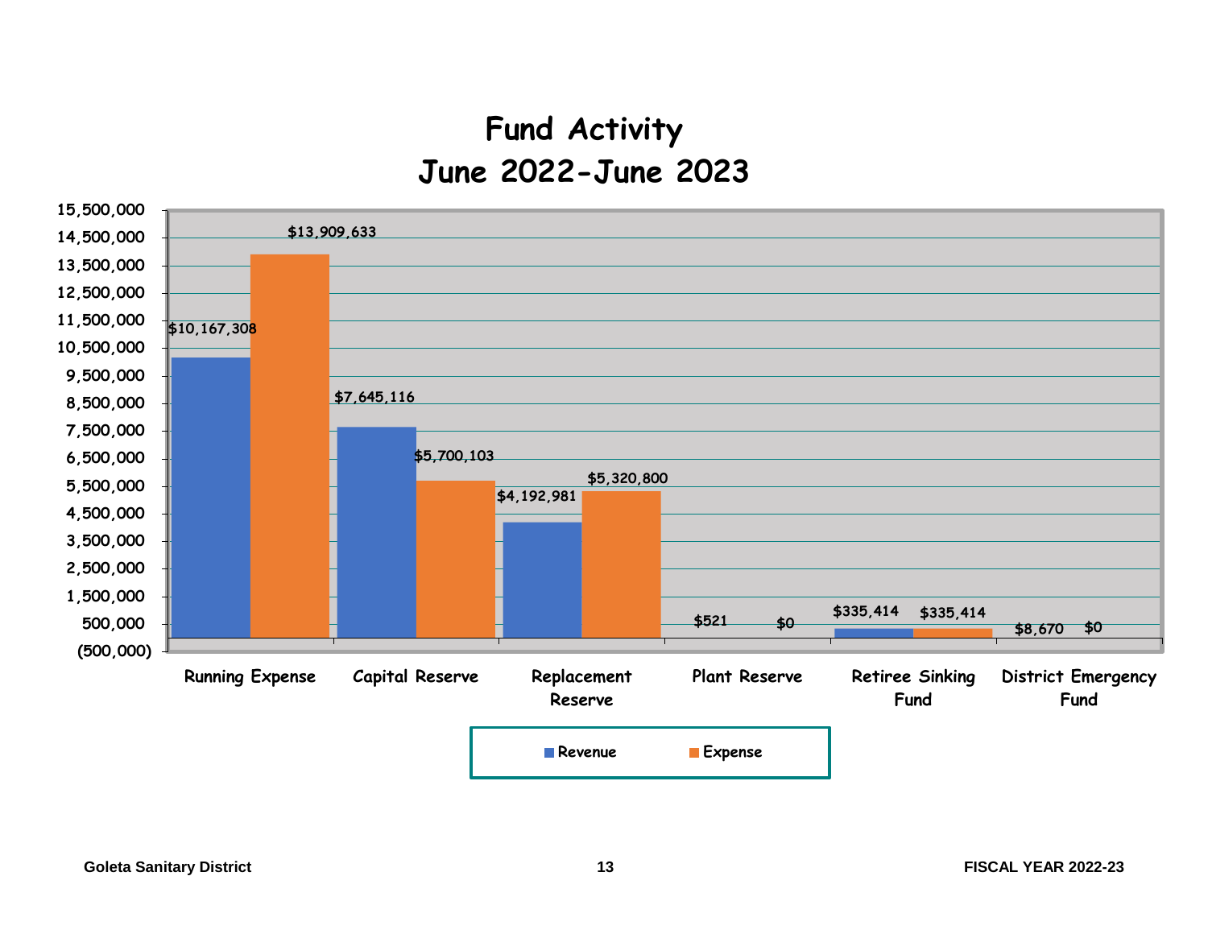# Fund Activity
## June 2022-June 2023

| Fund | Revenue | Expense |
|---|---|---|
| Running Expense | $10,167,308 | $13,909,633 |
| Capital Reserve | $7,645,116 | $5,700,103 |
| Replacement Reserve | $4,192,981 | $5,320,800 |
| Plant Reserve | $521 | $0 |
| Retiree Sinking Fund | $335,414 | $335,414 |
| District Emergency Fund | $8,670 | $0 |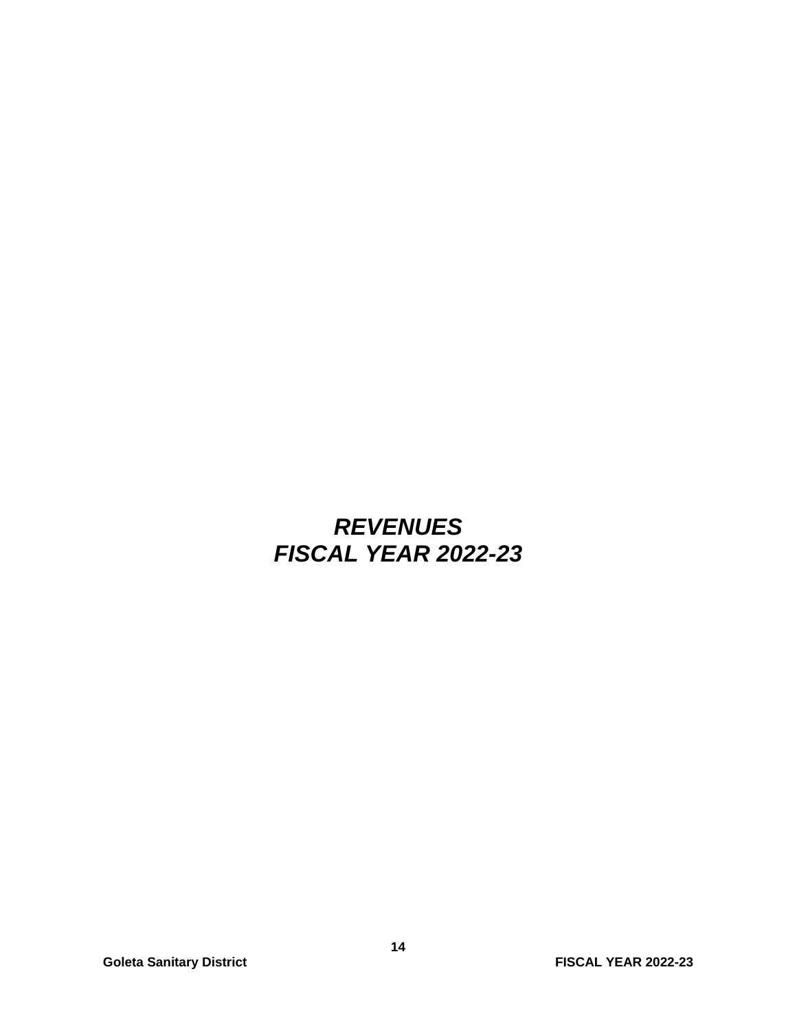# *REVENUES*
# *FISCAL YEAR 2022-23*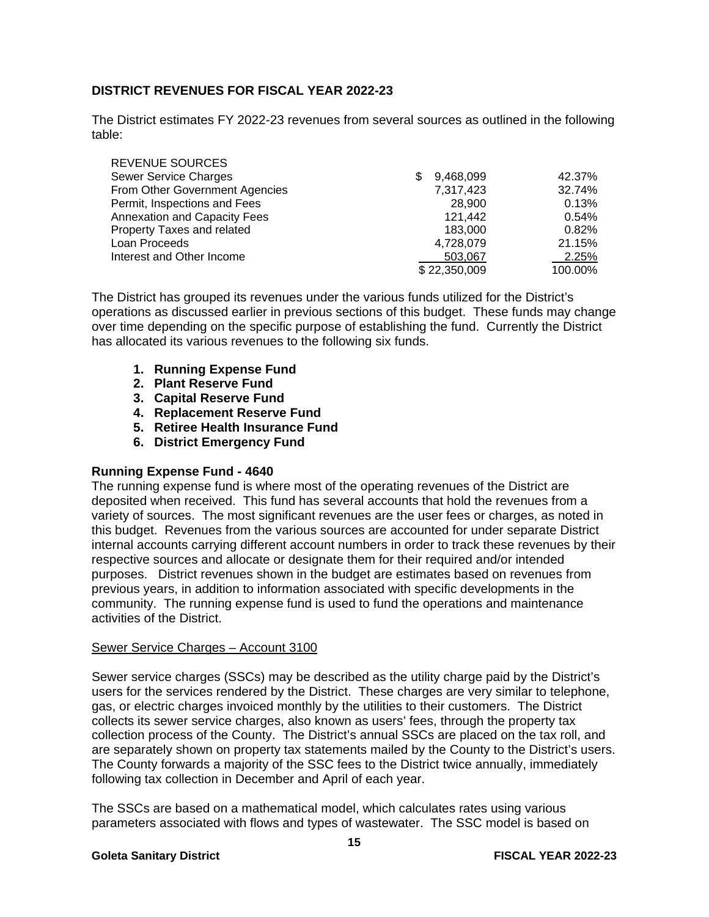## DISTRICT REVENUES FOR FISCAL YEAR 2022-23

The District estimates FY 2022-23 revenues from several sources as outlined in the following table:

| REVENUE SOURCES | | |
|---|---|---|
| Sewer Service Charges | $ 9,468,099 | 42.37% |
| From Other Government Agencies | 7,317,423 | 32.74% |
| Permit, Inspections and Fees | 28,900 | 0.13% |
| Annexation and Capacity Fees | 121,442 | 0.54% |
| Property Taxes and related | 183,000 | 0.82% |
| Loan Proceeds | 4,728,079 | 21.15% |
| Interest and Other Income | 503,067 | 2.25% |
| | $ 22,350,009 | 100.00% |

The District has grouped its revenues under the various funds utilized for the District's operations as discussed earlier in previous sections of this budget. These funds may change over time depending on the specific purpose of establishing the fund. Currently the District has allocated its various revenues to the following six funds.

1. **Running Expense Fund**
2. **Plant Reserve Fund**
3. **Capital Reserve Fund**
4. **Replacement Reserve Fund**
5. **Retiree Health Insurance Fund**
6. **District Emergency Fund**

### Running Expense Fund - 4640

The running expense fund is where most of the operating revenues of the District are deposited when received. This fund has several accounts that hold the revenues from a variety of sources. The most significant revenues are the user fees or charges, as noted in this budget. Revenues from the various sources are accounted for under separate District internal accounts carrying different account numbers in order to track these revenues by their respective sources and allocate or designate them for their required and/or intended purposes. District revenues shown in the budget are estimates based on revenues from previous years, in addition to information associated with specific developments in the community. The running expense fund is used to fund the operations and maintenance activities of the District.

Sewer Service Charges – Account 3100

Sewer service charges (SSCs) may be described as the utility charge paid by the District's users for the services rendered by the District. These charges are very similar to telephone, gas, or electric charges invoiced monthly by the utilities to their customers. The District collects its sewer service charges, also known as users' fees, through the property tax collection process of the County. The District's annual SSCs are placed on the tax roll, and are separately shown on property tax statements mailed by the County to the District's users. The County forwards a majority of the SSC fees to the District twice annually, immediately following tax collection in December and April of each year.

The SSCs are based on a mathematical model, which calculates rates using various parameters associated with flows and types of wastewater. The SSC model is based on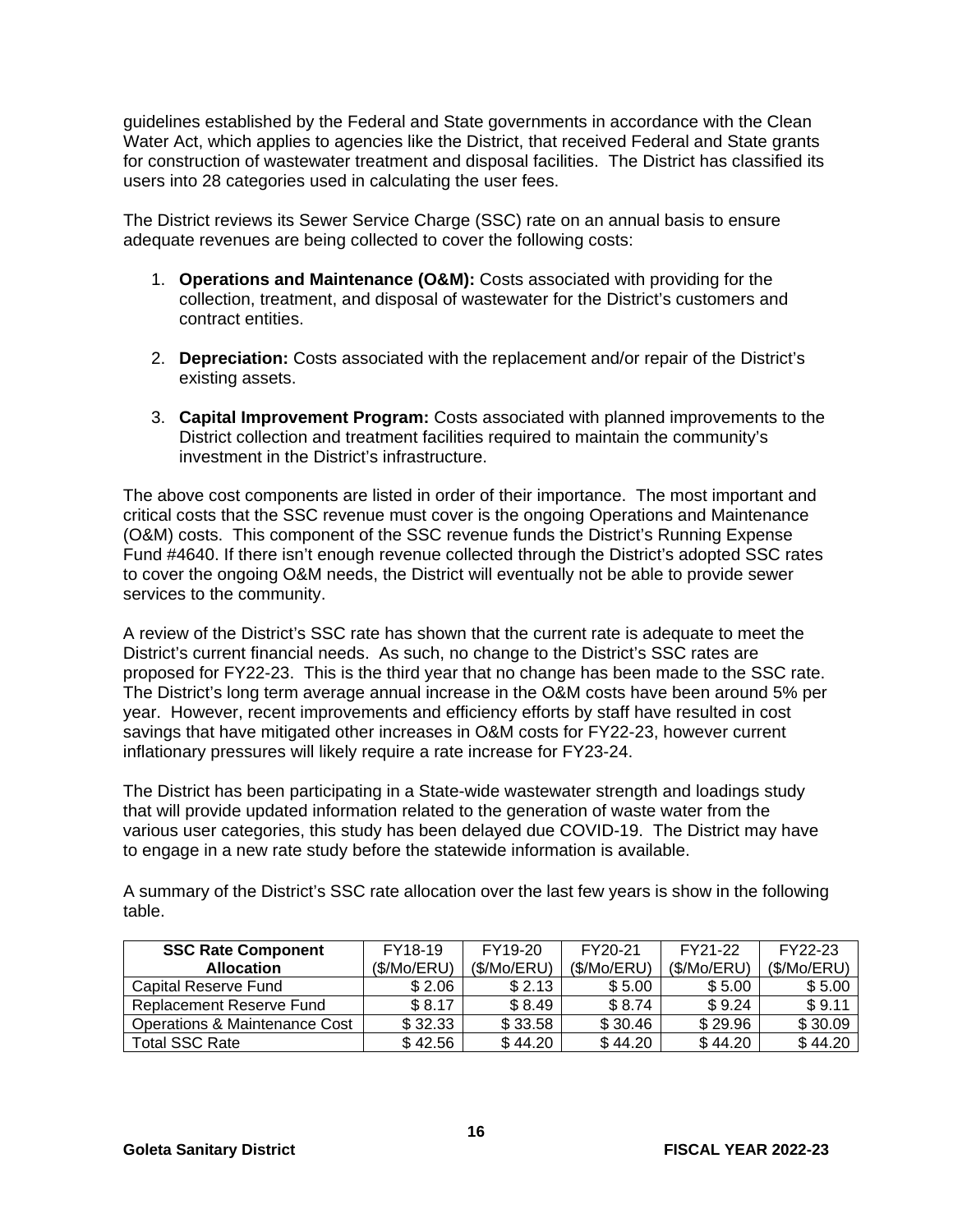guidelines established by the Federal and State governments in accordance with the Clean Water Act, which applies to agencies like the District, that received Federal and State grants for construction of wastewater treatment and disposal facilities. The District has classified its users into 28 categories used in calculating the user fees.

The District reviews its Sewer Service Charge (SSC) rate on an annual basis to ensure adequate revenues are being collected to cover the following costs:

1. **Operations and Maintenance (O&M):** Costs associated with providing for the collection, treatment, and disposal of wastewater for the District's customers and contract entities.

2. **Depreciation:** Costs associated with the replacement and/or repair of the District's existing assets.

3. **Capital Improvement Program:** Costs associated with planned improvements to the District collection and treatment facilities required to maintain the community's investment in the District's infrastructure.

The above cost components are listed in order of their importance. The most important and critical costs that the SSC revenue must cover is the ongoing Operations and Maintenance (O&M) costs. This component of the SSC revenue funds the District's Running Expense Fund #4640. If there isn't enough revenue collected through the District's adopted SSC rates to cover the ongoing O&M needs, the District will eventually not be able to provide sewer services to the community.

A review of the District's SSC rate has shown that the current rate is adequate to meet the District's current financial needs. As such, no change to the District's SSC rates are proposed for FY22-23. This is the third year that no change has been made to the SSC rate. The District's long term average annual increase in the O&M costs have been around 5% per year. However, recent improvements and efficiency efforts by staff have resulted in cost savings that have mitigated other increases in O&M costs for FY22-23, however current inflationary pressures will likely require a rate increase for FY23-24.

The District has been participating in a State-wide wastewater strength and loadings study that will provide updated information related to the generation of waste water from the various user categories, this study has been delayed due COVID-19. The District may have to engage in a new rate study before the statewide information is available.

A summary of the District's SSC rate allocation over the last few years is show in the following table.

| SSC Rate Component Allocation | FY18-19 ($/Mo/ERU) | FY19-20 ($/Mo/ERU) | FY20-21 ($/Mo/ERU) | FY21-22 ($/Mo/ERU) | FY22-23 ($/Mo/ERU) |
|---|---|---|---|---|---|
| Capital Reserve Fund | $ 2.06 | $ 2.13 | $ 5.00 | $ 5.00 | $ 5.00 |
| Replacement Reserve Fund | $ 8.17 | $ 8.49 | $ 8.74 | $ 9.24 | $ 9.11 |
| Operations & Maintenance Cost | $ 32.33 | $ 33.58 | $ 30.46 | $ 29.96 | $ 30.09 |
| Total SSC Rate | $ 42.56 | $ 44.20 | $ 44.20 | $ 44.20 | $ 44.20 |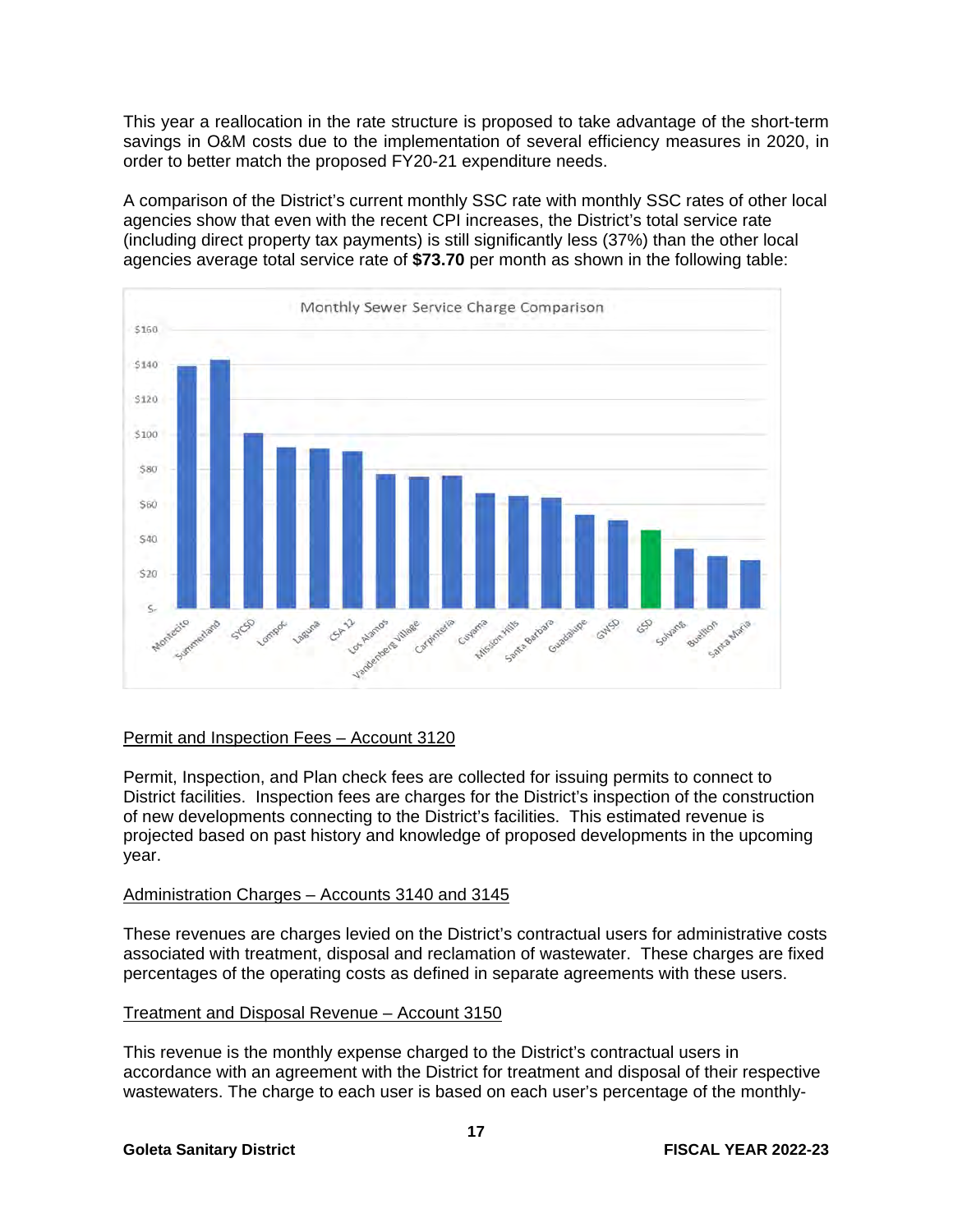This year a reallocation in the rate structure is proposed to take advantage of the short-term savings in O&M costs due to the implementation of several efficiency measures in 2020, in order to better match the proposed FY20-21 expenditure needs.

A comparison of the District's current monthly SSC rate with monthly SSC rates of other local agencies show that even with the recent CPI increases, the District's total service rate (including direct property tax payments) is still significantly less (37%) than the other local agencies average total service rate of **$73.70** per month as shown in the following table:

Permit and Inspection Fees – Account 3120

Permit, Inspection, and Plan check fees are collected for issuing permits to connect to District facilities. Inspection fees are charges for the District's inspection of the construction of new developments connecting to the District's facilities. This estimated revenue is projected based on past history and knowledge of proposed developments in the upcoming year.

Administration Charges – Accounts 3140 and 3145

These revenues are charges levied on the District's contractual users for administrative costs associated with treatment, disposal and reclamation of wastewater. These charges are fixed percentages of the operating costs as defined in separate agreements with these users.

Treatment and Disposal Revenue – Account 3150

This revenue is the monthly expense charged to the District's contractual users in accordance with an agreement with the District for treatment and disposal of their respective wastewaters. The charge to each user is based on each user's percentage of the monthly-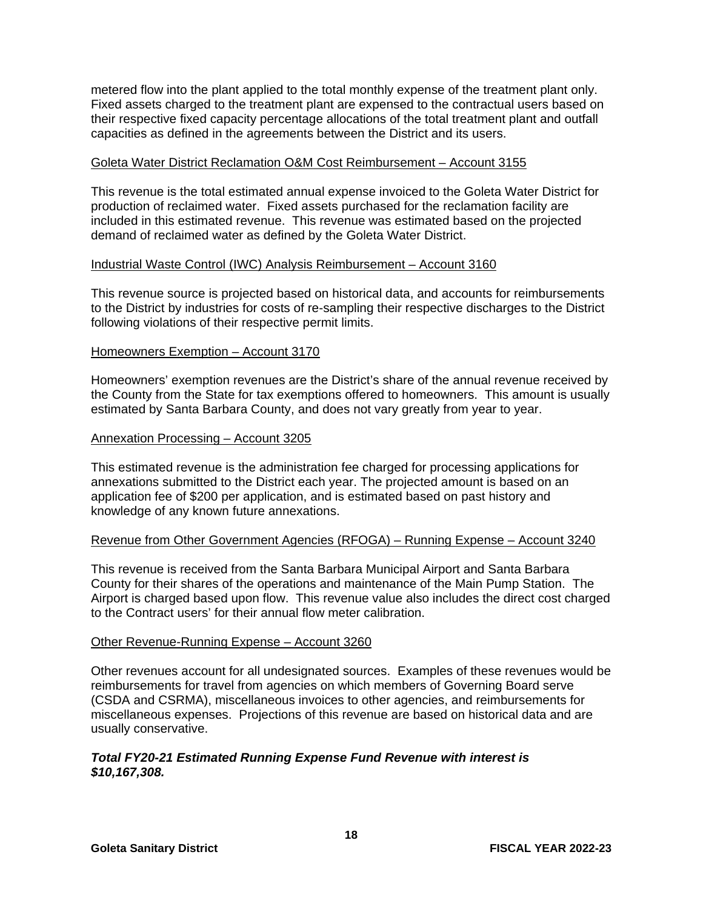metered flow into the plant applied to the total monthly expense of the treatment plant only. Fixed assets charged to the treatment plant are expensed to the contractual users based on their respective fixed capacity percentage allocations of the total treatment plant and outfall capacities as defined in the agreements between the District and its users.

<u>Goleta Water District Reclamation O&M Cost Reimbursement – Account 3155</u>

This revenue is the total estimated annual expense invoiced to the Goleta Water District for production of reclaimed water. Fixed assets purchased for the reclamation facility are included in this estimated revenue. This revenue was estimated based on the projected demand of reclaimed water as defined by the Goleta Water District.

<u>Industrial Waste Control (IWC) Analysis Reimbursement – Account 3160</u>

This revenue source is projected based on historical data, and accounts for reimbursements to the District by industries for costs of re-sampling their respective discharges to the District following violations of their respective permit limits.

<u>Homeowners Exemption – Account 3170</u>

Homeowners' exemption revenues are the District's share of the annual revenue received by the County from the State for tax exemptions offered to homeowners. This amount is usually estimated by Santa Barbara County, and does not vary greatly from year to year.

<u>Annexation Processing – Account 3205</u>

This estimated revenue is the administration fee charged for processing applications for annexations submitted to the District each year. The projected amount is based on an application fee of $200 per application, and is estimated based on past history and knowledge of any known future annexations.

<u>Revenue from Other Government Agencies (RFOGA) – Running Expense – Account 3240</u>

This revenue is received from the Santa Barbara Municipal Airport and Santa Barbara County for their shares of the operations and maintenance of the Main Pump Station. The Airport is charged based upon flow. This revenue value also includes the direct cost charged to the Contract users' for their annual flow meter calibration.

<u>Other Revenue-Running Expense – Account 3260</u>

Other revenues account for all undesignated sources. Examples of these revenues would be reimbursements for travel from agencies on which members of Governing Board serve (CSDA and CSRMA), miscellaneous invoices to other agencies, and reimbursements for miscellaneous expenses. Projections of this revenue are based on historical data and are usually conservative.

***Total FY20-21 Estimated Running Expense Fund Revenue with interest is $10,167,308.***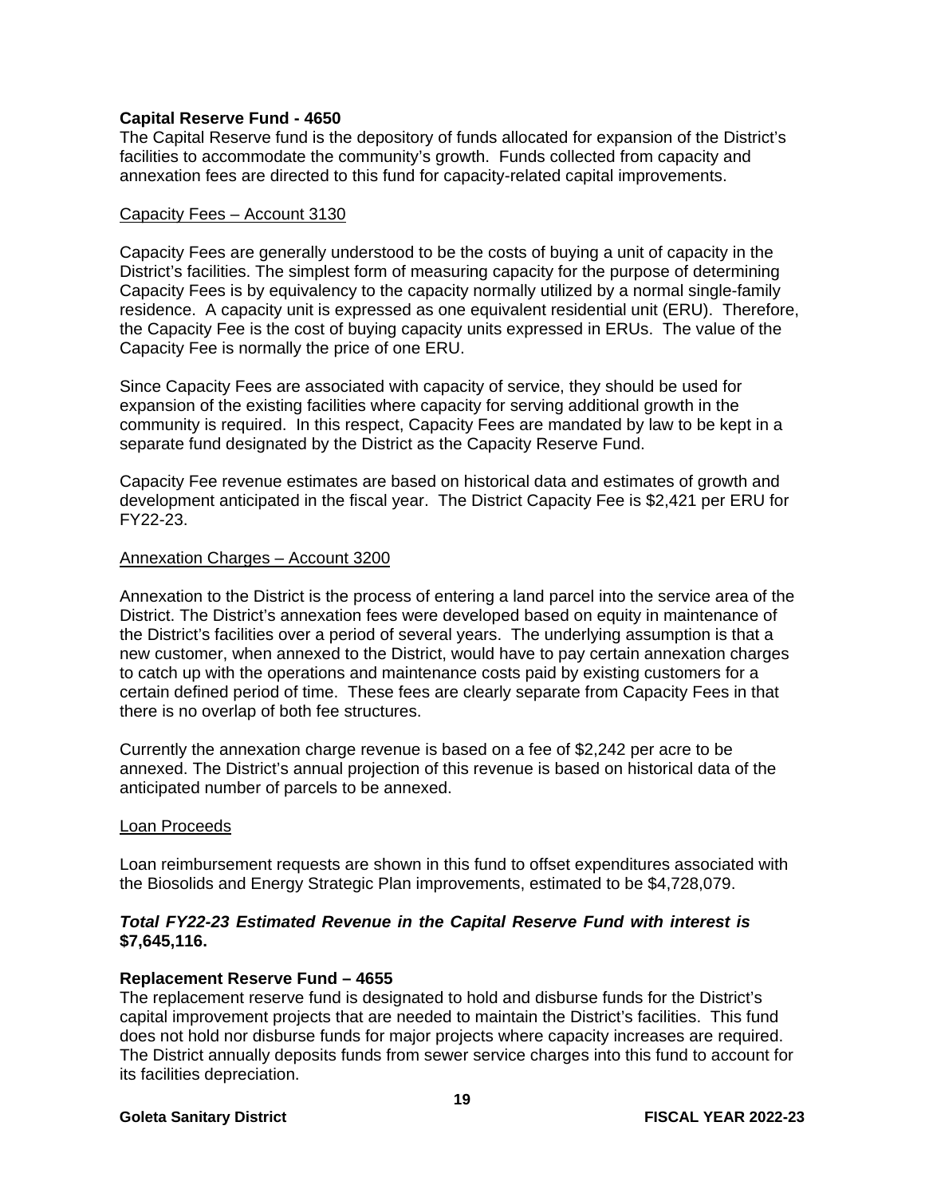**Capital Reserve Fund - 4650**

The Capital Reserve fund is the depository of funds allocated for expansion of the District's facilities to accommodate the community's growth. Funds collected from capacity and annexation fees are directed to this fund for capacity-related capital improvements.

<u>Capacity Fees – Account 3130</u>

Capacity Fees are generally understood to be the costs of buying a unit of capacity in the District's facilities. The simplest form of measuring capacity for the purpose of determining Capacity Fees is by equivalency to the capacity normally utilized by a normal single-family residence. A capacity unit is expressed as one equivalent residential unit (ERU). Therefore, the Capacity Fee is the cost of buying capacity units expressed in ERUs. The value of the Capacity Fee is normally the price of one ERU.

Since Capacity Fees are associated with capacity of service, they should be used for expansion of the existing facilities where capacity for serving additional growth in the community is required. In this respect, Capacity Fees are mandated by law to be kept in a separate fund designated by the District as the Capacity Reserve Fund.

Capacity Fee revenue estimates are based on historical data and estimates of growth and development anticipated in the fiscal year. The District Capacity Fee is $2,421 per ERU for FY22-23.

<u>Annexation Charges – Account 3200</u>

Annexation to the District is the process of entering a land parcel into the service area of the District. The District's annexation fees were developed based on equity in maintenance of the District's facilities over a period of several years. The underlying assumption is that a new customer, when annexed to the District, would have to pay certain annexation charges to catch up with the operations and maintenance costs paid by existing customers for a certain defined period of time. These fees are clearly separate from Capacity Fees in that there is no overlap of both fee structures.

Currently the annexation charge revenue is based on a fee of $2,242 per acre to be annexed. The District's annual projection of this revenue is based on historical data of the anticipated number of parcels to be annexed.

<u>Loan Proceeds</u>

Loan reimbursement requests are shown in this fund to offset expenditures associated with the Biosolids and Energy Strategic Plan improvements, estimated to be $4,728,079.

***Total FY22-23 Estimated Revenue in the Capital Reserve Fund with interest is* $7,645,116.**

**Replacement Reserve Fund – 4655**

The replacement reserve fund is designated to hold and disburse funds for the District's capital improvement projects that are needed to maintain the District's facilities. This fund does not hold nor disburse funds for major projects where capacity increases are required. The District annually deposits funds from sewer service charges into this fund to account for its facilities depreciation.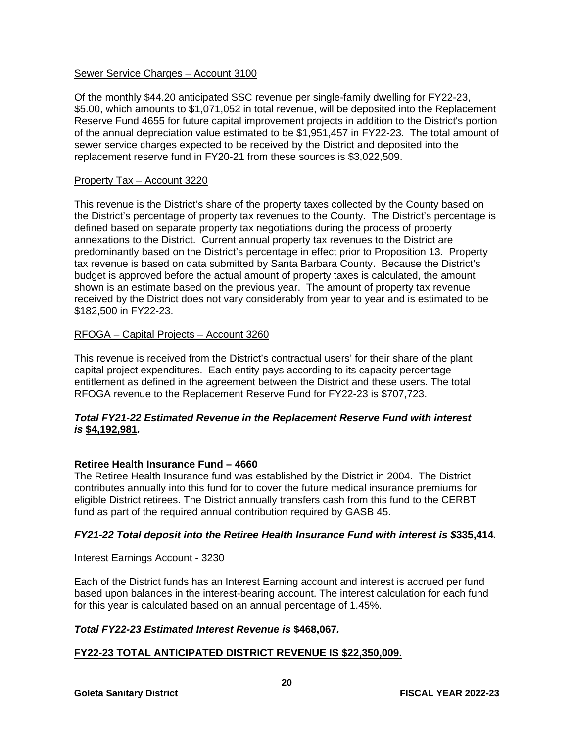Sewer Service Charges – Account 3100

Of the monthly $44.20 anticipated SSC revenue per single-family dwelling for FY22-23, $5.00, which amounts to $1,071,052 in total revenue, will be deposited into the Replacement Reserve Fund 4655 for future capital improvement projects in addition to the District's portion of the annual depreciation value estimated to be $1,951,457 in FY22-23. The total amount of sewer service charges expected to be received by the District and deposited into the replacement reserve fund in FY20-21 from these sources is $3,022,509.

Property Tax – Account 3220

This revenue is the District's share of the property taxes collected by the County based on the District's percentage of property tax revenues to the County. The District's percentage is defined based on separate property tax negotiations during the process of property annexations to the District. Current annual property tax revenues to the District are predominantly based on the District's percentage in effect prior to Proposition 13. Property tax revenue is based on data submitted by Santa Barbara County. Because the District's budget is approved before the actual amount of property taxes is calculated, the amount shown is an estimate based on the previous year. The amount of property tax revenue received by the District does not vary considerably from year to year and is estimated to be $182,500 in FY22-23.

RFOGA – Capital Projects – Account 3260

This revenue is received from the District's contractual users' for their share of the plant capital project expenditures. Each entity pays according to its capacity percentage entitlement as defined in the agreement between the District and these users. The total RFOGA revenue to the Replacement Reserve Fund for FY22-23 is $707,723.

***Total FY21-22 Estimated Revenue in the Replacement Reserve Fund with interest is*** **$4,192,981*.***

**Retiree Health Insurance Fund – 4660**

The Retiree Health Insurance fund was established by the District in 2004. The District contributes annually into this fund for to cover the future medical insurance premiums for eligible District retirees. The District annually transfers cash from this fund to the CERBT fund as part of the required annual contribution required by GASB 45.

***FY21-22 Total deposit into the Retiree Health Insurance Fund with interest is $*****335,414*.***

Interest Earnings Account - 3230

Each of the District funds has an Interest Earning account and interest is accrued per fund based upon balances in the interest-bearing account. The interest calculation for each fund for this year is calculated based on an annual percentage of 1.45%.

***Total FY22-23 Estimated Interest Revenue is*** **$468,067*.***

**FY22-23 TOTAL ANTICIPATED DISTRICT REVENUE IS $22,350,009.**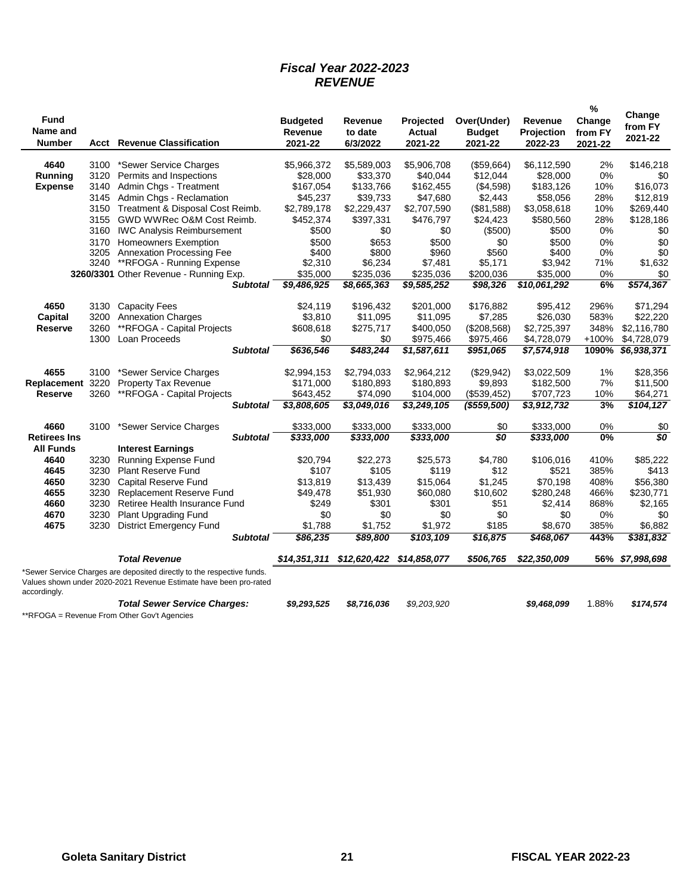## *Fiscal Year 2022-2023*
## *REVENUE*

| Fund Name and Number | Acct | Revenue Classification | Budgeted Revenue 2021-22 | Revenue to date 6/3/2022 | Projected Actual 2021-22 | Over(Under) Budget 2021-22 | Revenue Projection 2022-23 | % Change from FY 2021-22 | Change from FY 2021-22 |
|---|---|---|---|---|---|---|---|---|---|
| **4640** | 3100 | *Sewer Service Charges | $5,966,372 | $5,589,003 | $5,906,708 | ($59,664) | $6,112,590 | 2% | $146,218 |
| **Running** | 3120 | Permits and Inspections | $28,000 | $33,370 | $40,044 | $12,044 | $28,000 | 0% | $0 |
| **Expense** | 3140 | Admin Chgs - Treatment | $167,054 | $133,766 | $162,455 | ($4,598) | $183,126 | 10% | $16,073 |
| | 3145 | Admin Chgs - Reclamation | $45,237 | $39,733 | $47,680 | $2,443 | $58,056 | 28% | $12,819 |
| | 3150 | Treatment & Disposal Cost Reimb. | $2,789,178 | $2,229,437 | $2,707,590 | ($81,588) | $3,058,618 | 10% | $269,440 |
| | 3155 | GWD WWRec O&M Cost Reimb. | $452,374 | $397,331 | $476,797 | $24,423 | $580,560 | 28% | $128,186 |
| | 3160 | IWC Analysis Reimbursement | $500 | $0 | $0 | ($500) | $500 | 0% | $0 |
| | 3170 | Homeowners Exemption | $500 | $653 | $500 | $0 | $500 | 0% | $0 |
| | 3205 | Annexation Processing Fee | $400 | $800 | $960 | $560 | $400 | 0% | $0 |
| | 3240 | **RFOGA - Running Expense | $2,310 | $6,234 | $7,481 | $5,171 | $3,942 | 71% | $1,632 |
| | **3260/3301** | Other Revenue - Running Exp. | $35,000 | $235,036 | $235,036 | $200,036 | $35,000 | 0% | $0 |
| | | ***Subtotal*** | ***$9,486,925*** | ***$8,665,363*** | ***$9,585,252*** | ***$98,326*** | ***$10,061,292*** | ***6%*** | ***$574,367*** |
| **4650** | 3130 | Capacity Fees | $24,119 | $196,432 | $201,000 | $176,882 | $95,412 | 296% | $71,294 |
| **Capital** | 3200 | Annexation Charges | $3,810 | $11,095 | $11,095 | $7,285 | $26,030 | 583% | $22,220 |
| **Reserve** | 3260 | **RFOGA - Capital Projects | $608,618 | $275,717 | $400,050 | ($208,568) | $2,725,397 | 348% | $2,116,780 |
| | 1300 | Loan Proceeds | $0 | $0 | $975,466 | $975,466 | $4,728,079 | +100% | $4,728,079 |
| | | ***Subtotal*** | ***$636,546*** | ***$483,244*** | ***$1,587,611*** | ***$951,065*** | ***$7,574,918*** | ***1090%*** | ***$6,938,371*** |
| **4655** | 3100 | *Sewer Service Charges | $2,994,153 | $2,794,033 | $2,964,212 | ($29,942) | $3,022,509 | 1% | $28,356 |
| **Replacement** | 3220 | Property Tax Revenue | $171,000 | $180,893 | $180,893 | $9,893 | $182,500 | 7% | $11,500 |
| **Reserve** | 3260 | **RFOGA - Capital Projects | $643,452 | $74,090 | $104,000 | ($539,452) | $707,723 | 10% | $64,271 |
| | | ***Subtotal*** | ***$3,808,605*** | ***$3,049,016*** | ***$3,249,105*** | ***($559,500)*** | ***$3,912,732*** | ***3%*** | ***$104,127*** |
| **4660** | 3100 | *Sewer Service Charges | $333,000 | $333,000 | $333,000 | $0 | $333,000 | 0% | $0 |
| **Retirees Ins** | | ***Subtotal*** | ***$333,000*** | ***$333,000*** | ***$333,000*** | ***$0*** | ***$333,000*** | ***0%*** | ***$0*** |
| **All Funds** | | **Interest Earnings** | | | | | | | |
| **4640** | 3230 | Running Expense Fund | $20,794 | $22,273 | $25,573 | $4,780 | $106,016 | 410% | $85,222 |
| **4645** | 3230 | Plant Reserve Fund | $107 | $105 | $119 | $12 | $521 | 385% | $413 |
| **4650** | 3230 | Capital Reserve Fund | $13,819 | $13,439 | $15,064 | $1,245 | $70,198 | 408% | $56,380 |
| **4655** | 3230 | Replacement Reserve Fund | $49,478 | $51,930 | $60,080 | $10,602 | $280,248 | 466% | $230,771 |
| **4660** | 3230 | Retiree Health Insurance Fund | $249 | $301 | $301 | $51 | $2,414 | 868% | $2,165 |
| **4670** | 3230 | Plant Upgrading Fund | $0 | $0 | $0 | $0 | $0 | 0% | $0 |
| **4675** | 3230 | District Emergency Fund | $1,788 | $1,752 | $1,972 | $185 | $8,670 | 385% | $6,882 |
| | | ***Subtotal*** | ***$86,235*** | ***$89,800*** | ***$103,109*** | ***$16,875*** | ***$468,067*** | ***443%*** | ***$381,832*** |
| | | ***Total Revenue*** | ***$14,351,311*** | ***$12,620,422*** | ***$14,858,077*** | ***$506,765*** | ***$22,350,009*** | ***56%*** | ***$7,998,698*** |
| | | ***Total Sewer Service Charges:*** | ***$9,293,525*** | ***$8,716,036*** | *$9,203,920* | | ***$9,468,099*** | 1.88% | ***$174,574*** |

*Sewer Service Charges are deposited directly to the respective funds. Values shown under 2020-2021 Revenue Estimate have been pro-rated accordingly.

**RFOGA = Revenue From Other Gov't Agencies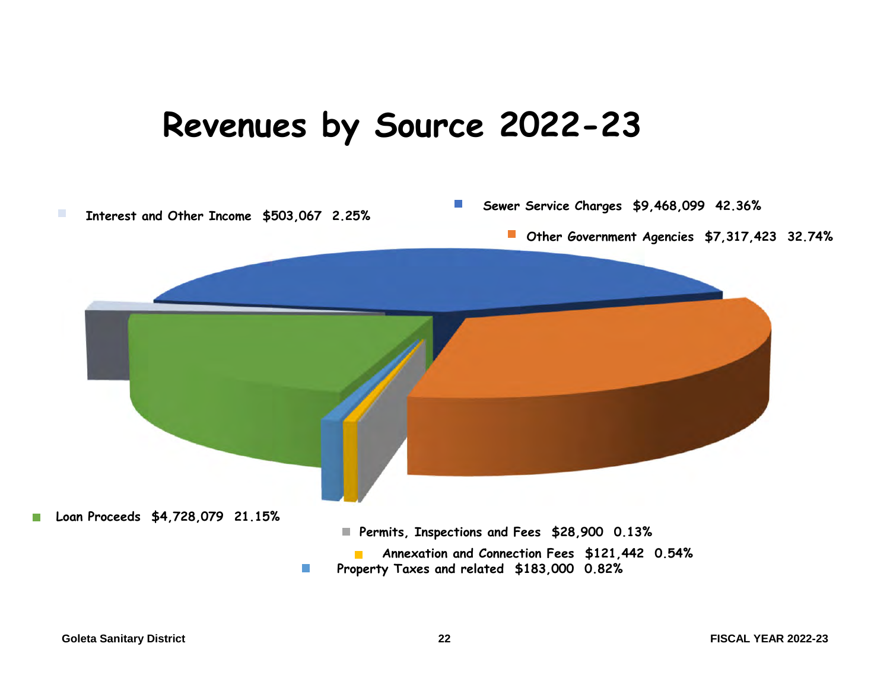# Revenues by Source 2022-23

- Interest and Other Income $503,067 2.25%
- Sewer Service Charges $9,468,099 42.36%
- Other Government Agencies $7,317,423 32.74%
- Loan Proceeds $4,728,079 21.15%
- Permits, Inspections and Fees $28,900 0.13%
- Annexation and Connection Fees $121,442 0.54%
- Property Taxes and related $183,000 0.82%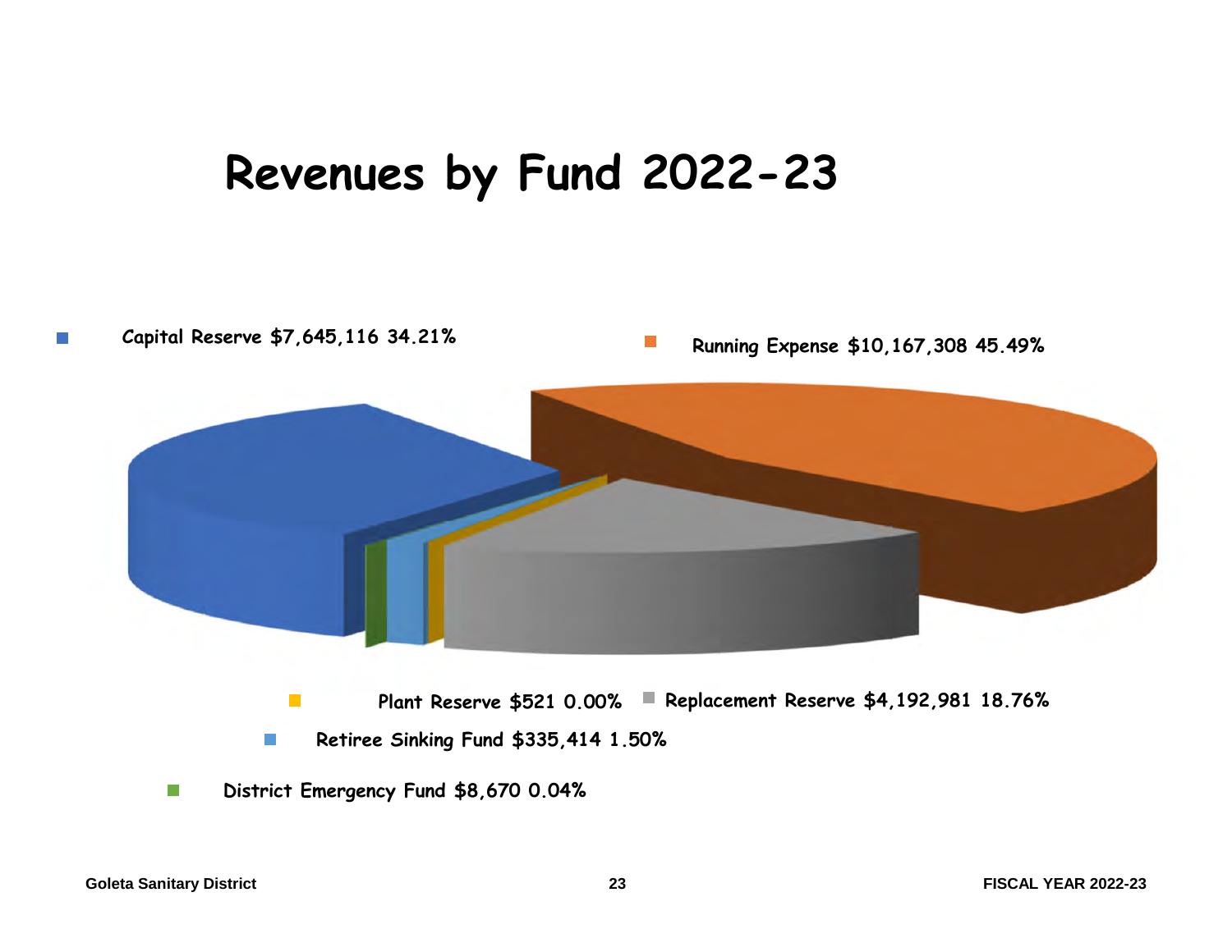# Revenues by Fund 2022-23

- Capital Reserve $7,645,116 34.21%
- Running Expense $10,167,308 45.49%
- Plant Reserve $521 0.00%
- Replacement Reserve $4,192,981 18.76%
- Retiree Sinking Fund $335,414 1.50%
- District Emergency Fund $8,670 0.04%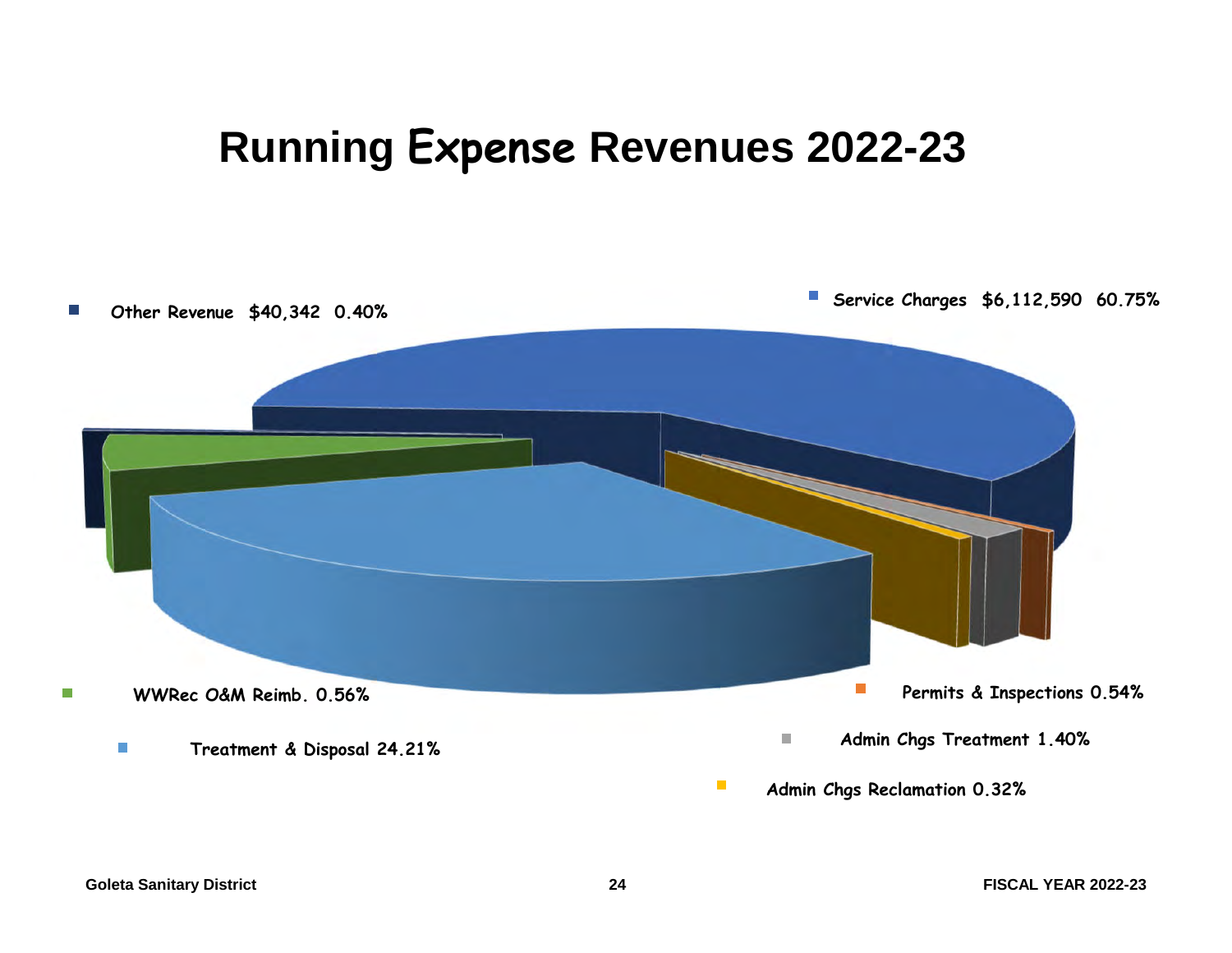# Running Expense Revenues 2022-23

Other Revenue $40,342 0.40%

Service Charges $6,112,590 60.75%

WWRec O&M Reimb. 0.56%

Treatment & Disposal 24.21%

Permits & Inspections 0.54%

Admin Chgs Treatment 1.40%

Admin Chgs Reclamation 0.32%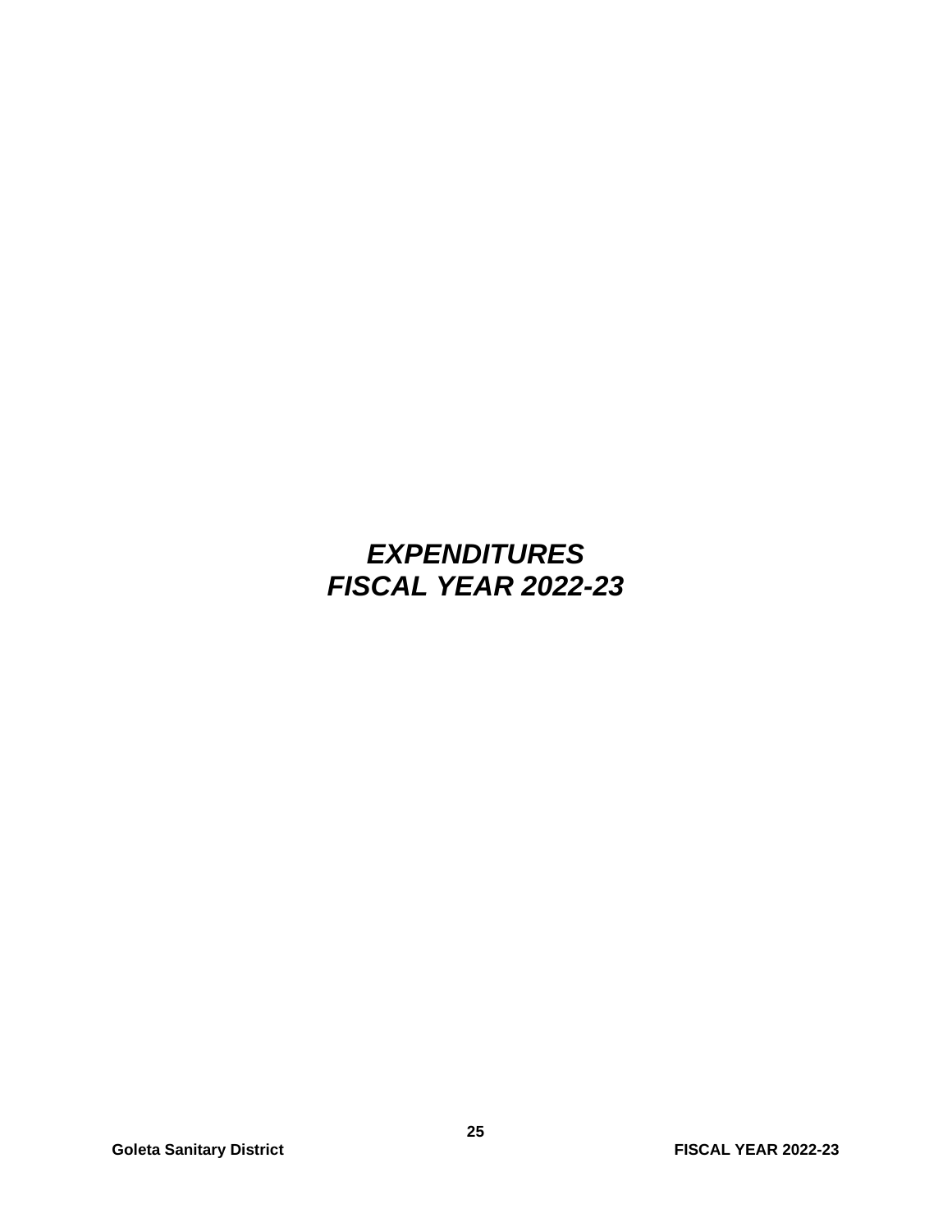# *EXPENDITURES*
# *FISCAL YEAR 2022-23*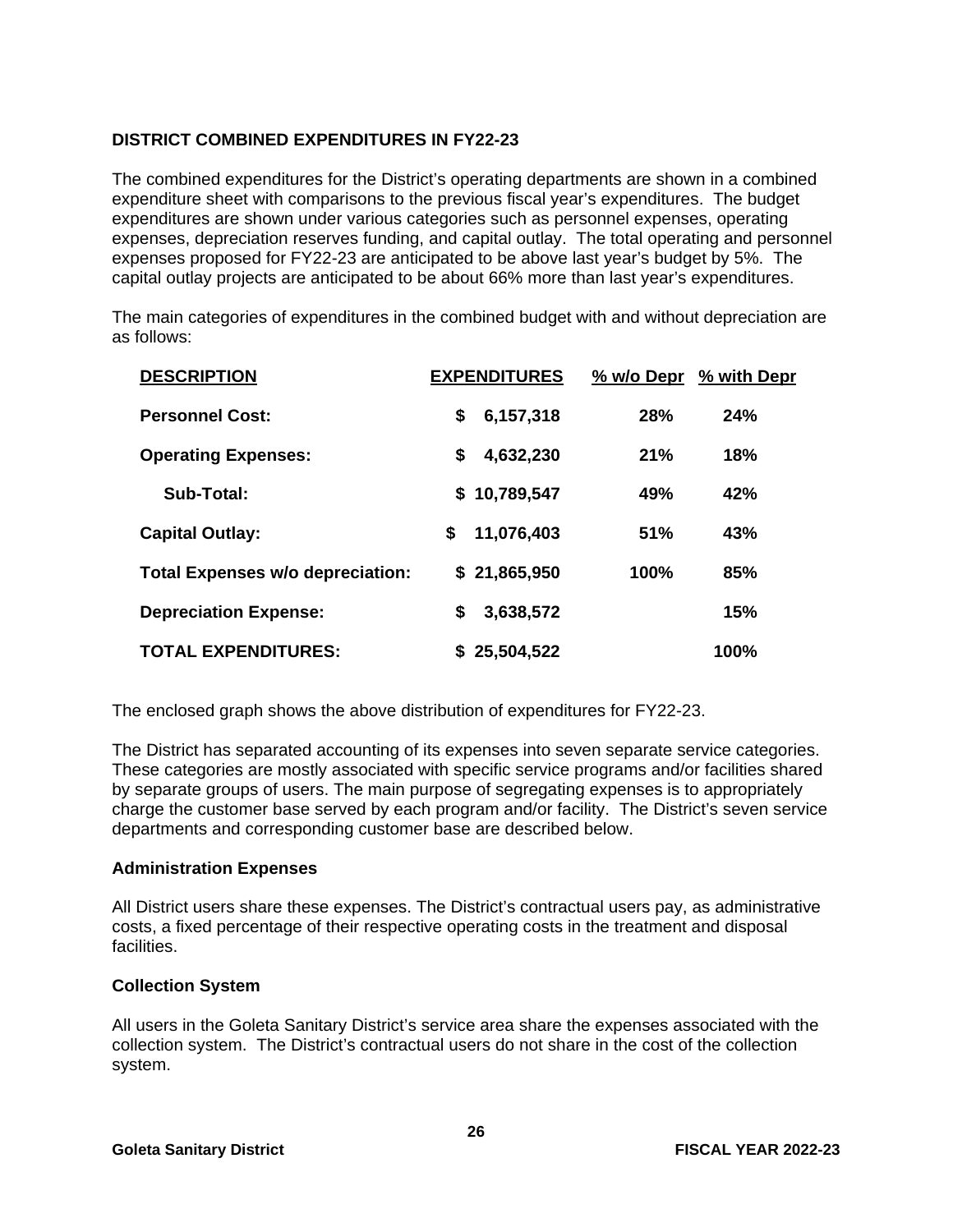## DISTRICT COMBINED EXPENDITURES IN FY22-23

The combined expenditures for the District's operating departments are shown in a combined expenditure sheet with comparisons to the previous fiscal year's expenditures. The budget expenditures are shown under various categories such as personnel expenses, operating expenses, depreciation reserves funding, and capital outlay. The total operating and personnel expenses proposed for FY22-23 are anticipated to be above last year's budget by 5%. The capital outlay projects are anticipated to be about 66% more than last year's expenditures.

The main categories of expenditures in the combined budget with and without depreciation are as follows:

| DESCRIPTION | EXPENDITURES | % w/o Depr | % with Depr |
|---|---|---|---|
| **Personnel Cost:** | **$ 6,157,318** | **28%** | **24%** |
| **Operating Expenses:** | **$ 4,632,230** | **21%** | **18%** |
| **Sub-Total:** | **$ 10,789,547** | **49%** | **42%** |
| **Capital Outlay:** | **$ 11,076,403** | **51%** | **43%** |
| **Total Expenses w/o depreciation:** | **$ 21,865,950** | **100%** | **85%** |
| **Depreciation Expense:** | **$ 3,638,572** | | **15%** |
| **TOTAL EXPENDITURES:** | **$ 25,504,522** | | **100%** |

The enclosed graph shows the above distribution of expenditures for FY22-23.

The District has separated accounting of its expenses into seven separate service categories. These categories are mostly associated with specific service programs and/or facilities shared by separate groups of users. The main purpose of segregating expenses is to appropriately charge the customer base served by each program and/or facility. The District's seven service departments and corresponding customer base are described below.

### Administration Expenses

All District users share these expenses. The District's contractual users pay, as administrative costs, a fixed percentage of their respective operating costs in the treatment and disposal facilities.

### Collection System

All users in the Goleta Sanitary District's service area share the expenses associated with the collection system. The District's contractual users do not share in the cost of the collection system.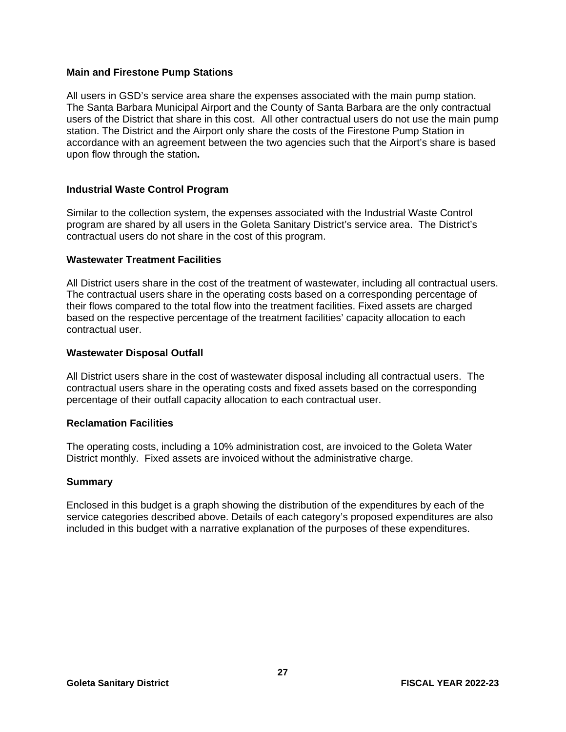### Main and Firestone Pump Stations

All users in GSD's service area share the expenses associated with the main pump station. The Santa Barbara Municipal Airport and the County of Santa Barbara are the only contractual users of the District that share in this cost. All other contractual users do not use the main pump station. The District and the Airport only share the costs of the Firestone Pump Station in accordance with an agreement between the two agencies such that the Airport's share is based upon flow through the station**.**

### Industrial Waste Control Program

Similar to the collection system, the expenses associated with the Industrial Waste Control program are shared by all users in the Goleta Sanitary District's service area. The District's contractual users do not share in the cost of this program.

### Wastewater Treatment Facilities

All District users share in the cost of the treatment of wastewater, including all contractual users. The contractual users share in the operating costs based on a corresponding percentage of their flows compared to the total flow into the treatment facilities. Fixed assets are charged based on the respective percentage of the treatment facilities' capacity allocation to each contractual user.

### Wastewater Disposal Outfall

All District users share in the cost of wastewater disposal including all contractual users. The contractual users share in the operating costs and fixed assets based on the corresponding percentage of their outfall capacity allocation to each contractual user.

### Reclamation Facilities

The operating costs, including a 10% administration cost, are invoiced to the Goleta Water District monthly. Fixed assets are invoiced without the administrative charge.

### Summary

Enclosed in this budget is a graph showing the distribution of the expenditures by each of the service categories described above. Details of each category's proposed expenditures are also included in this budget with a narrative explanation of the purposes of these expenditures.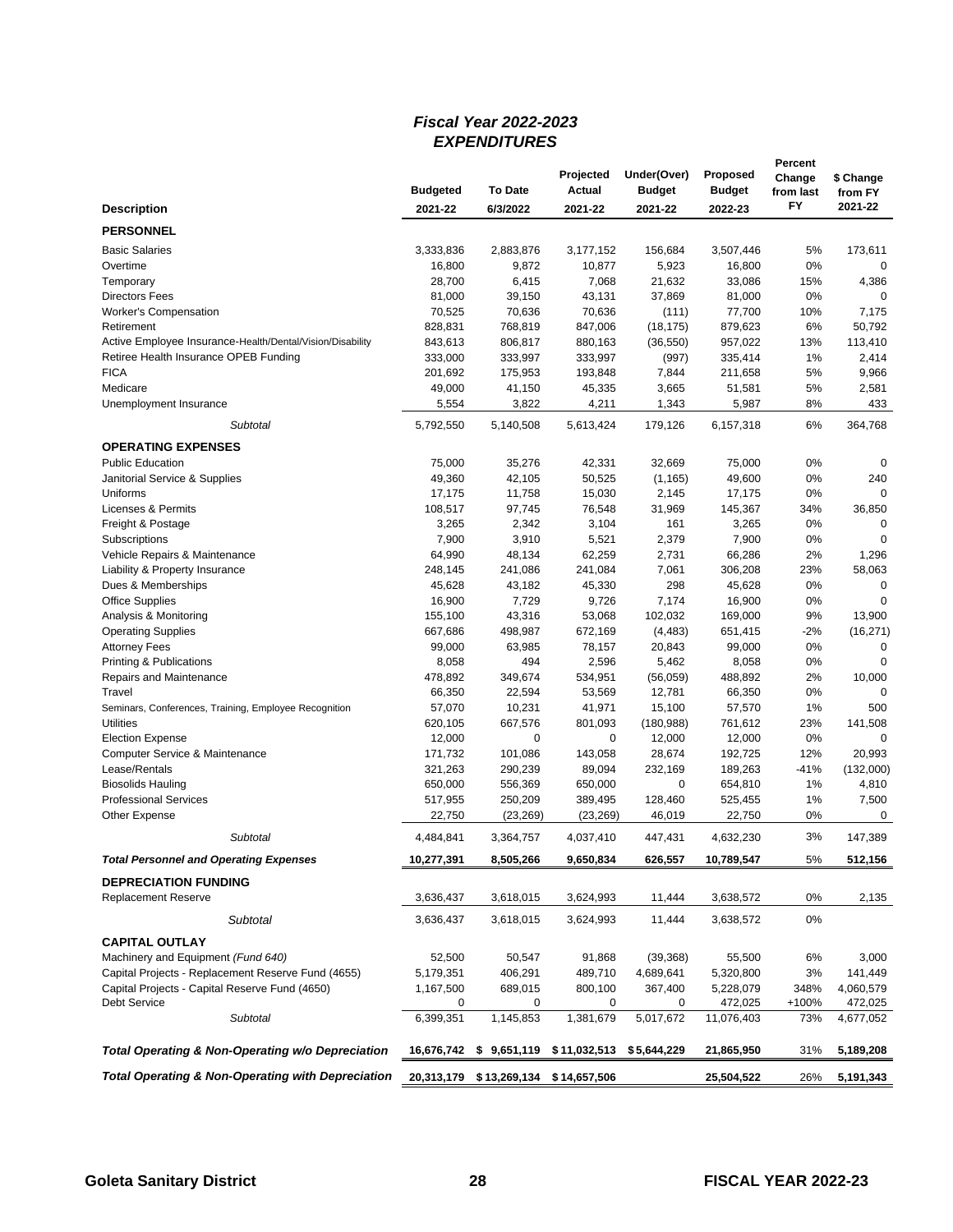## *Fiscal Year 2022-2023*
## *EXPENDITURES*

| Description | Budgeted 2021-22 | To Date 6/3/2022 | Projected Actual 2021-22 | Under(Over) Budget 2021-22 | Proposed Budget 2022-23 | Percent Change from last FY | $ Change from FY 2021-22 |
|---|---|---|---|---|---|---|---|
| **PERSONNEL** | | | | | | | |
| Basic Salaries | 3,333,836 | 2,883,876 | 3,177,152 | 156,684 | 3,507,446 | 5% | 173,611 |
| Overtime | 16,800 | 9,872 | 10,877 | 5,923 | 16,800 | 0% | 0 |
| Temporary | 28,700 | 6,415 | 7,068 | 21,632 | 33,086 | 15% | 4,386 |
| Directors Fees | 81,000 | 39,150 | 43,131 | 37,869 | 81,000 | 0% | 0 |
| Worker's Compensation | 70,525 | 70,636 | 70,636 | (111) | 77,700 | 10% | 7,175 |
| Retirement | 828,831 | 768,819 | 847,006 | (18,175) | 879,623 | 6% | 50,792 |
| Active Employee Insurance-Health/Dental/Vision/Disability | 843,613 | 806,817 | 880,163 | (36,550) | 957,022 | 13% | 113,410 |
| Retiree Health Insurance OPEB Funding | 333,000 | 333,997 | 333,997 | (997) | 335,414 | 1% | 2,414 |
| FICA | 201,692 | 175,953 | 193,848 | 7,844 | 211,658 | 5% | 9,966 |
| Medicare | 49,000 | 41,150 | 45,335 | 3,665 | 51,581 | 5% | 2,581 |
| Unemployment Insurance | 5,554 | 3,822 | 4,211 | 1,343 | 5,987 | 8% | 433 |
| *Subtotal* | 5,792,550 | 5,140,508 | 5,613,424 | 179,126 | 6,157,318 | 6% | 364,768 |
| **OPERATING EXPENSES** | | | | | | | |
| Public Education | 75,000 | 35,276 | 42,331 | 32,669 | 75,000 | 0% | 0 |
| Janitorial Service & Supplies | 49,360 | 42,105 | 50,525 | (1,165) | 49,600 | 0% | 240 |
| Uniforms | 17,175 | 11,758 | 15,030 | 2,145 | 17,175 | 0% | 0 |
| Licenses & Permits | 108,517 | 97,745 | 76,548 | 31,969 | 145,367 | 34% | 36,850 |
| Freight & Postage | 3,265 | 2,342 | 3,104 | 161 | 3,265 | 0% | 0 |
| Subscriptions | 7,900 | 3,910 | 5,521 | 2,379 | 7,900 | 0% | 0 |
| Vehicle Repairs & Maintenance | 64,990 | 48,134 | 62,259 | 2,731 | 66,286 | 2% | 1,296 |
| Liability & Property Insurance | 248,145 | 241,086 | 241,084 | 7,061 | 306,208 | 23% | 58,063 |
| Dues & Memberships | 45,628 | 43,182 | 45,330 | 298 | 45,628 | 0% | 0 |
| Office Supplies | 16,900 | 7,729 | 9,726 | 7,174 | 16,900 | 0% | 0 |
| Analysis & Monitoring | 155,100 | 43,316 | 53,068 | 102,032 | 169,000 | 9% | 13,900 |
| Operating Supplies | 667,686 | 498,987 | 672,169 | (4,483) | 651,415 | -2% | (16,271) |
| Attorney Fees | 99,000 | 63,985 | 78,157 | 20,843 | 99,000 | 0% | 0 |
| Printing & Publications | 8,058 | 494 | 2,596 | 5,462 | 8,058 | 0% | 0 |
| Repairs and Maintenance | 478,892 | 349,674 | 534,951 | (56,059) | 488,892 | 2% | 10,000 |
| Travel | 66,350 | 22,594 | 53,569 | 12,781 | 66,350 | 0% | 0 |
| Seminars, Conferences, Training, Employee Recognition | 57,070 | 10,231 | 41,971 | 15,100 | 57,570 | 1% | 500 |
| Utilities | 620,105 | 667,576 | 801,093 | (180,988) | 761,612 | 23% | 141,508 |
| Election Expense | 12,000 | 0 | 0 | 12,000 | 12,000 | 0% | 0 |
| Computer Service & Maintenance | 171,732 | 101,086 | 143,058 | 28,674 | 192,725 | 12% | 20,993 |
| Lease/Rentals | 321,263 | 290,239 | 89,094 | 232,169 | 189,263 | -41% | (132,000) |
| Biosolids Hauling | 650,000 | 556,369 | 650,000 | 0 | 654,810 | 1% | 4,810 |
| Professional Services | 517,955 | 250,209 | 389,495 | 128,460 | 525,455 | 1% | 7,500 |
| Other Expense | 22,750 | (23,269) | (23,269) | 46,019 | 22,750 | 0% | 0 |
| *Subtotal* | 4,484,841 | 3,364,757 | 4,037,410 | 447,431 | 4,632,230 | 3% | 147,389 |
| ***Total Personnel and Operating Expenses*** | **10,277,391** | **8,505,266** | **9,650,834** | **626,557** | **10,789,547** | 5% | **512,156** |
| **DEPRECIATION FUNDING** | | | | | | | |
| Replacement Reserve | 3,636,437 | 3,618,015 | 3,624,993 | 11,444 | 3,638,572 | 0% | 2,135 |
| *Subtotal* | 3,636,437 | 3,618,015 | 3,624,993 | 11,444 | 3,638,572 | 0% | |
| **CAPITAL OUTLAY** | | | | | | | |
| Machinery and Equipment *(Fund 640)* | 52,500 | 50,547 | 91,868 | (39,368) | 55,500 | 6% | 3,000 |
| Capital Projects - Replacement Reserve Fund (4655) | 5,179,351 | 406,291 | 489,710 | 4,689,641 | 5,320,800 | 3% | 141,449 |
| Capital Projects - Capital Reserve Fund (4650) | 1,167,500 | 689,015 | 800,100 | 367,400 | 5,228,079 | 348% | 4,060,579 |
| Debt Service | 0 | 0 | 0 | 0 | 472,025 | +100% | 472,025 |
| *Subtotal* | 6,399,351 | 1,145,853 | 1,381,679 | 5,017,672 | 11,076,403 | 73% | 4,677,052 |
| ***Total Operating & Non-Operating w/o Depreciation*** | **16,676,742** | **$ 9,651,119** | **$ 11,032,513** | **$ 5,644,229** | **21,865,950** | 31% | **5,189,208** |
| ***Total Operating & Non-Operating with Depreciation*** | **20,313,179** | **$ 13,269,134** | **$ 14,657,506** | | **25,504,522** | 26% | **5,191,343** |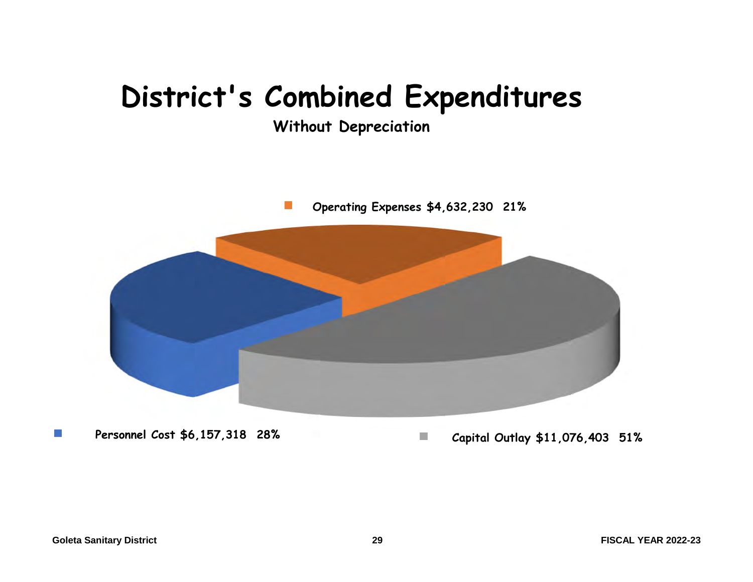# District's Combined Expenditures

**Without Depreciation**

Operating Expenses $4,632,230 21%

Personnel Cost $6,157,318 28%

Capital Outlay $11,076,403 51%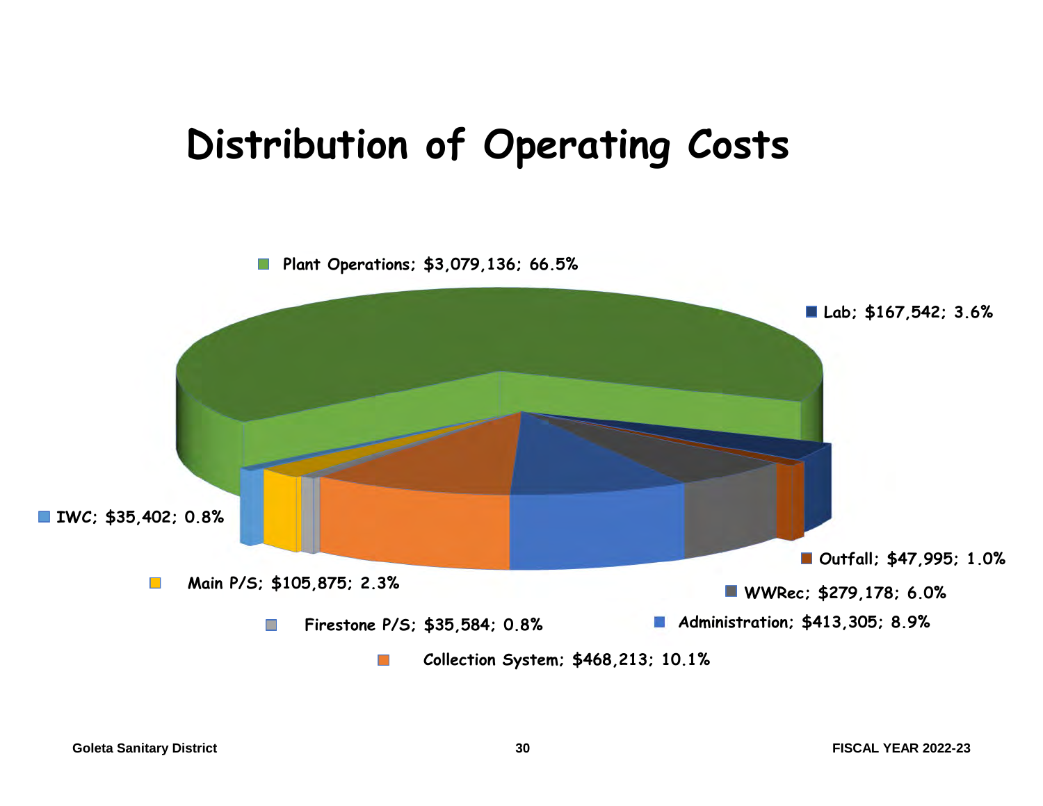# Distribution of Operating Costs

Plant Operations; $3,079,136; 66.5%

Lab; $167,542; 3.6%

IWC; $35,402; 0.8%

Outfall; $47,995; 1.0%

Main P/S; $105,875; 2.3%

WWRec; $279,178; 6.0%

Firestone P/S; $35,584; 0.8%

Administration; $413,305; 8.9%

Collection System; $468,213; 10.1%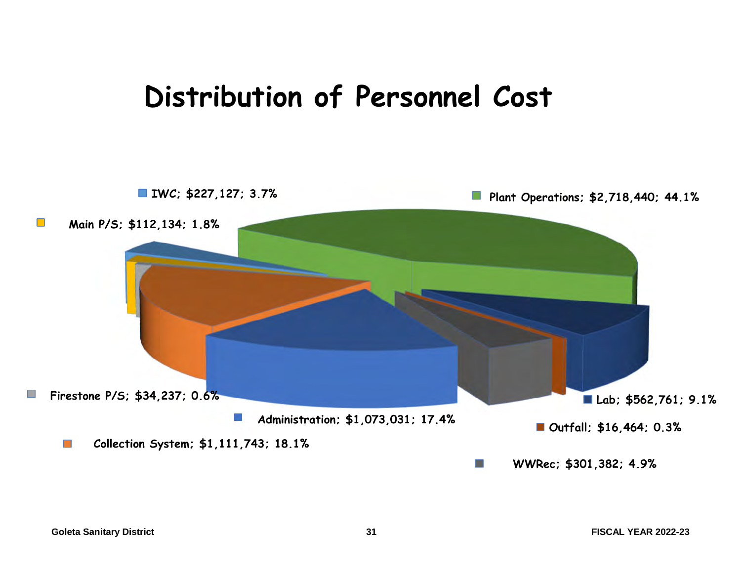# Distribution of Personnel Cost

- IWC; $227,127; 3.7%
- Plant Operations; $2,718,440; 44.1%
- Main P/S; $112,134; 1.8%
- Firestone P/S; $34,237; 0.6%
- Administration; $1,073,031; 17.4%
- Collection System; $1,111,743; 18.1%
- Lab; $562,761; 9.1%
- Outfall; $16,464; 0.3%
- WWRec; $301,382; 4.9%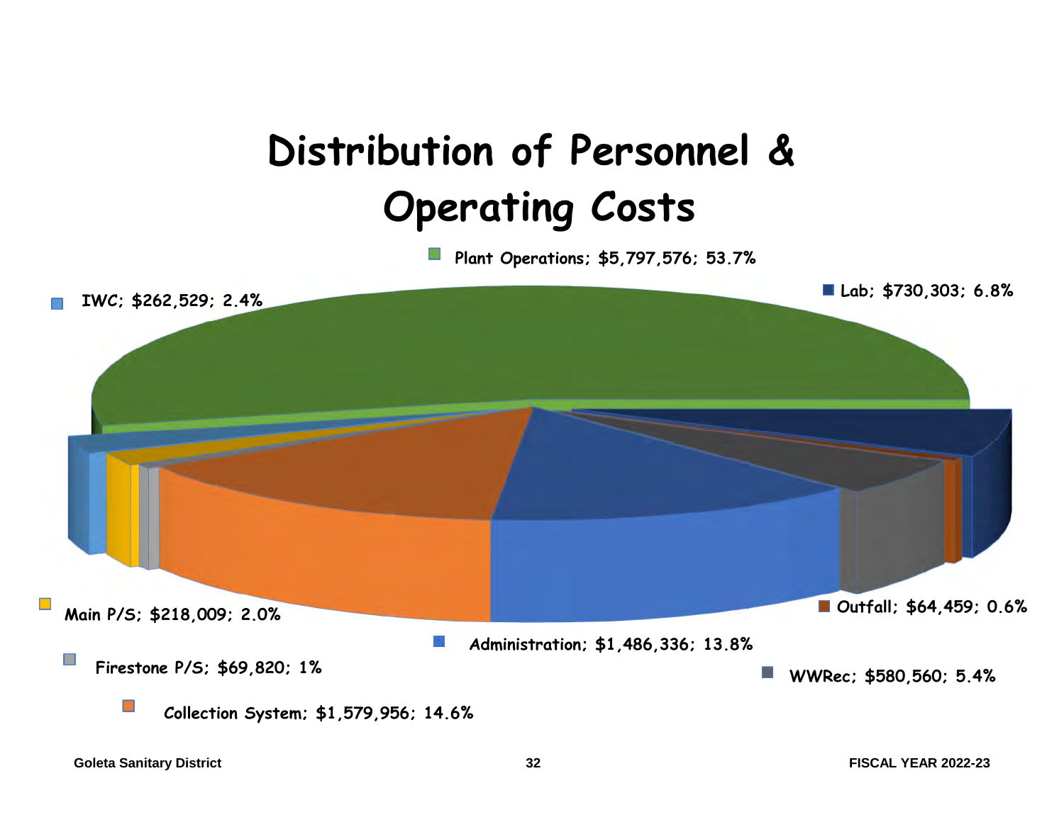# Distribution of Personnel & Operating Costs

- Plant Operations; $5,797,576; 53.7%
- Lab; $730,303; 6.8%
- IWC; $262,529; 2.4%
- Main P/S; $218,009; 2.0%
- Outfall; $64,459; 0.6%
- Administration; $1,486,336; 13.8%
- Firestone P/S; $69,820; 1%
- WWRec; $580,560; 5.4%
- Collection System; $1,579,956; 14.6%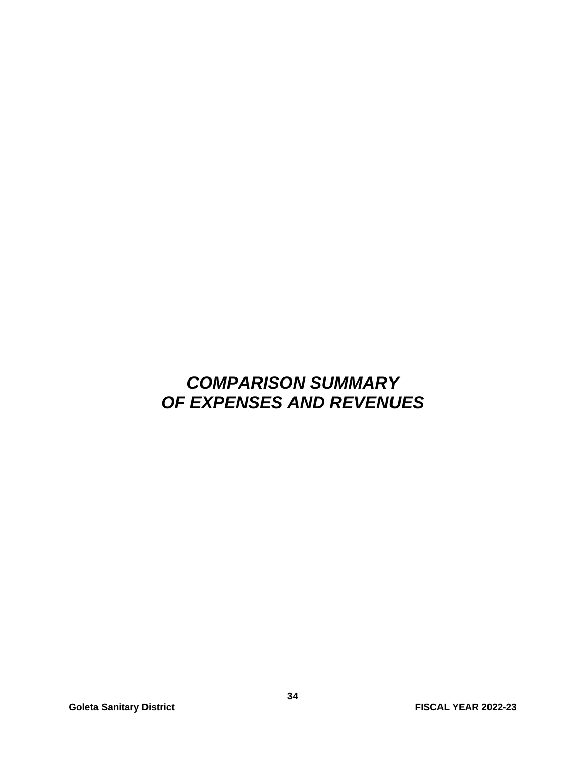# *COMPARISON SUMMARY OF EXPENSES AND REVENUES*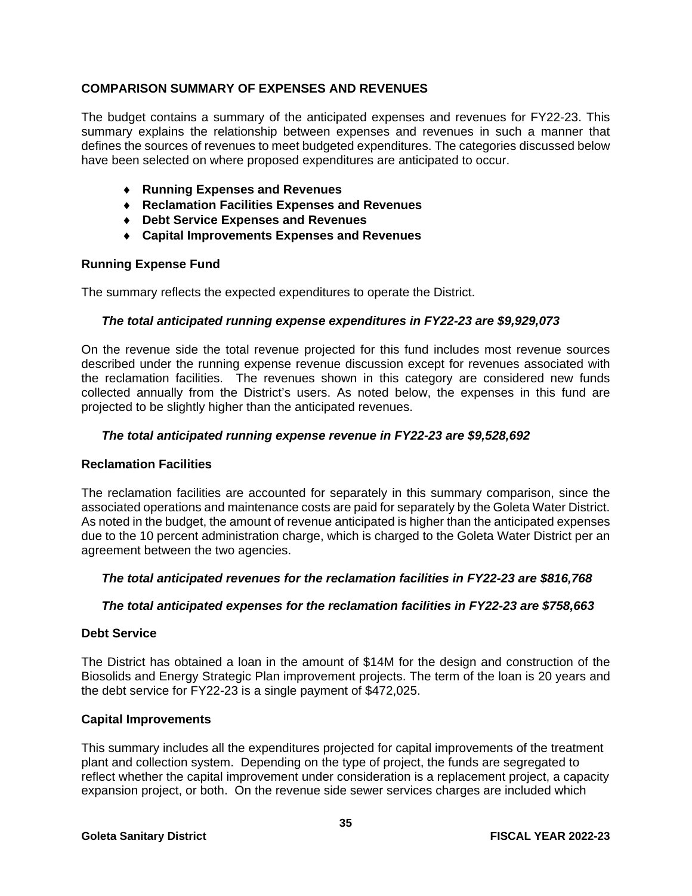## COMPARISON SUMMARY OF EXPENSES AND REVENUES

The budget contains a summary of the anticipated expenses and revenues for FY22-23. This summary explains the relationship between expenses and revenues in such a manner that defines the sources of revenues to meet budgeted expenditures. The categories discussed below have been selected on where proposed expenditures are anticipated to occur.

- **Running Expenses and Revenues**
- **Reclamation Facilities Expenses and Revenues**
- **Debt Service Expenses and Revenues**
- **Capital Improvements Expenses and Revenues**

### Running Expense Fund

The summary reflects the expected expenditures to operate the District.

***The total anticipated running expense expenditures in FY22-23 are $9,929,073***

On the revenue side the total revenue projected for this fund includes most revenue sources described under the running expense revenue discussion except for revenues associated with the reclamation facilities. The revenues shown in this category are considered new funds collected annually from the District's users. As noted below, the expenses in this fund are projected to be slightly higher than the anticipated revenues.

***The total anticipated running expense revenue in FY22-23 are $9,528,692***

### Reclamation Facilities

The reclamation facilities are accounted for separately in this summary comparison, since the associated operations and maintenance costs are paid for separately by the Goleta Water District. As noted in the budget, the amount of revenue anticipated is higher than the anticipated expenses due to the 10 percent administration charge, which is charged to the Goleta Water District per an agreement between the two agencies.

***The total anticipated revenues for the reclamation facilities in FY22-23 are $816,768***

***The total anticipated expenses for the reclamation facilities in FY22-23 are $758,663***

### Debt Service

The District has obtained a loan in the amount of $14M for the design and construction of the Biosolids and Energy Strategic Plan improvement projects. The term of the loan is 20 years and the debt service for FY22-23 is a single payment of $472,025.

### Capital Improvements

This summary includes all the expenditures projected for capital improvements of the treatment plant and collection system. Depending on the type of project, the funds are segregated to reflect whether the capital improvement under consideration is a replacement project, a capacity expansion project, or both. On the revenue side sewer services charges are included which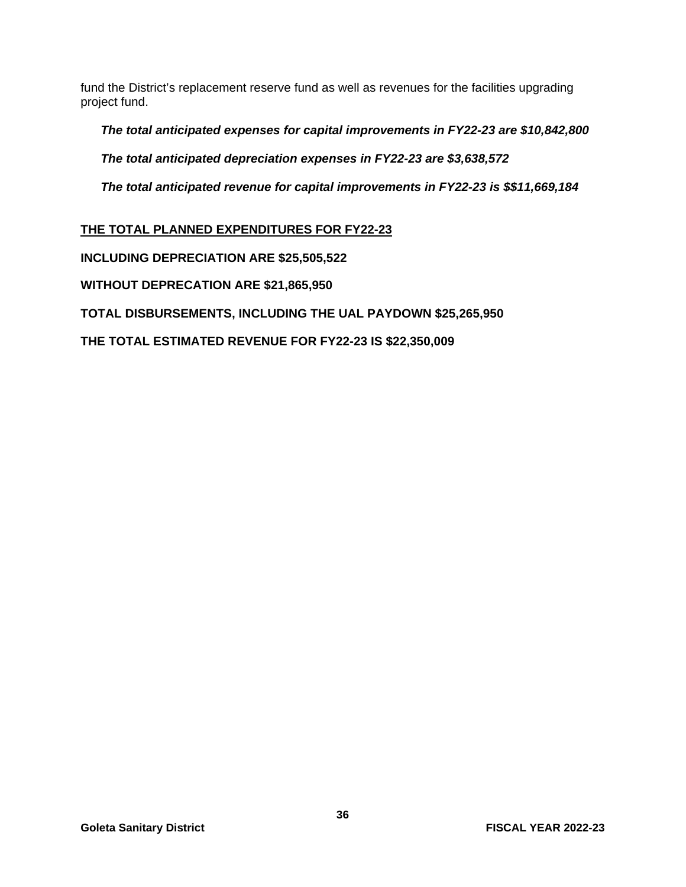fund the District's replacement reserve fund as well as revenues for the facilities upgrading project fund.

***The total anticipated expenses for capital improvements in FY22-23 are $10,842,800***

***The total anticipated depreciation expenses in FY22-23 are $3,638,572***

***The total anticipated revenue for capital improvements in FY22-23 is $$11,669,184***

**<u>THE TOTAL PLANNED EXPENDITURES FOR FY22-23</u>**

**INCLUDING DEPRECIATION ARE $25,505,522**

**WITHOUT DEPRECATION ARE $21,865,950**

**TOTAL DISBURSEMENTS, INCLUDING THE UAL PAYDOWN $25,265,950**

**THE TOTAL ESTIMATED REVENUE FOR FY22-23 IS $22,350,009**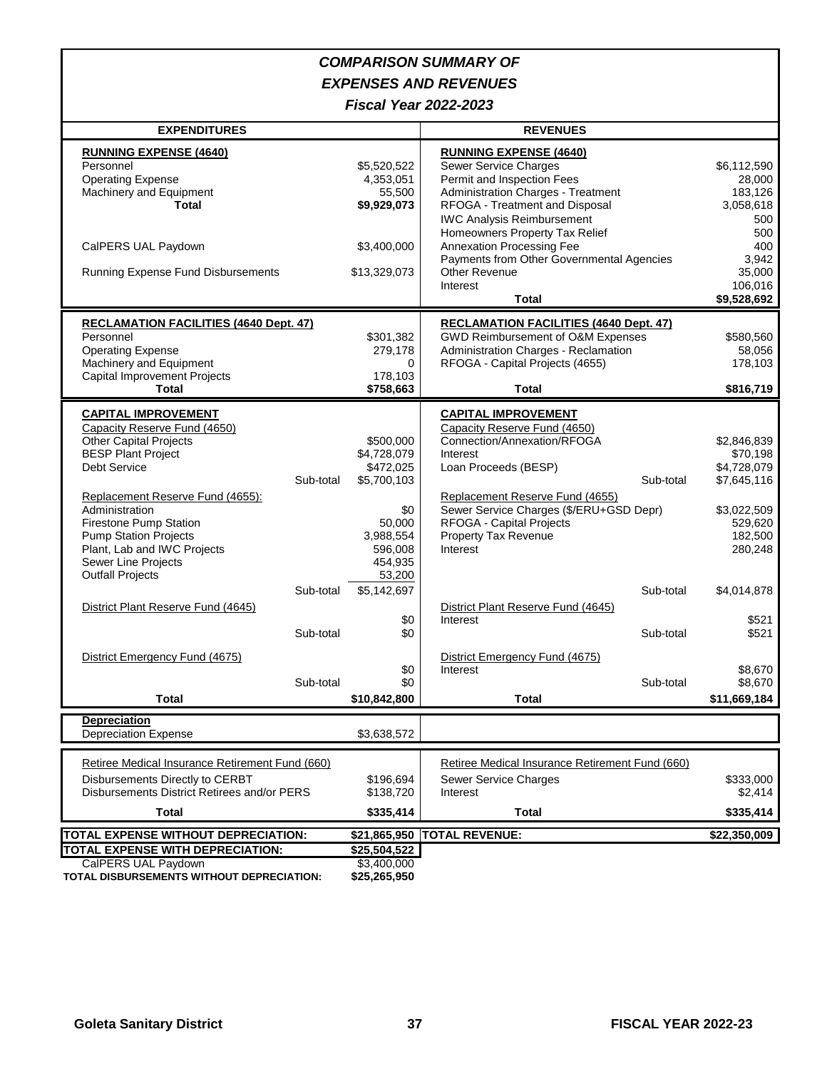# *COMPARISON SUMMARY OF EXPENSES AND REVENUES*

## *Fiscal Year 2022-2023*

| EXPENDITURES | | | REVENUES | | |
|---|---|---|---|---|---|
| **RUNNING EXPENSE (4640)** | | | **RUNNING EXPENSE (4640)** | | |
| Personnel | | $5,520,522 | Sewer Service Charges | | $6,112,590 |
| Operating Expense | | 4,353,051 | Permit and Inspection Fees | | 28,000 |
| Machinery and Equipment | | 55,500 | Administration Charges - Treatment | | 183,126 |
| **Total** | | **$9,929,073** | RFOGA - Treatment and Disposal | | 3,058,618 |
| | | | IWC Analysis Reimbursement | | 500 |
| | | | Homeowners Property Tax Relief | | 500 |
| CalPERS UAL Paydown | | $3,400,000 | Annexation Processing Fee | | 400 |
| | | | Payments from Other Governmental Agencies | | 3,942 |
| Running Expense Fund Disbursements | | $13,329,073 | Other Revenue | | 35,000 |
| | | | Interest | | 106,016 |
| | | | **Total** | | **$9,528,692** |
| **RECLAMATION FACILITIES (4640 Dept. 47)** | | | **RECLAMATION FACILITIES (4640 Dept. 47)** | | |
| Personnel | | $301,382 | GWD Reimbursement of O&M Expenses | | $580,560 |
| Operating Expense | | 279,178 | Administration Charges - Reclamation | | 58,056 |
| Machinery and Equipment | | 0 | RFOGA - Capital Projects (4655) | | 178,103 |
| Capital Improvement Projects | | 178,103 | | | |
| **Total** | | **$758,663** | **Total** | | **$816,719** |
| **CAPITAL IMPROVEMENT** | | | **CAPITAL IMPROVEMENT** | | |
| Capacity Reserve Fund (4650) | | | Capacity Reserve Fund (4650) | | |
| Other Capital Projects | | $500,000 | Connection/Annexation/RFOGA | | $2,846,839 |
| BESP Plant Project | | $4,728,079 | Interest | | $70,198 |
| Debt Service | | $472,025 | Loan Proceeds (BESP) | | $4,728,079 |
| | Sub-total | $5,700,103 | | Sub-total | $7,645,116 |
| Replacement Reserve Fund (4655): | | | Replacement Reserve Fund (4655) | | |
| Administration | | $0 | Sewer Service Charges ($/ERU+GSD Depr) | | $3,022,509 |
| Firestone Pump Station | | 50,000 | RFOGA - Capital Projects | | 529,620 |
| Pump Station Projects | | 3,988,554 | Property Tax Revenue | | 182,500 |
| Plant, Lab and IWC Projects | | 596,008 | Interest | | 280,248 |
| Sewer Line Projects | | 454,935 | | | |
| Outfall Projects | | 53,200 | | | |
| | Sub-total | $5,142,697 | | Sub-total | $4,014,878 |
| District Plant Reserve Fund (4645) | | | District Plant Reserve Fund (4645) | | |
| | | $0 | Interest | | $521 |
| | Sub-total | $0 | | Sub-total | $521 |
| District Emergency Fund (4675) | | | District Emergency Fund (4675) | | |
| | | $0 | Interest | | $8,670 |
| | Sub-total | $0 | | Sub-total | $8,670 |
| **Total** | | **$10,842,800** | **Total** | | **$11,669,184** |
| **Depreciation** | | | | | |
| Depreciation Expense | | $3,638,572 | | | |
| Retiree Medical Insurance Retirement Fund (660) | | | Retiree Medical Insurance Retirement Fund (660) | | |
| Disbursements Directly to CERBT | | $196,694 | Sewer Service Charges | | $333,000 |
| Disbursements District Retirees and/or PERS | | $138,720 | Interest | | $2,414 |
| **Total** | | **$335,414** | **Total** | | **$335,414** |
| **TOTAL EXPENSE WITHOUT DEPRECIATION:** | | **$21,865,950** | **TOTAL REVENUE:** | | **$22,350,009** |
| **TOTAL EXPENSE WITH DEPRECIATION:** | | **$25,504,522** | | | |
| CalPERS UAL Paydown | | $3,400,000 | | | |
| **TOTAL DISBURSEMENTS WITHOUT DEPRECIATION:** | | **$25,265,950** | | | |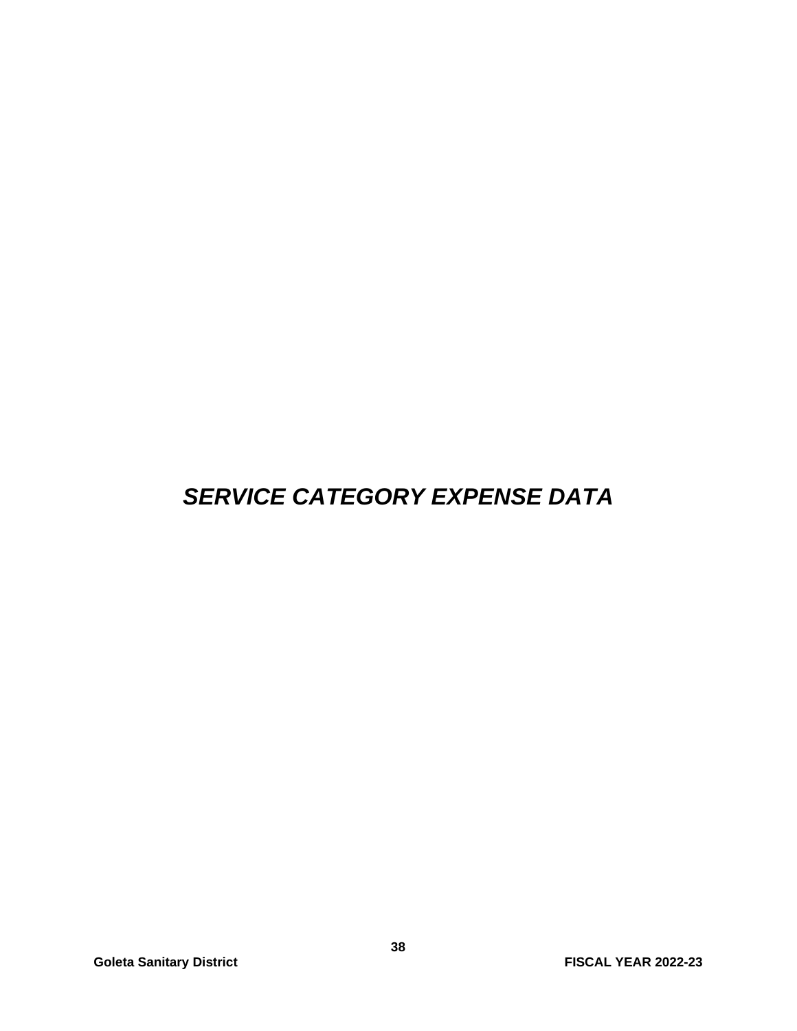# *SERVICE CATEGORY EXPENSE DATA*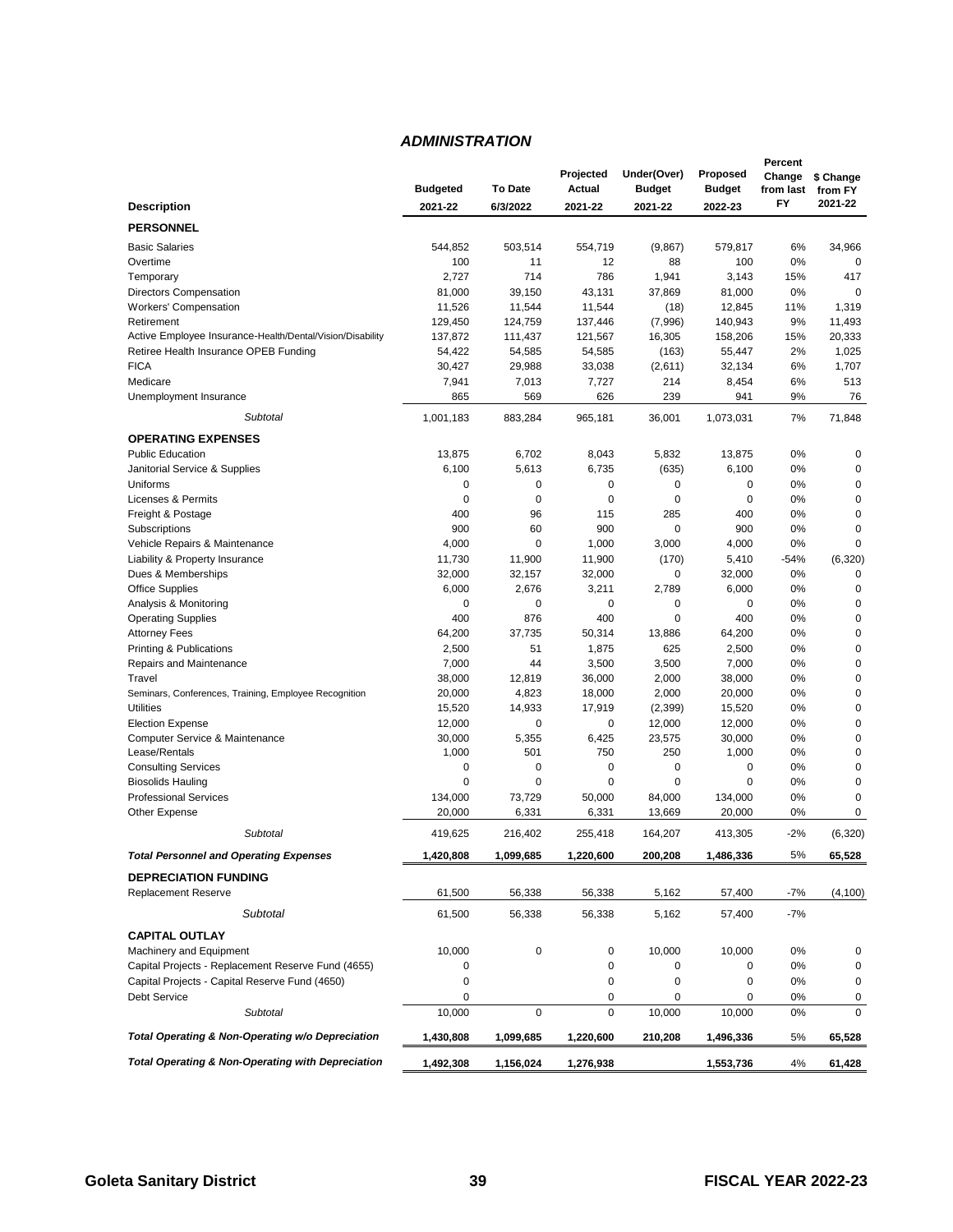## *ADMINISTRATION*

| Description | Budgeted 2021-22 | To Date 6/3/2022 | Projected Actual 2021-22 | Under(Over) Budget 2021-22 | Proposed Budget 2022-23 | Percent Change from last FY | $ Change from FY 2021-22 |
|---|---|---|---|---|---|---|---|
| **PERSONNEL** | | | | | | | |
| Basic Salaries | 544,852 | 503,514 | 554,719 | (9,867) | 579,817 | 6% | 34,966 |
| Overtime | 100 | 11 | 12 | 88 | 100 | 0% | 0 |
| Temporary | 2,727 | 714 | 786 | 1,941 | 3,143 | 15% | 417 |
| Directors Compensation | 81,000 | 39,150 | 43,131 | 37,869 | 81,000 | 0% | 0 |
| Workers' Compensation | 11,526 | 11,544 | 11,544 | (18) | 12,845 | 11% | 1,319 |
| Retirement | 129,450 | 124,759 | 137,446 | (7,996) | 140,943 | 9% | 11,493 |
| Active Employee Insurance-Health/Dental/Vision/Disability | 137,872 | 111,437 | 121,567 | 16,305 | 158,206 | 15% | 20,333 |
| Retiree Health Insurance OPEB Funding | 54,422 | 54,585 | 54,585 | (163) | 55,447 | 2% | 1,025 |
| FICA | 30,427 | 29,988 | 33,038 | (2,611) | 32,134 | 6% | 1,707 |
| Medicare | 7,941 | 7,013 | 7,727 | 214 | 8,454 | 6% | 513 |
| Unemployment Insurance | 865 | 569 | 626 | 239 | 941 | 9% | 76 |
| *Subtotal* | 1,001,183 | 883,284 | 965,181 | 36,001 | 1,073,031 | 7% | 71,848 |
| **OPERATING EXPENSES** | | | | | | | |
| Public Education | 13,875 | 6,702 | 8,043 | 5,832 | 13,875 | 0% | 0 |
| Janitorial Service & Supplies | 6,100 | 5,613 | 6,735 | (635) | 6,100 | 0% | 0 |
| Uniforms | 0 | 0 | 0 | 0 | 0 | 0% | 0 |
| Licenses & Permits | 0 | 0 | 0 | 0 | 0 | 0% | 0 |
| Freight & Postage | 400 | 96 | 115 | 285 | 400 | 0% | 0 |
| Subscriptions | 900 | 60 | 900 | 0 | 900 | 0% | 0 |
| Vehicle Repairs & Maintenance | 4,000 | 0 | 1,000 | 3,000 | 4,000 | 0% | 0 |
| Liability & Property Insurance | 11,730 | 11,900 | 11,900 | (170) | 5,410 | -54% | (6,320) |
| Dues & Memberships | 32,000 | 32,157 | 32,000 | 0 | 32,000 | 0% | 0 |
| Office Supplies | 6,000 | 2,676 | 3,211 | 2,789 | 6,000 | 0% | 0 |
| Analysis & Monitoring | 0 | 0 | 0 | 0 | 0 | 0% | 0 |
| Operating Supplies | 400 | 876 | 400 | 0 | 400 | 0% | 0 |
| Attorney Fees | 64,200 | 37,735 | 50,314 | 13,886 | 64,200 | 0% | 0 |
| Printing & Publications | 2,500 | 51 | 1,875 | 625 | 2,500 | 0% | 0 |
| Repairs and Maintenance | 7,000 | 44 | 3,500 | 3,500 | 7,000 | 0% | 0 |
| Travel | 38,000 | 12,819 | 36,000 | 2,000 | 38,000 | 0% | 0 |
| Seminars, Conferences, Training, Employee Recognition | 20,000 | 4,823 | 18,000 | 2,000 | 20,000 | 0% | 0 |
| Utilities | 15,520 | 14,933 | 17,919 | (2,399) | 15,520 | 0% | 0 |
| Election Expense | 12,000 | 0 | 0 | 12,000 | 12,000 | 0% | 0 |
| Computer Service & Maintenance | 30,000 | 5,355 | 6,425 | 23,575 | 30,000 | 0% | 0 |
| Lease/Rentals | 1,000 | 501 | 750 | 250 | 1,000 | 0% | 0 |
| Consulting Services | 0 | 0 | 0 | 0 | 0 | 0% | 0 |
| Biosolids Hauling | 0 | 0 | 0 | 0 | 0 | 0% | 0 |
| Professional Services | 134,000 | 73,729 | 50,000 | 84,000 | 134,000 | 0% | 0 |
| Other Expense | 20,000 | 6,331 | 6,331 | 13,669 | 20,000 | 0% | 0 |
| *Subtotal* | 419,625 | 216,402 | 255,418 | 164,207 | 413,305 | -2% | (6,320) |
| ***Total Personnel and Operating Expenses*** | **1,420,808** | **1,099,685** | **1,220,600** | **200,208** | **1,486,336** | 5% | **65,528** |
| **DEPRECIATION FUNDING** | | | | | | | |
| Replacement Reserve | 61,500 | 56,338 | 56,338 | 5,162 | 57,400 | -7% | (4,100) |
| *Subtotal* | 61,500 | 56,338 | 56,338 | 5,162 | 57,400 | -7% | |
| **CAPITAL OUTLAY** | | | | | | | |
| Machinery and Equipment | 10,000 | 0 | 0 | 10,000 | 10,000 | 0% | 0 |
| Capital Projects - Replacement Reserve Fund (4655) | 0 | | 0 | 0 | 0 | 0% | 0 |
| Capital Projects - Capital Reserve Fund (4650) | 0 | | 0 | 0 | 0 | 0% | 0 |
| Debt Service | 0 | | 0 | 0 | 0 | 0% | 0 |
| *Subtotal* | 10,000 | 0 | 0 | 10,000 | 10,000 | 0% | 0 |
| ***Total Operating & Non-Operating w/o Depreciation*** | **1,430,808** | **1,099,685** | **1,220,600** | **210,208** | **1,496,336** | 5% | **65,528** |
| ***Total Operating & Non-Operating with Depreciation*** | **1,492,308** | **1,156,024** | **1,276,938** | | **1,553,736** | 4% | **61,428** |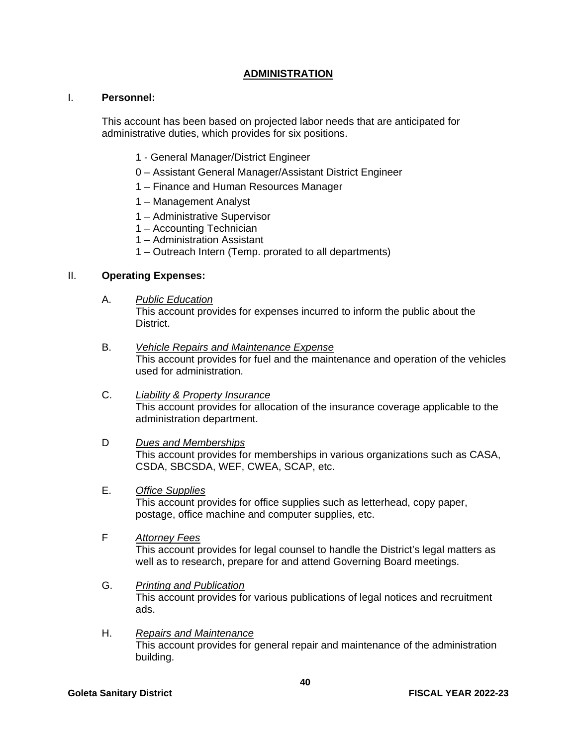# ADMINISTRATION

I. **Personnel:**

This account has been based on projected labor needs that are anticipated for administrative duties, which provides for six positions.

1 - General Manager/District Engineer

0 – Assistant General Manager/Assistant District Engineer

1 – Finance and Human Resources Manager

1 – Management Analyst

1 – Administrative Supervisor

1 – Accounting Technician

1 – Administration Assistant

1 – Outreach Intern (Temp. prorated to all departments)

II. **Operating Expenses:**

A. *Public Education*
This account provides for expenses incurred to inform the public about the District.

B. *Vehicle Repairs and Maintenance Expense*
This account provides for fuel and the maintenance and operation of the vehicles used for administration.

C. *Liability & Property Insurance*
This account provides for allocation of the insurance coverage applicable to the administration department.

D *Dues and Memberships*
This account provides for memberships in various organizations such as CASA, CSDA, SBCSDA, WEF, CWEA, SCAP, etc.

E. *Office Supplies*
This account provides for office supplies such as letterhead, copy paper, postage, office machine and computer supplies, etc.

F *Attorney Fees*
This account provides for legal counsel to handle the District's legal matters as well as to research, prepare for and attend Governing Board meetings.

G. *Printing and Publication*
This account provides for various publications of legal notices and recruitment ads.

H. *Repairs and Maintenance*
This account provides for general repair and maintenance of the administration building.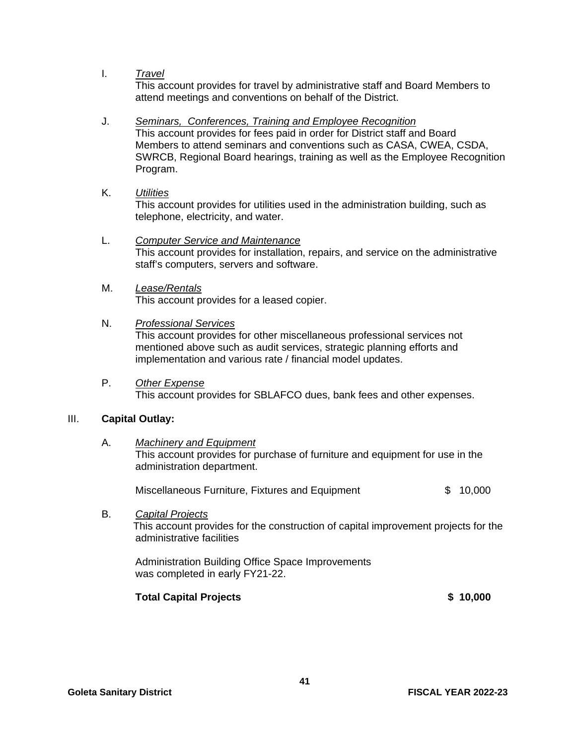I. *Travel*

This account provides for travel by administrative staff and Board Members to attend meetings and conventions on behalf of the District.

J. *Seminars, Conferences, Training and Employee Recognition*

This account provides for fees paid in order for District staff and Board Members to attend seminars and conventions such as CASA, CWEA, CSDA, SWRCB, Regional Board hearings, training as well as the Employee Recognition Program.

K. *Utilities*

This account provides for utilities used in the administration building, such as telephone, electricity, and water.

L. *Computer Service and Maintenance*

This account provides for installation, repairs, and service on the administrative staff's computers, servers and software.

M. *Lease/Rentals*

This account provides for a leased copier.

N. *Professional Services*

This account provides for other miscellaneous professional services not mentioned above such as audit services, strategic planning efforts and implementation and various rate / financial model updates.

P. *Other Expense*

This account provides for SBLAFCO dues, bank fees and other expenses.

## III. Capital Outlay:

A. *Machinery and Equipment*

This account provides for purchase of furniture and equipment for use in the administration department.

| | |
|---|---|
| Miscellaneous Furniture, Fixtures and Equipment | $ 10,000 |

B. *Capital Projects*

This account provides for the construction of capital improvement projects for the administrative facilities

Administration Building Office Space Improvements was completed in early FY21-22.

| | |
|---|---|
| **Total Capital Projects** | **$ 10,000** |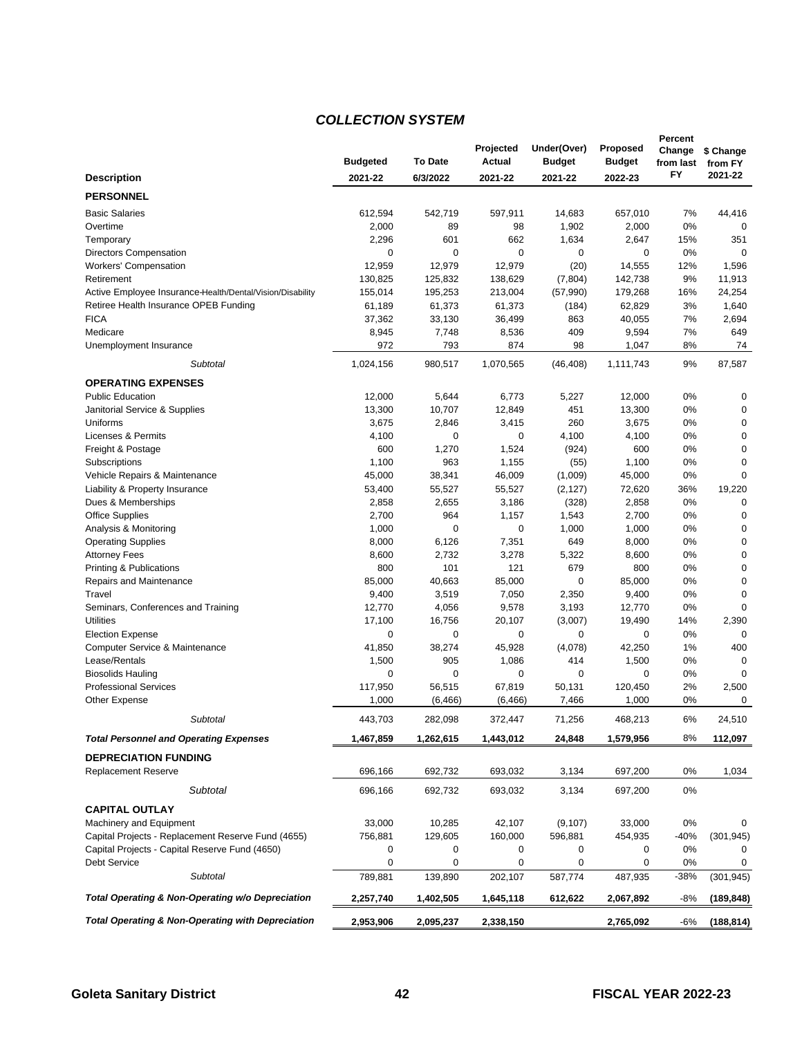## *COLLECTION SYSTEM*

| Description | Budgeted 2021-22 | To Date 6/3/2022 | Projected Actual 2021-22 | Under(Over) Budget 2021-22 | Proposed Budget 2022-23 | Percent Change from last FY | $ Change from FY 2021-22 |
|---|---|---|---|---|---|---|---|
| **PERSONNEL** | | | | | | | |
| Basic Salaries | 612,594 | 542,719 | 597,911 | 14,683 | 657,010 | 7% | 44,416 |
| Overtime | 2,000 | 89 | 98 | 1,902 | 2,000 | 0% | 0 |
| Temporary | 2,296 | 601 | 662 | 1,634 | 2,647 | 15% | 351 |
| Directors Compensation | 0 | 0 | 0 | 0 | 0 | 0% | 0 |
| Workers' Compensation | 12,959 | 12,979 | 12,979 | (20) | 14,555 | 12% | 1,596 |
| Retirement | 130,825 | 125,832 | 138,629 | (7,804) | 142,738 | 9% | 11,913 |
| Active Employee Insurance-Health/Dental/Vision/Disability | 155,014 | 195,253 | 213,004 | (57,990) | 179,268 | 16% | 24,254 |
| Retiree Health Insurance OPEB Funding | 61,189 | 61,373 | 61,373 | (184) | 62,829 | 3% | 1,640 |
| FICA | 37,362 | 33,130 | 36,499 | 863 | 40,055 | 7% | 2,694 |
| Medicare | 8,945 | 7,748 | 8,536 | 409 | 9,594 | 7% | 649 |
| Unemployment Insurance | 972 | 793 | 874 | 98 | 1,047 | 8% | 74 |
| *Subtotal* | 1,024,156 | 980,517 | 1,070,565 | (46,408) | 1,111,743 | 9% | 87,587 |
| **OPERATING EXPENSES** | | | | | | | |
| Public Education | 12,000 | 5,644 | 6,773 | 5,227 | 12,000 | 0% | 0 |
| Janitorial Service & Supplies | 13,300 | 10,707 | 12,849 | 451 | 13,300 | 0% | 0 |
| Uniforms | 3,675 | 2,846 | 3,415 | 260 | 3,675 | 0% | 0 |
| Licenses & Permits | 4,100 | 0 | 0 | 4,100 | 4,100 | 0% | 0 |
| Freight & Postage | 600 | 1,270 | 1,524 | (924) | 600 | 0% | 0 |
| Subscriptions | 1,100 | 963 | 1,155 | (55) | 1,100 | 0% | 0 |
| Vehicle Repairs & Maintenance | 45,000 | 38,341 | 46,009 | (1,009) | 45,000 | 0% | 0 |
| Liability & Property Insurance | 53,400 | 55,527 | 55,527 | (2,127) | 72,620 | 36% | 19,220 |
| Dues & Memberships | 2,858 | 2,655 | 3,186 | (328) | 2,858 | 0% | 0 |
| Office Supplies | 2,700 | 964 | 1,157 | 1,543 | 2,700 | 0% | 0 |
| Analysis & Monitoring | 1,000 | 0 | 0 | 1,000 | 1,000 | 0% | 0 |
| Operating Supplies | 8,000 | 6,126 | 7,351 | 649 | 8,000 | 0% | 0 |
| Attorney Fees | 8,600 | 2,732 | 3,278 | 5,322 | 8,600 | 0% | 0 |
| Printing & Publications | 800 | 101 | 121 | 679 | 800 | 0% | 0 |
| Repairs and Maintenance | 85,000 | 40,663 | 85,000 | 0 | 85,000 | 0% | 0 |
| Travel | 9,400 | 3,519 | 7,050 | 2,350 | 9,400 | 0% | 0 |
| Seminars, Conferences and Training | 12,770 | 4,056 | 9,578 | 3,193 | 12,770 | 0% | 0 |
| Utilities | 17,100 | 16,756 | 20,107 | (3,007) | 19,490 | 14% | 2,390 |
| Election Expense | 0 | 0 | 0 | 0 | 0 | 0% | 0 |
| Computer Service & Maintenance | 41,850 | 38,274 | 45,928 | (4,078) | 42,250 | 1% | 400 |
| Lease/Rentals | 1,500 | 905 | 1,086 | 414 | 1,500 | 0% | 0 |
| Biosolids Hauling | 0 | 0 | 0 | 0 | 0 | 0% | 0 |
| Professional Services | 117,950 | 56,515 | 67,819 | 50,131 | 120,450 | 2% | 2,500 |
| Other Expense | 1,000 | (6,466) | (6,466) | 7,466 | 1,000 | 0% | 0 |
| *Subtotal* | 443,703 | 282,098 | 372,447 | 71,256 | 468,213 | 6% | 24,510 |
| ***Total Personnel and Operating Expenses*** | **1,467,859** | **1,262,615** | **1,443,012** | **24,848** | **1,579,956** | 8% | **112,097** |
| **DEPRECIATION FUNDING** | | | | | | | |
| Replacement Reserve | 696,166 | 692,732 | 693,032 | 3,134 | 697,200 | 0% | 1,034 |
| *Subtotal* | 696,166 | 692,732 | 693,032 | 3,134 | 697,200 | 0% | |
| **CAPITAL OUTLAY** | | | | | | | |
| Machinery and Equipment | 33,000 | 10,285 | 42,107 | (9,107) | 33,000 | 0% | 0 |
| Capital Projects - Replacement Reserve Fund (4655) | 756,881 | 129,605 | 160,000 | 596,881 | 454,935 | -40% | (301,945) |
| Capital Projects - Capital Reserve Fund (4650) | 0 | 0 | 0 | 0 | 0 | 0% | 0 |
| Debt Service | 0 | 0 | 0 | 0 | 0 | 0% | 0 |
| *Subtotal* | 789,881 | 139,890 | 202,107 | 587,774 | 487,935 | -38% | (301,945) |
| ***Total Operating & Non-Operating w/o Depreciation*** | **2,257,740** | **1,402,505** | **1,645,118** | **612,622** | **2,067,892** | -8% | **(189,848)** |
| ***Total Operating & Non-Operating with Depreciation*** | **2,953,906** | **2,095,237** | **2,338,150** | | **2,765,092** | -6% | **(188,814)** |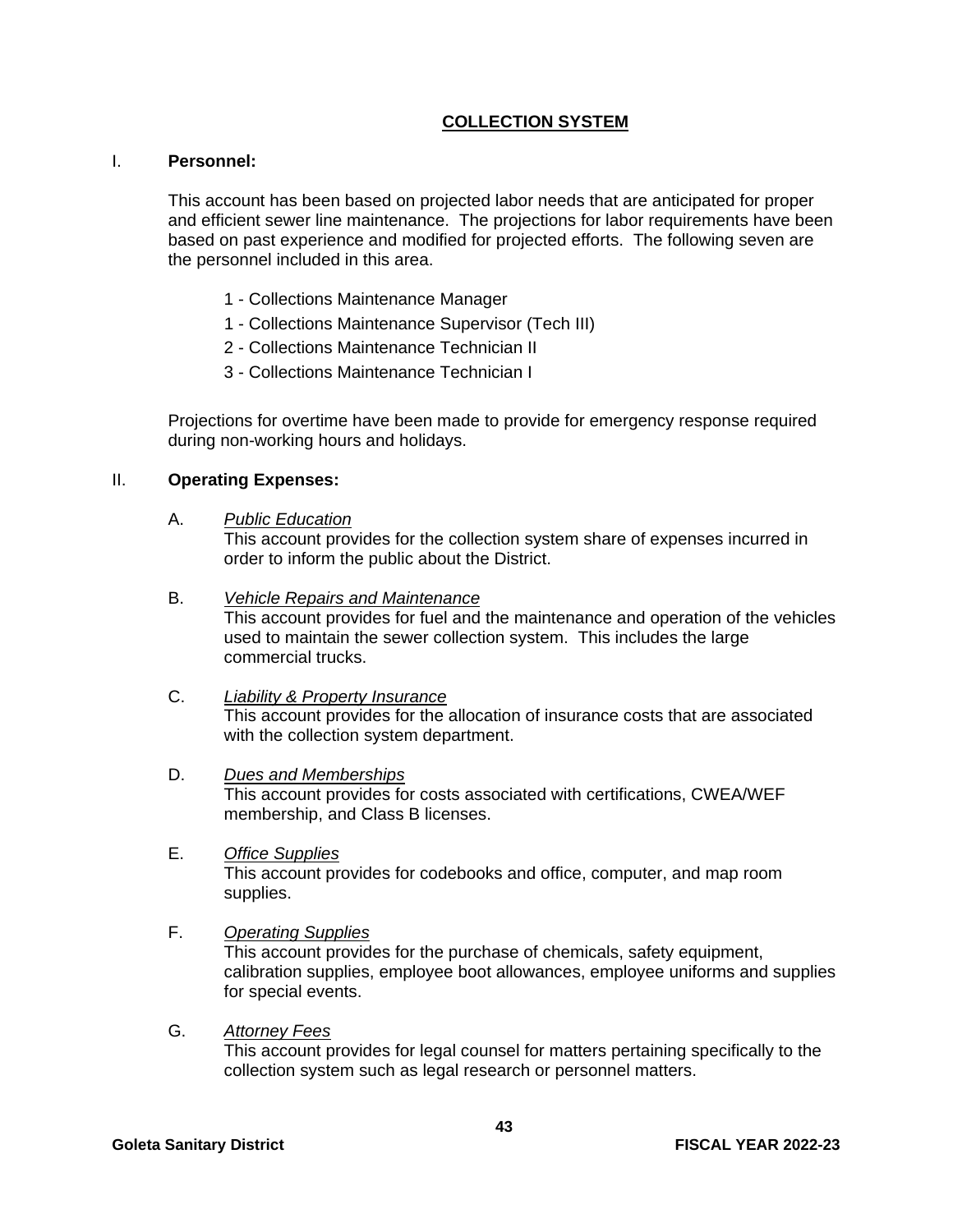## COLLECTION SYSTEM

### I. Personnel:

This account has been based on projected labor needs that are anticipated for proper and efficient sewer line maintenance. The projections for labor requirements have been based on past experience and modified for projected efforts. The following seven are the personnel included in this area.

- 1 - Collections Maintenance Manager
- 1 - Collections Maintenance Supervisor (Tech III)
- 2 - Collections Maintenance Technician II
- 3 - Collections Maintenance Technician I

Projections for overtime have been made to provide for emergency response required during non-working hours and holidays.

### II. Operating Expenses:

A. *Public Education*
This account provides for the collection system share of expenses incurred in order to inform the public about the District.

B. *Vehicle Repairs and Maintenance*
This account provides for fuel and the maintenance and operation of the vehicles used to maintain the sewer collection system. This includes the large commercial trucks.

C. *Liability & Property Insurance*
This account provides for the allocation of insurance costs that are associated with the collection system department.

D. *Dues and Memberships*
This account provides for costs associated with certifications, CWEA/WEF membership, and Class B licenses.

E. *Office Supplies*
This account provides for codebooks and office, computer, and map room supplies.

F. *Operating Supplies*
This account provides for the purchase of chemicals, safety equipment, calibration supplies, employee boot allowances, employee uniforms and supplies for special events.

G. *Attorney Fees*
This account provides for legal counsel for matters pertaining specifically to the collection system such as legal research or personnel matters.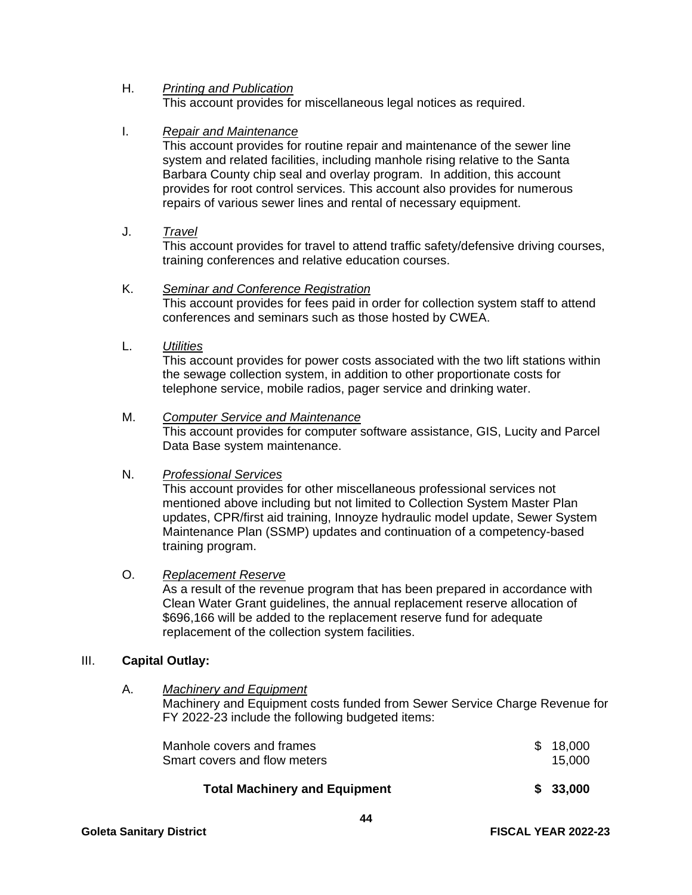H. *Printing and Publication*
This account provides for miscellaneous legal notices as required.

I. *Repair and Maintenance*
This account provides for routine repair and maintenance of the sewer line system and related facilities, including manhole rising relative to the Santa Barbara County chip seal and overlay program. In addition, this account provides for root control services. This account also provides for numerous repairs of various sewer lines and rental of necessary equipment.

J. *Travel*
This account provides for travel to attend traffic safety/defensive driving courses, training conferences and relative education courses.

K. *Seminar and Conference Registration*
This account provides for fees paid in order for collection system staff to attend conferences and seminars such as those hosted by CWEA.

L. *Utilities*
This account provides for power costs associated with the two lift stations within the sewage collection system, in addition to other proportionate costs for telephone service, mobile radios, pager service and drinking water.

M. *Computer Service and Maintenance*
This account provides for computer software assistance, GIS, Lucity and Parcel Data Base system maintenance.

N. *Professional Services*
This account provides for other miscellaneous professional services not mentioned above including but not limited to Collection System Master Plan updates, CPR/first aid training, Innoyze hydraulic model update, Sewer System Maintenance Plan (SSMP) updates and continuation of a competency-based training program.

O. *Replacement Reserve*
As a result of the revenue program that has been prepared in accordance with Clean Water Grant guidelines, the annual replacement reserve allocation of $696,166 will be added to the replacement reserve fund for adequate replacement of the collection system facilities.

## III. Capital Outlay:

A. *Machinery and Equipment*
Machinery and Equipment costs funded from Sewer Service Charge Revenue for FY 2022-23 include the following budgeted items:

| Item | Amount |
|---|---|
| Manhole covers and frames | $ 18,000 |
| Smart covers and flow meters | 15,000 |
| **Total Machinery and Equipment** | **$ 33,000** |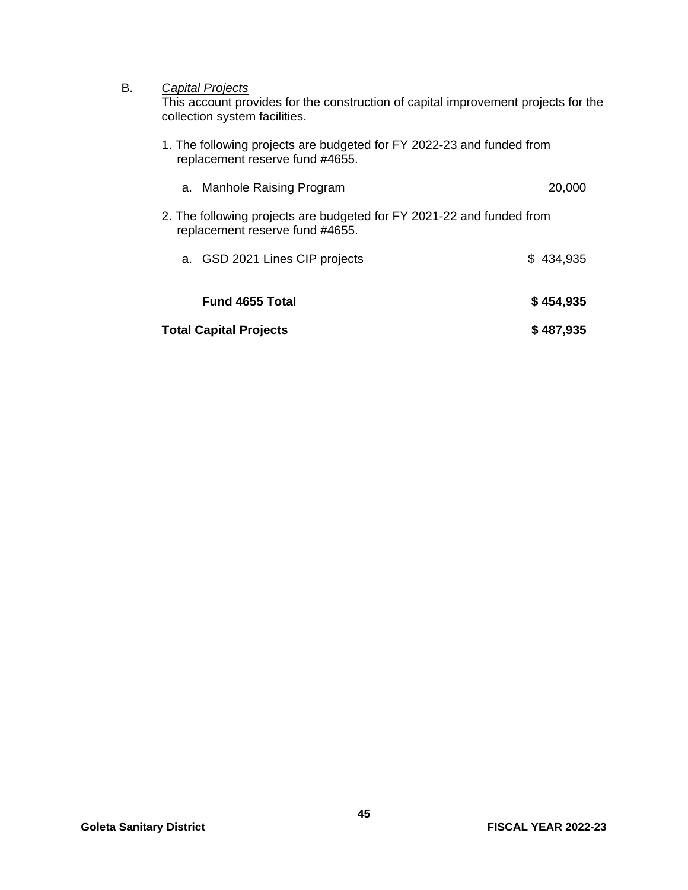B. *Capital Projects*

This account provides for the construction of capital improvement projects for the collection system facilities.

1. The following projects are budgeted for FY 2022-23 and funded from replacement reserve fund #4655.

| | |
|---|---:|
| a. Manhole Raising Program | 20,000 |

2. The following projects are budgeted for FY 2021-22 and funded from replacement reserve fund #4655.

| | |
|---|---:|
| a. GSD 2021 Lines CIP projects | $ 434,935 |
| **Fund 4655 Total** | **$ 454,935** |
| **Total Capital Projects** | **$ 487,935** |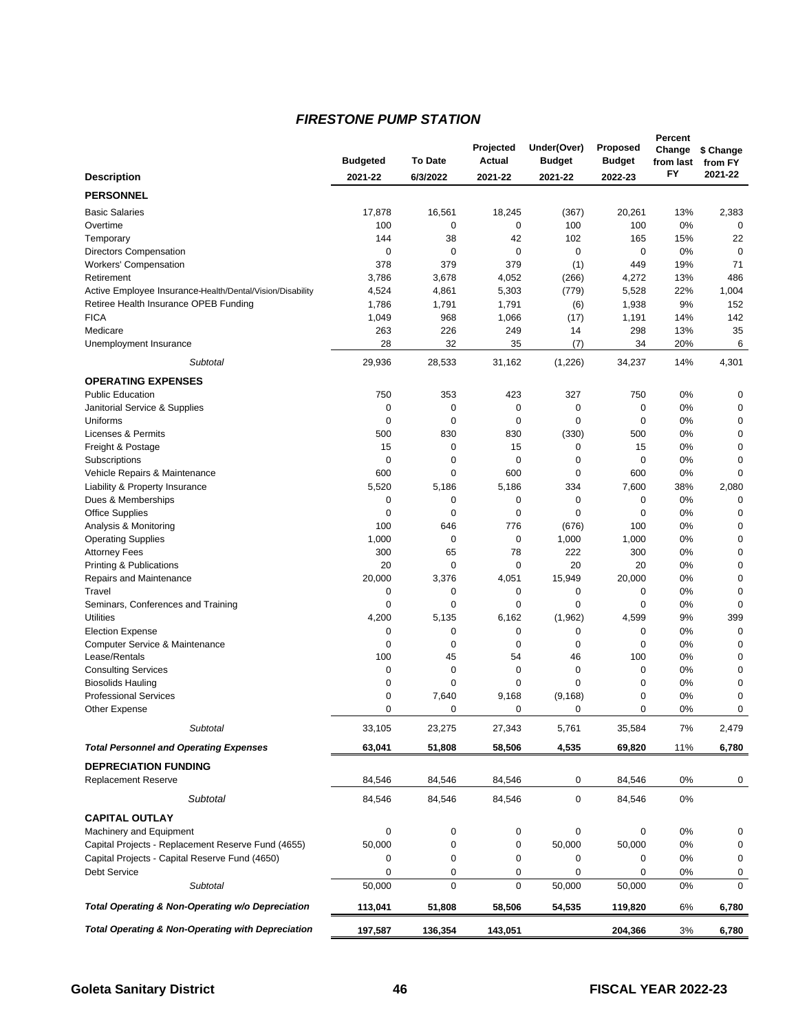# FIRESTONE PUMP STATION

| Description | Budgeted 2021-22 | To Date 6/3/2022 | Projected Actual 2021-22 | Under(Over) Budget 2021-22 | Proposed Budget 2022-23 | Percent Change from last FY | $ Change from FY 2021-22 |
|---|---|---|---|---|---|---|---|
| **PERSONNEL** | | | | | | | |
| Basic Salaries | 17,878 | 16,561 | 18,245 | (367) | 20,261 | 13% | 2,383 |
| Overtime | 100 | 0 | 0 | 100 | 100 | 0% | 0 |
| Temporary | 144 | 38 | 42 | 102 | 165 | 15% | 22 |
| Directors Compensation | 0 | 0 | 0 | 0 | 0 | 0% | 0 |
| Workers' Compensation | 378 | 379 | 379 | (1) | 449 | 19% | 71 |
| Retirement | 3,786 | 3,678 | 4,052 | (266) | 4,272 | 13% | 486 |
| Active Employee Insurance-Health/Dental/Vision/Disability | 4,524 | 4,861 | 5,303 | (779) | 5,528 | 22% | 1,004 |
| Retiree Health Insurance OPEB Funding | 1,786 | 1,791 | 1,791 | (6) | 1,938 | 9% | 152 |
| FICA | 1,049 | 968 | 1,066 | (17) | 1,191 | 14% | 142 |
| Medicare | 263 | 226 | 249 | 14 | 298 | 13% | 35 |
| Unemployment Insurance | 28 | 32 | 35 | (7) | 34 | 20% | 6 |
| *Subtotal* | 29,936 | 28,533 | 31,162 | (1,226) | 34,237 | 14% | 4,301 |
| **OPERATING EXPENSES** | | | | | | | |
| Public Education | 750 | 353 | 423 | 327 | 750 | 0% | 0 |
| Janitorial Service & Supplies | 0 | 0 | 0 | 0 | 0 | 0% | 0 |
| Uniforms | 0 | 0 | 0 | 0 | 0 | 0% | 0 |
| Licenses & Permits | 500 | 830 | 830 | (330) | 500 | 0% | 0 |
| Freight & Postage | 15 | 0 | 15 | 0 | 15 | 0% | 0 |
| Subscriptions | 0 | 0 | 0 | 0 | 0 | 0% | 0 |
| Vehicle Repairs & Maintenance | 600 | 0 | 600 | 0 | 600 | 0% | 0 |
| Liability & Property Insurance | 5,520 | 5,186 | 5,186 | 334 | 7,600 | 38% | 2,080 |
| Dues & Memberships | 0 | 0 | 0 | 0 | 0 | 0% | 0 |
| Office Supplies | 0 | 0 | 0 | 0 | 0 | 0% | 0 |
| Analysis & Monitoring | 100 | 646 | 776 | (676) | 100 | 0% | 0 |
| Operating Supplies | 1,000 | 0 | 0 | 1,000 | 1,000 | 0% | 0 |
| Attorney Fees | 300 | 65 | 78 | 222 | 300 | 0% | 0 |
| Printing & Publications | 20 | 0 | 0 | 20 | 20 | 0% | 0 |
| Repairs and Maintenance | 20,000 | 3,376 | 4,051 | 15,949 | 20,000 | 0% | 0 |
| Travel | 0 | 0 | 0 | 0 | 0 | 0% | 0 |
| Seminars, Conferences and Training | 0 | 0 | 0 | 0 | 0 | 0% | 0 |
| Utilities | 4,200 | 5,135 | 6,162 | (1,962) | 4,599 | 9% | 399 |
| Election Expense | 0 | 0 | 0 | 0 | 0 | 0% | 0 |
| Computer Service & Maintenance | 0 | 0 | 0 | 0 | 0 | 0% | 0 |
| Lease/Rentals | 100 | 45 | 54 | 46 | 100 | 0% | 0 |
| Consulting Services | 0 | 0 | 0 | 0 | 0 | 0% | 0 |
| Biosolids Hauling | 0 | 0 | 0 | 0 | 0 | 0% | 0 |
| Professional Services | 0 | 7,640 | 9,168 | (9,168) | 0 | 0% | 0 |
| Other Expense | 0 | 0 | 0 | 0 | 0 | 0% | 0 |
| *Subtotal* | 33,105 | 23,275 | 27,343 | 5,761 | 35,584 | 7% | 2,479 |
| ***Total Personnel and Operating Expenses*** | **63,041** | **51,808** | **58,506** | **4,535** | **69,820** | 11% | **6,780** |
| **DEPRECIATION FUNDING** | | | | | | | |
| Replacement Reserve | 84,546 | 84,546 | 84,546 | 0 | 84,546 | 0% | 0 |
| *Subtotal* | 84,546 | 84,546 | 84,546 | 0 | 84,546 | 0% | |
| **CAPITAL OUTLAY** | | | | | | | |
| Machinery and Equipment | 0 | 0 | 0 | 0 | 0 | 0% | 0 |
| Capital Projects - Replacement Reserve Fund (4655) | 50,000 | 0 | 0 | 50,000 | 50,000 | 0% | 0 |
| Capital Projects - Capital Reserve Fund (4650) | 0 | 0 | 0 | 0 | 0 | 0% | 0 |
| Debt Service | 0 | 0 | 0 | 0 | 0 | 0% | 0 |
| *Subtotal* | 50,000 | 0 | 0 | 50,000 | 50,000 | 0% | 0 |
| ***Total Operating & Non-Operating w/o Depreciation*** | **113,041** | **51,808** | **58,506** | **54,535** | **119,820** | 6% | **6,780** |
| ***Total Operating & Non-Operating with Depreciation*** | **197,587** | **136,354** | **143,051** | | **204,366** | 3% | **6,780** |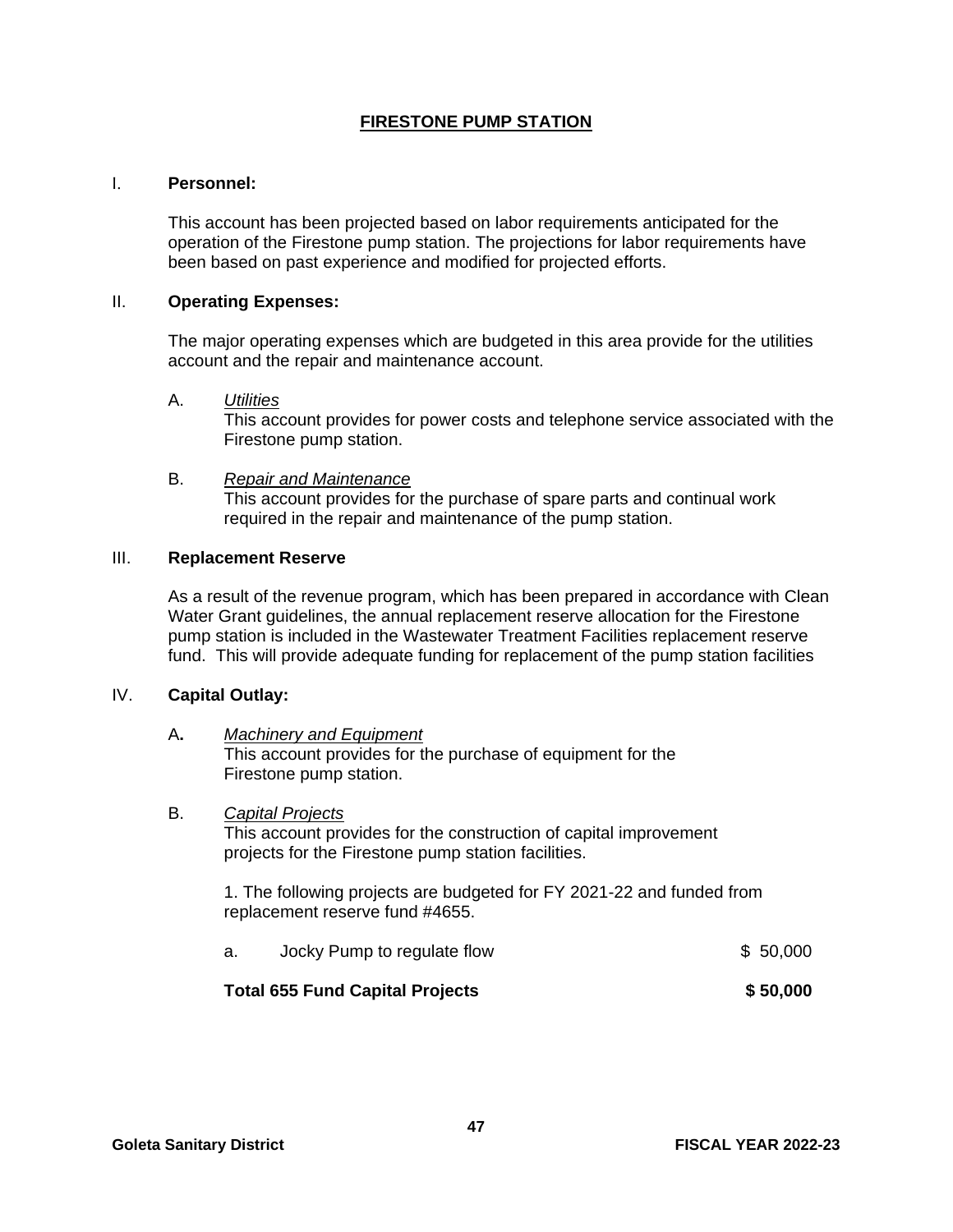# FIRESTONE PUMP STATION

I. **Personnel:**

This account has been projected based on labor requirements anticipated for the operation of the Firestone pump station. The projections for labor requirements have been based on past experience and modified for projected efforts.

II. **Operating Expenses:**

The major operating expenses which are budgeted in this area provide for the utilities account and the repair and maintenance account.

A. *Utilities*
This account provides for power costs and telephone service associated with the Firestone pump station.

B. *Repair and Maintenance*
This account provides for the purchase of spare parts and continual work required in the repair and maintenance of the pump station.

III. **Replacement Reserve**

As a result of the revenue program, which has been prepared in accordance with Clean Water Grant guidelines, the annual replacement reserve allocation for the Firestone pump station is included in the Wastewater Treatment Facilities replacement reserve fund. This will provide adequate funding for replacement of the pump station facilities

IV. **Capital Outlay:**

A. *Machinery and Equipment*
This account provides for the purchase of equipment for the Firestone pump station.

B. *Capital Projects*
This account provides for the construction of capital improvement projects for the Firestone pump station facilities.

1. The following projects are budgeted for FY 2021-22 and funded from replacement reserve fund #4655.

| | | |
|---|---|---|
| a. | Jocky Pump to regulate flow | $ 50,000 |
| **Total 655 Fund Capital Projects** | | **$ 50,000** |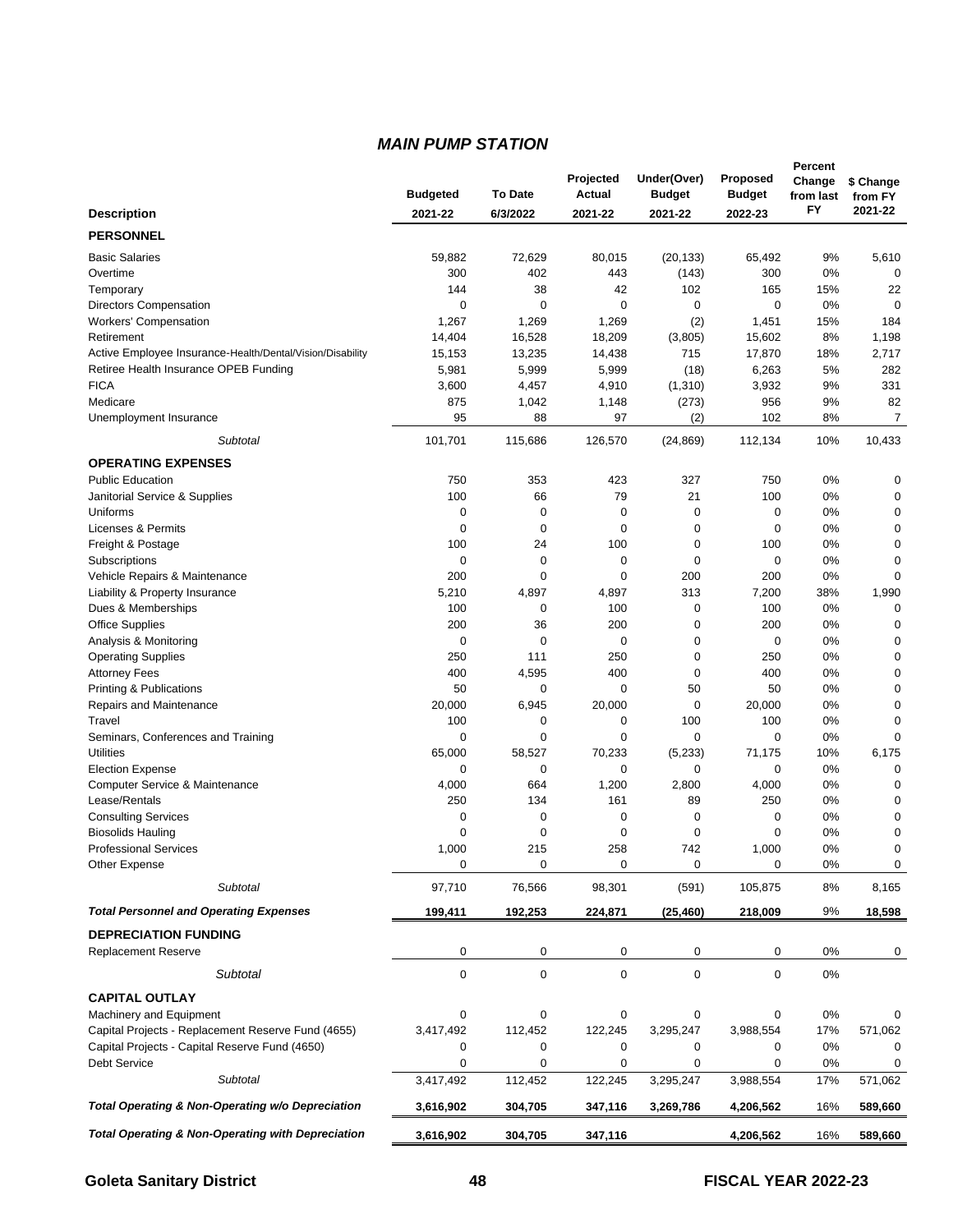## *MAIN PUMP STATION*

| Description | Budgeted 2021-22 | To Date 6/3/2022 | Projected Actual 2021-22 | Under(Over) Budget 2021-22 | Proposed Budget 2022-23 | Percent Change from last FY | $ Change from FY 2021-22 |
|---|---|---|---|---|---|---|---|
| **PERSONNEL** | | | | | | | |
| Basic Salaries | 59,882 | 72,629 | 80,015 | (20,133) | 65,492 | 9% | 5,610 |
| Overtime | 300 | 402 | 443 | (143) | 300 | 0% | 0 |
| Temporary | 144 | 38 | 42 | 102 | 165 | 15% | 22 |
| Directors Compensation | 0 | 0 | 0 | 0 | 0 | 0% | 0 |
| Workers' Compensation | 1,267 | 1,269 | 1,269 | (2) | 1,451 | 15% | 184 |
| Retirement | 14,404 | 16,528 | 18,209 | (3,805) | 15,602 | 8% | 1,198 |
| Active Employee Insurance-Health/Dental/Vision/Disability | 15,153 | 13,235 | 14,438 | 715 | 17,870 | 18% | 2,717 |
| Retiree Health Insurance OPEB Funding | 5,981 | 5,999 | 5,999 | (18) | 6,263 | 5% | 282 |
| FICA | 3,600 | 4,457 | 4,910 | (1,310) | 3,932 | 9% | 331 |
| Medicare | 875 | 1,042 | 1,148 | (273) | 956 | 9% | 82 |
| Unemployment Insurance | 95 | 88 | 97 | (2) | 102 | 8% | 7 |
| *Subtotal* | 101,701 | 115,686 | 126,570 | (24,869) | 112,134 | 10% | 10,433 |
| **OPERATING EXPENSES** | | | | | | | |
| Public Education | 750 | 353 | 423 | 327 | 750 | 0% | 0 |
| Janitorial Service & Supplies | 100 | 66 | 79 | 21 | 100 | 0% | 0 |
| Uniforms | 0 | 0 | 0 | 0 | 0 | 0% | 0 |
| Licenses & Permits | 0 | 0 | 0 | 0 | 0 | 0% | 0 |
| Freight & Postage | 100 | 24 | 100 | 0 | 100 | 0% | 0 |
| Subscriptions | 0 | 0 | 0 | 0 | 0 | 0% | 0 |
| Vehicle Repairs & Maintenance | 200 | 0 | 0 | 200 | 200 | 0% | 0 |
| Liability & Property Insurance | 5,210 | 4,897 | 4,897 | 313 | 7,200 | 38% | 1,990 |
| Dues & Memberships | 100 | 0 | 100 | 0 | 100 | 0% | 0 |
| Office Supplies | 200 | 36 | 200 | 0 | 200 | 0% | 0 |
| Analysis & Monitoring | 0 | 0 | 0 | 0 | 0 | 0% | 0 |
| Operating Supplies | 250 | 111 | 250 | 0 | 250 | 0% | 0 |
| Attorney Fees | 400 | 4,595 | 400 | 0 | 400 | 0% | 0 |
| Printing & Publications | 50 | 0 | 0 | 50 | 50 | 0% | 0 |
| Repairs and Maintenance | 20,000 | 6,945 | 20,000 | 0 | 20,000 | 0% | 0 |
| Travel | 100 | 0 | 0 | 100 | 100 | 0% | 0 |
| Seminars, Conferences and Training | 0 | 0 | 0 | 0 | 0 | 0% | 0 |
| Utilities | 65,000 | 58,527 | 70,233 | (5,233) | 71,175 | 10% | 6,175 |
| Election Expense | 0 | 0 | 0 | 0 | 0 | 0% | 0 |
| Computer Service & Maintenance | 4,000 | 664 | 1,200 | 2,800 | 4,000 | 0% | 0 |
| Lease/Rentals | 250 | 134 | 161 | 89 | 250 | 0% | 0 |
| Consulting Services | 0 | 0 | 0 | 0 | 0 | 0% | 0 |
| Biosolids Hauling | 0 | 0 | 0 | 0 | 0 | 0% | 0 |
| Professional Services | 1,000 | 215 | 258 | 742 | 1,000 | 0% | 0 |
| Other Expense | 0 | 0 | 0 | 0 | 0 | 0% | 0 |
| *Subtotal* | 97,710 | 76,566 | 98,301 | (591) | 105,875 | 8% | 8,165 |
| ***Total Personnel and Operating Expenses*** | **199,411** | **192,253** | **224,871** | **(25,460)** | **218,009** | 9% | **18,598** |
| **DEPRECIATION FUNDING** | | | | | | | |
| Replacement Reserve | 0 | 0 | 0 | 0 | 0 | 0% | 0 |
| *Subtotal* | 0 | 0 | 0 | 0 | 0 | 0% | |
| **CAPITAL OUTLAY** | | | | | | | |
| Machinery and Equipment | 0 | 0 | 0 | 0 | 0 | 0% | 0 |
| Capital Projects - Replacement Reserve Fund (4655) | 3,417,492 | 112,452 | 122,245 | 3,295,247 | 3,988,554 | 17% | 571,062 |
| Capital Projects - Capital Reserve Fund (4650) | 0 | 0 | 0 | 0 | 0 | 0% | 0 |
| Debt Service | 0 | 0 | 0 | 0 | 0 | 0% | 0 |
| *Subtotal* | 3,417,492 | 112,452 | 122,245 | 3,295,247 | 3,988,554 | 17% | 571,062 |
| ***Total Operating & Non-Operating w/o Depreciation*** | **3,616,902** | **304,705** | **347,116** | **3,269,786** | **4,206,562** | 16% | **589,660** |
| ***Total Operating & Non-Operating with Depreciation*** | **3,616,902** | **304,705** | **347,116** | | **4,206,562** | 16% | **589,660** |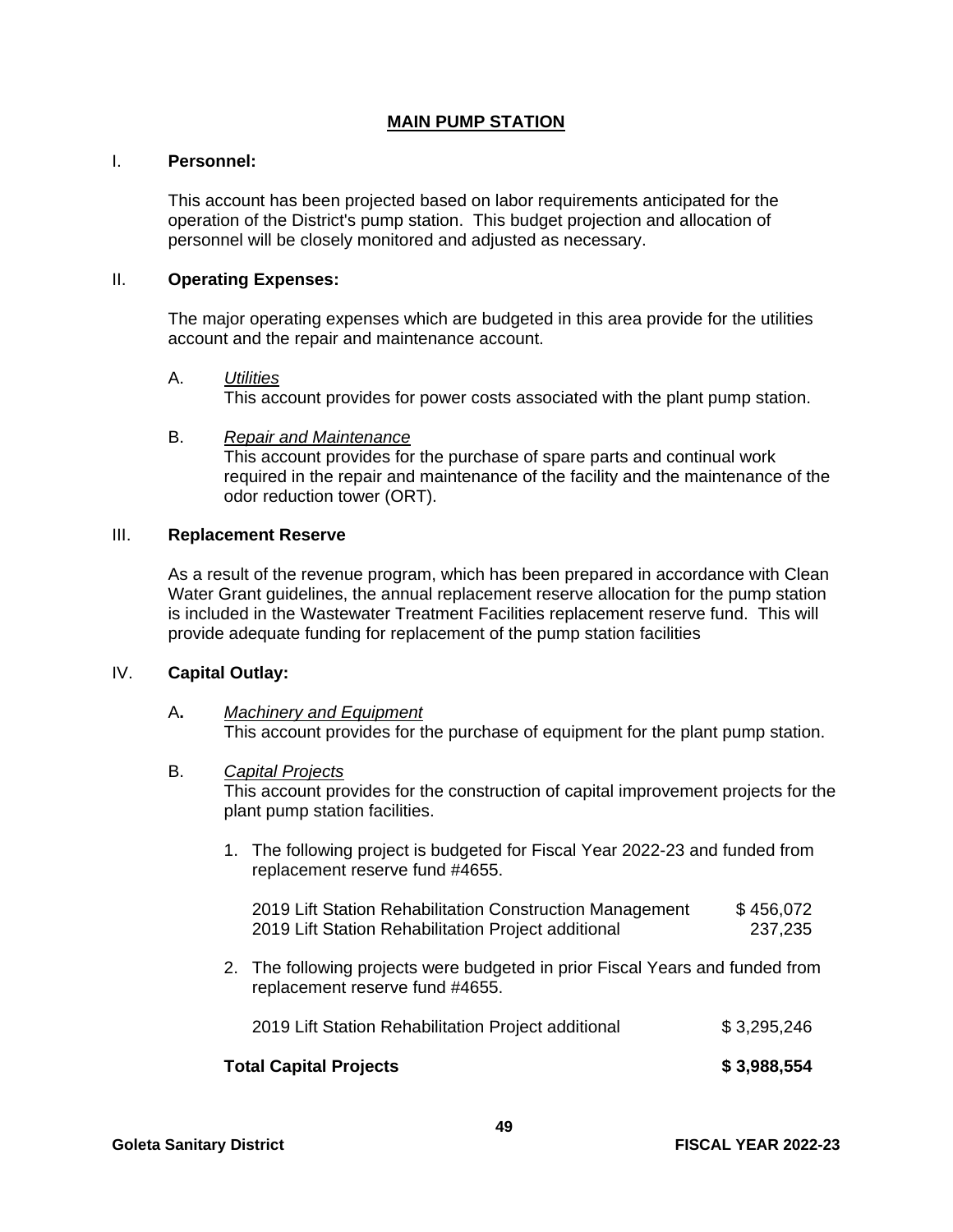# MAIN PUMP STATION

## I. Personnel:

This account has been projected based on labor requirements anticipated for the operation of the District's pump station. This budget projection and allocation of personnel will be closely monitored and adjusted as necessary.

## II. Operating Expenses:

The major operating expenses which are budgeted in this area provide for the utilities account and the repair and maintenance account.

A. *Utilities*
This account provides for power costs associated with the plant pump station.

B. *Repair and Maintenance*
This account provides for the purchase of spare parts and continual work required in the repair and maintenance of the facility and the maintenance of the odor reduction tower (ORT).

## III. Replacement Reserve

As a result of the revenue program, which has been prepared in accordance with Clean Water Grant guidelines, the annual replacement reserve allocation for the pump station is included in the Wastewater Treatment Facilities replacement reserve fund. This will provide adequate funding for replacement of the pump station facilities

## IV. Capital Outlay:

A. *Machinery and Equipment*
This account provides for the purchase of equipment for the plant pump station.

B. *Capital Projects*
This account provides for the construction of capital improvement projects for the plant pump station facilities.

1. The following project is budgeted for Fiscal Year 2022-23 and funded from replacement reserve fund #4655.

| | |
|---|---|
| 2019 Lift Station Rehabilitation Construction Management | $ 456,072 |
| 2019 Lift Station Rehabilitation Project additional | 237,235 |

2. The following projects were budgeted in prior Fiscal Years and funded from replacement reserve fund #4655.

| | |
|---|---|
| 2019 Lift Station Rehabilitation Project additional | $ 3,295,246 |

| | |
|---|---|
| **Total Capital Projects** | **$ 3,988,554** |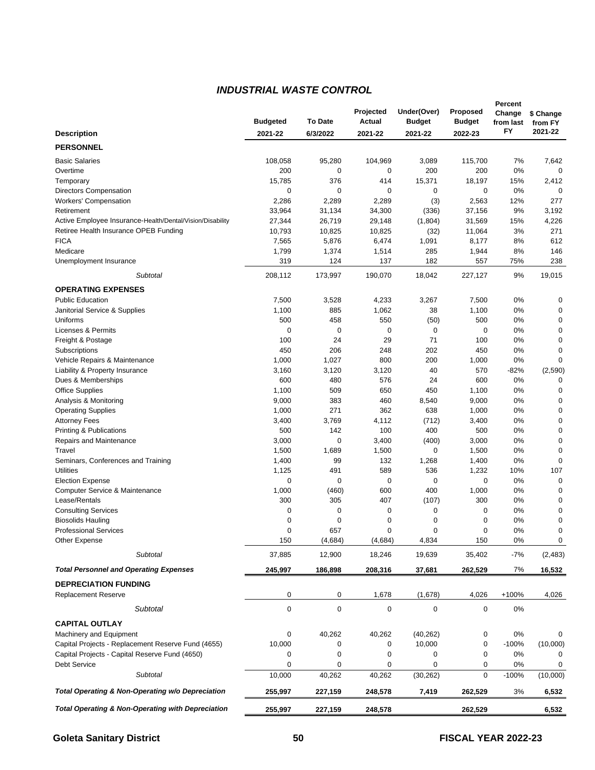## *INDUSTRIAL WASTE CONTROL*

| Description | Budgeted 2021-22 | To Date 6/3/2022 | Projected Actual 2021-22 | Under(Over) Budget 2021-22 | Proposed Budget 2022-23 | Percent Change from last FY | $ Change from FY 2021-22 |
|---|---|---|---|---|---|---|---|
| **PERSONNEL** | | | | | | | |
| Basic Salaries | 108,058 | 95,280 | 104,969 | 3,089 | 115,700 | 7% | 7,642 |
| Overtime | 200 | 0 | 0 | 200 | 200 | 0% | 0 |
| Temporary | 15,785 | 376 | 414 | 15,371 | 18,197 | 15% | 2,412 |
| Directors Compensation | 0 | 0 | 0 | 0 | 0 | 0% | 0 |
| Workers' Compensation | 2,286 | 2,289 | 2,289 | (3) | 2,563 | 12% | 277 |
| Retirement | 33,964 | 31,134 | 34,300 | (336) | 37,156 | 9% | 3,192 |
| Active Employee Insurance-Health/Dental/Vision/Disability | 27,344 | 26,719 | 29,148 | (1,804) | 31,569 | 15% | 4,226 |
| Retiree Health Insurance OPEB Funding | 10,793 | 10,825 | 10,825 | (32) | 11,064 | 3% | 271 |
| FICA | 7,565 | 5,876 | 6,474 | 1,091 | 8,177 | 8% | 612 |
| Medicare | 1,799 | 1,374 | 1,514 | 285 | 1,944 | 8% | 146 |
| Unemployment Insurance | 319 | 124 | 137 | 182 | 557 | 75% | 238 |
| *Subtotal* | 208,112 | 173,997 | 190,070 | 18,042 | 227,127 | 9% | 19,015 |
| **OPERATING EXPENSES** | | | | | | | |
| Public Education | 7,500 | 3,528 | 4,233 | 3,267 | 7,500 | 0% | 0 |
| Janitorial Service & Supplies | 1,100 | 885 | 1,062 | 38 | 1,100 | 0% | 0 |
| Uniforms | 500 | 458 | 550 | (50) | 500 | 0% | 0 |
| Licenses & Permits | 0 | 0 | 0 | 0 | 0 | 0% | 0 |
| Freight & Postage | 100 | 24 | 29 | 71 | 100 | 0% | 0 |
| Subscriptions | 450 | 206 | 248 | 202 | 450 | 0% | 0 |
| Vehicle Repairs & Maintenance | 1,000 | 1,027 | 800 | 200 | 1,000 | 0% | 0 |
| Liability & Property Insurance | 3,160 | 3,120 | 3,120 | 40 | 570 | -82% | (2,590) |
| Dues & Memberships | 600 | 480 | 576 | 24 | 600 | 0% | 0 |
| Office Supplies | 1,100 | 509 | 650 | 450 | 1,100 | 0% | 0 |
| Analysis & Monitoring | 9,000 | 383 | 460 | 8,540 | 9,000 | 0% | 0 |
| Operating Supplies | 1,000 | 271 | 362 | 638 | 1,000 | 0% | 0 |
| Attorney Fees | 3,400 | 3,769 | 4,112 | (712) | 3,400 | 0% | 0 |
| Printing & Publications | 500 | 142 | 100 | 400 | 500 | 0% | 0 |
| Repairs and Maintenance | 3,000 | 0 | 3,400 | (400) | 3,000 | 0% | 0 |
| Travel | 1,500 | 1,689 | 1,500 | 0 | 1,500 | 0% | 0 |
| Seminars, Conferences and Training | 1,400 | 99 | 132 | 1,268 | 1,400 | 0% | 0 |
| Utilities | 1,125 | 491 | 589 | 536 | 1,232 | 10% | 107 |
| Election Expense | 0 | 0 | 0 | 0 | 0 | 0% | 0 |
| Computer Service & Maintenance | 1,000 | (460) | 600 | 400 | 1,000 | 0% | 0 |
| Lease/Rentals | 300 | 305 | 407 | (107) | 300 | 0% | 0 |
| Consulting Services | 0 | 0 | 0 | 0 | 0 | 0% | 0 |
| Biosolids Hauling | 0 | 0 | 0 | 0 | 0 | 0% | 0 |
| Professional Services | 0 | 657 | 0 | 0 | 0 | 0% | 0 |
| Other Expense | 150 | (4,684) | (4,684) | 4,834 | 150 | 0% | 0 |
| *Subtotal* | 37,885 | 12,900 | 18,246 | 19,639 | 35,402 | -7% | (2,483) |
| ***Total Personnel and Operating Expenses*** | **245,997** | **186,898** | **208,316** | **37,681** | **262,529** | 7% | **16,532** |
| **DEPRECIATION FUNDING** | | | | | | | |
| Replacement Reserve | 0 | 0 | 1,678 | (1,678) | 4,026 | +100% | 4,026 |
| *Subtotal* | 0 | 0 | 0 | 0 | 0 | 0% | |
| **CAPITAL OUTLAY** | | | | | | | |
| Machinery and Equipment | 0 | 40,262 | 40,262 | (40,262) | 0 | 0% | 0 |
| Capital Projects - Replacement Reserve Fund (4655) | 10,000 | 0 | 0 | 10,000 | 0 | -100% | (10,000) |
| Capital Projects - Capital Reserve Fund (4650) | 0 | 0 | 0 | 0 | 0 | 0% | 0 |
| Debt Service | 0 | 0 | 0 | 0 | 0 | 0% | 0 |
| *Subtotal* | 10,000 | 40,262 | 40,262 | (30,262) | 0 | -100% | (10,000) |
| ***Total Operating & Non-Operating w/o Depreciation*** | **255,997** | **227,159** | **248,578** | **7,419** | **262,529** | 3% | **6,532** |
| ***Total Operating & Non-Operating with Depreciation*** | **255,997** | **227,159** | **248,578** | | **262,529** | | **6,532** |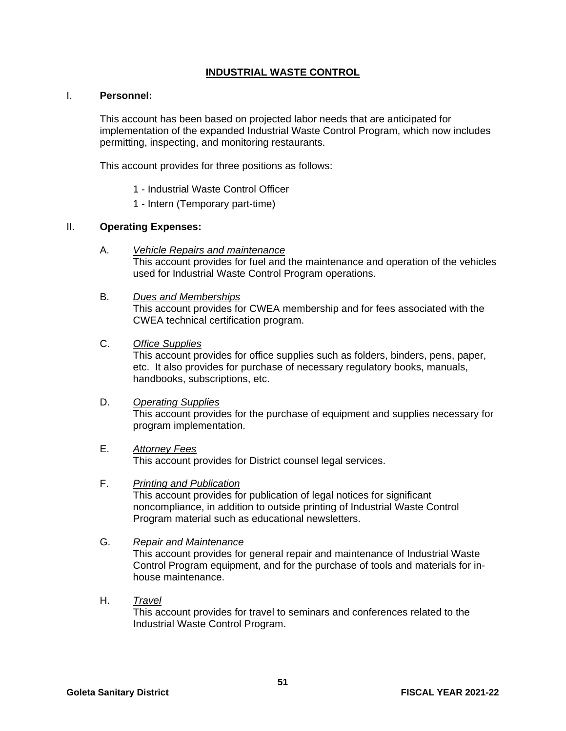# INDUSTRIAL WASTE CONTROL

## I. Personnel:

This account has been based on projected labor needs that are anticipated for implementation of the expanded Industrial Waste Control Program, which now includes permitting, inspecting, and monitoring restaurants.

This account provides for three positions as follows:

- 1 - Industrial Waste Control Officer
- 1 - Intern (Temporary part-time)

## II. Operating Expenses:

A. *Vehicle Repairs and maintenance*
This account provides for fuel and the maintenance and operation of the vehicles used for Industrial Waste Control Program operations.

B. *Dues and Memberships*
This account provides for CWEA membership and for fees associated with the CWEA technical certification program.

C. *Office Supplies*
This account provides for office supplies such as folders, binders, pens, paper, etc. It also provides for purchase of necessary regulatory books, manuals, handbooks, subscriptions, etc.

D. *Operating Supplies*
This account provides for the purchase of equipment and supplies necessary for program implementation.

E. *Attorney Fees*
This account provides for District counsel legal services.

F. *Printing and Publication*
This account provides for publication of legal notices for significant noncompliance, in addition to outside printing of Industrial Waste Control Program material such as educational newsletters.

G. *Repair and Maintenance*
This account provides for general repair and maintenance of Industrial Waste Control Program equipment, and for the purchase of tools and materials for in-house maintenance.

H. *Travel*
This account provides for travel to seminars and conferences related to the Industrial Waste Control Program.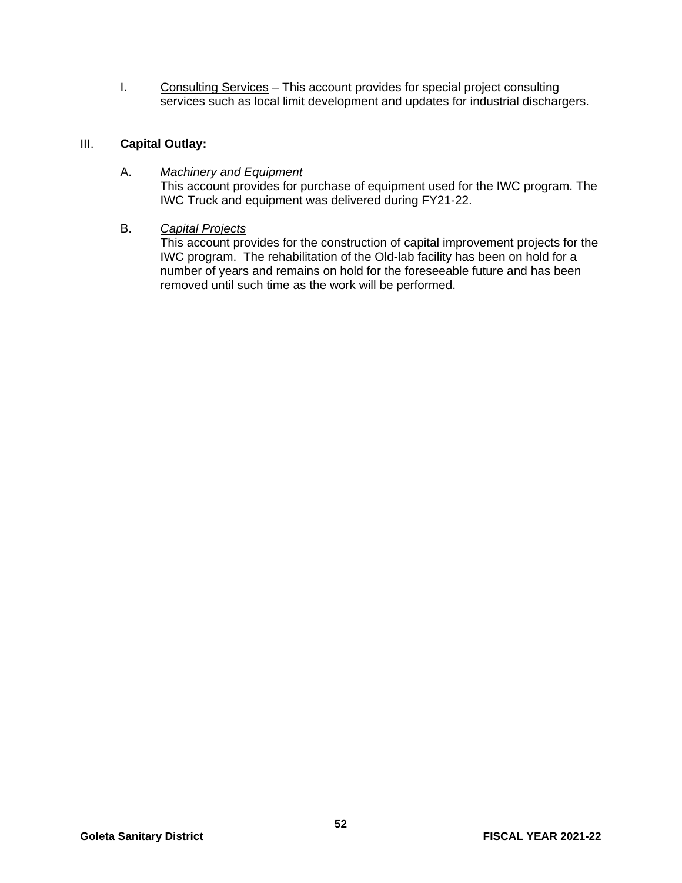I. Consulting Services – This account provides for special project consulting services such as local limit development and updates for industrial dischargers.

## III. Capital Outlay:

A. *Machinery and Equipment*

This account provides for purchase of equipment used for the IWC program. The IWC Truck and equipment was delivered during FY21-22.

B. *Capital Projects*

This account provides for the construction of capital improvement projects for the IWC program. The rehabilitation of the Old-lab facility has been on hold for a number of years and remains on hold for the foreseeable future and has been removed until such time as the work will be performed.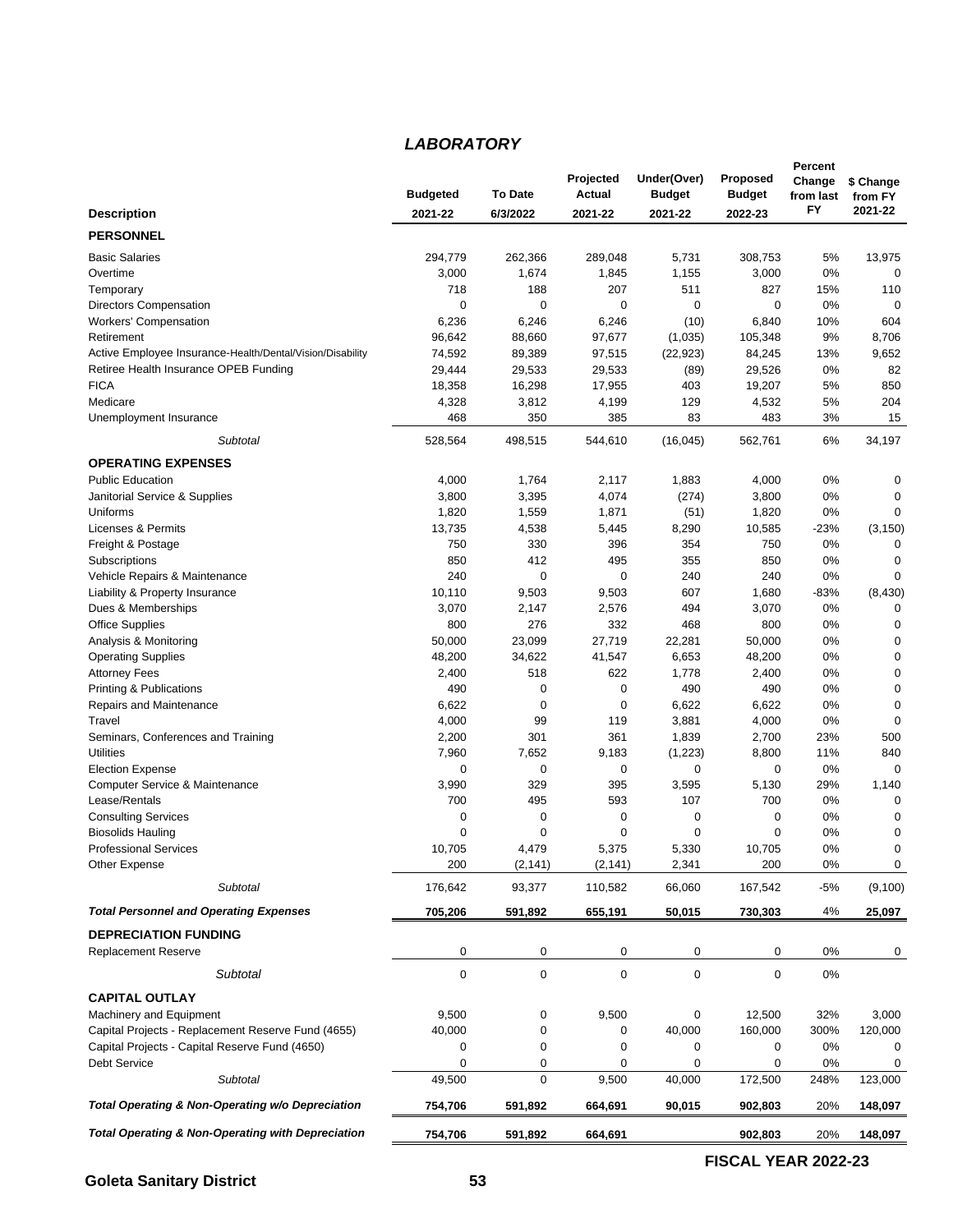## LABORATORY

| Description | Budgeted 2021-22 | To Date 6/3/2022 | Projected Actual 2021-22 | Under(Over) Budget 2021-22 | Proposed Budget 2022-23 | Percent Change from last FY | $ Change from FY 2021-22 |
|---|---|---|---|---|---|---|---|
| **PERSONNEL** | | | | | | | |
| Basic Salaries | 294,779 | 262,366 | 289,048 | 5,731 | 308,753 | 5% | 13,975 |
| Overtime | 3,000 | 1,674 | 1,845 | 1,155 | 3,000 | 0% | 0 |
| Temporary | 718 | 188 | 207 | 511 | 827 | 15% | 110 |
| Directors Compensation | 0 | 0 | 0 | 0 | 0 | 0% | 0 |
| Workers' Compensation | 6,236 | 6,246 | 6,246 | (10) | 6,840 | 10% | 604 |
| Retirement | 96,642 | 88,660 | 97,677 | (1,035) | 105,348 | 9% | 8,706 |
| Active Employee Insurance-Health/Dental/Vision/Disability | 74,592 | 89,389 | 97,515 | (22,923) | 84,245 | 13% | 9,652 |
| Retiree Health Insurance OPEB Funding | 29,444 | 29,533 | 29,533 | (89) | 29,526 | 0% | 82 |
| FICA | 18,358 | 16,298 | 17,955 | 403 | 19,207 | 5% | 850 |
| Medicare | 4,328 | 3,812 | 4,199 | 129 | 4,532 | 5% | 204 |
| Unemployment Insurance | 468 | 350 | 385 | 83 | 483 | 3% | 15 |
| *Subtotal* | 528,564 | 498,515 | 544,610 | (16,045) | 562,761 | 6% | 34,197 |
| **OPERATING EXPENSES** | | | | | | | |
| Public Education | 4,000 | 1,764 | 2,117 | 1,883 | 4,000 | 0% | 0 |
| Janitorial Service & Supplies | 3,800 | 3,395 | 4,074 | (274) | 3,800 | 0% | 0 |
| Uniforms | 1,820 | 1,559 | 1,871 | (51) | 1,820 | 0% | 0 |
| Licenses & Permits | 13,735 | 4,538 | 5,445 | 8,290 | 10,585 | -23% | (3,150) |
| Freight & Postage | 750 | 330 | 396 | 354 | 750 | 0% | 0 |
| Subscriptions | 850 | 412 | 495 | 355 | 850 | 0% | 0 |
| Vehicle Repairs & Maintenance | 240 | 0 | 0 | 240 | 240 | 0% | 0 |
| Liability & Property Insurance | 10,110 | 9,503 | 9,503 | 607 | 1,680 | -83% | (8,430) |
| Dues & Memberships | 3,070 | 2,147 | 2,576 | 494 | 3,070 | 0% | 0 |
| Office Supplies | 800 | 276 | 332 | 468 | 800 | 0% | 0 |
| Analysis & Monitoring | 50,000 | 23,099 | 27,719 | 22,281 | 50,000 | 0% | 0 |
| Operating Supplies | 48,200 | 34,622 | 41,547 | 6,653 | 48,200 | 0% | 0 |
| Attorney Fees | 2,400 | 518 | 622 | 1,778 | 2,400 | 0% | 0 |
| Printing & Publications | 490 | 0 | 0 | 490 | 490 | 0% | 0 |
| Repairs and Maintenance | 6,622 | 0 | 0 | 6,622 | 6,622 | 0% | 0 |
| Travel | 4,000 | 99 | 119 | 3,881 | 4,000 | 0% | 0 |
| Seminars, Conferences and Training | 2,200 | 301 | 361 | 1,839 | 2,700 | 23% | 500 |
| Utilities | 7,960 | 7,652 | 9,183 | (1,223) | 8,800 | 11% | 840 |
| Election Expense | 0 | 0 | 0 | 0 | 0 | 0% | 0 |
| Computer Service & Maintenance | 3,990 | 329 | 395 | 3,595 | 5,130 | 29% | 1,140 |
| Lease/Rentals | 700 | 495 | 593 | 107 | 700 | 0% | 0 |
| Consulting Services | 0 | 0 | 0 | 0 | 0 | 0% | 0 |
| Biosolids Hauling | 0 | 0 | 0 | 0 | 0 | 0% | 0 |
| Professional Services | 10,705 | 4,479 | 5,375 | 5,330 | 10,705 | 0% | 0 |
| Other Expense | 200 | (2,141) | (2,141) | 2,341 | 200 | 0% | 0 |
| *Subtotal* | 176,642 | 93,377 | 110,582 | 66,060 | 167,542 | -5% | (9,100) |
| ***Total Personnel and Operating Expenses*** | **705,206** | **591,892** | **655,191** | **50,015** | **730,303** | 4% | **25,097** |
| **DEPRECIATION FUNDING** | | | | | | | |
| Replacement Reserve | 0 | 0 | 0 | 0 | 0 | 0% | 0 |
| *Subtotal* | 0 | 0 | 0 | 0 | 0 | 0% | |
| **CAPITAL OUTLAY** | | | | | | | |
| Machinery and Equipment | 9,500 | 0 | 9,500 | 0 | 12,500 | 32% | 3,000 |
| Capital Projects - Replacement Reserve Fund (4655) | 40,000 | 0 | 0 | 40,000 | 160,000 | 300% | 120,000 |
| Capital Projects - Capital Reserve Fund (4650) | 0 | 0 | 0 | 0 | 0 | 0% | 0 |
| Debt Service | 0 | 0 | 0 | 0 | 0 | 0% | 0 |
| *Subtotal* | 49,500 | 0 | 9,500 | 40,000 | 172,500 | 248% | 123,000 |
| ***Total Operating & Non-Operating w/o Depreciation*** | **754,706** | **591,892** | **664,691** | **90,015** | **902,803** | 20% | **148,097** |
| ***Total Operating & Non-Operating with Depreciation*** | **754,706** | **591,892** | **664,691** | | **902,803** | 20% | **148,097** |

**FISCAL YEAR 2022-23**

**Goleta Sanitary District**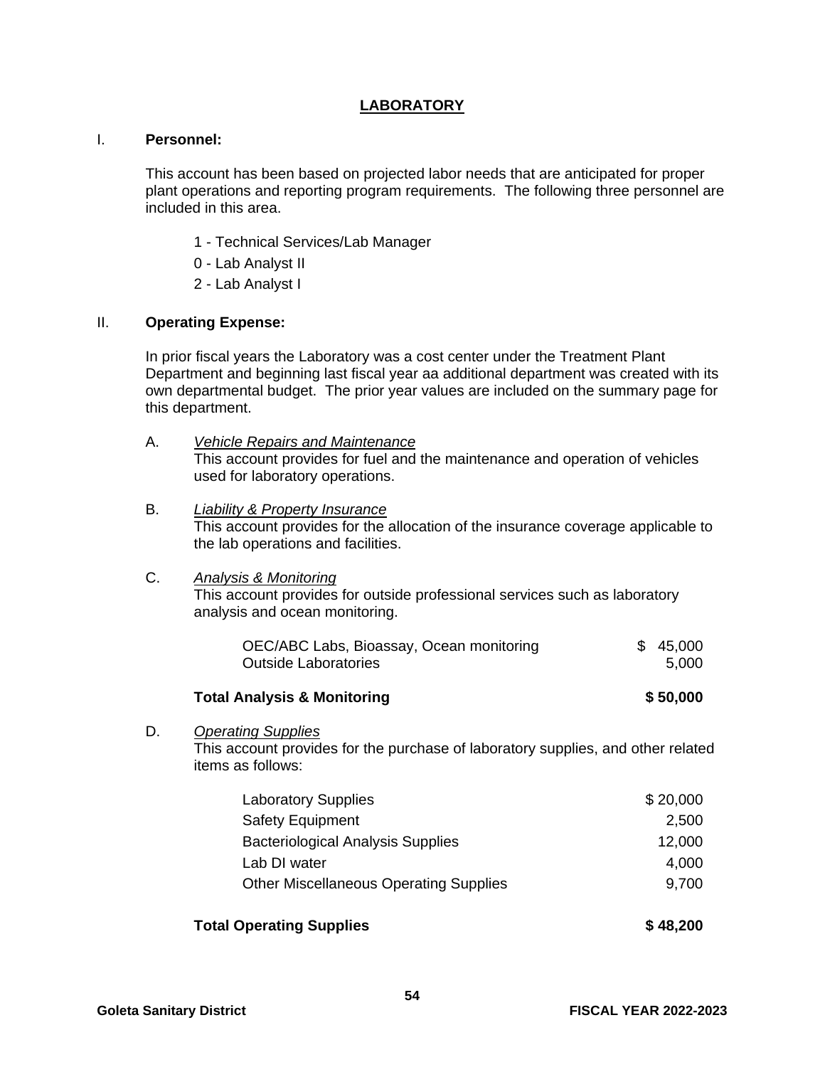# LABORATORY

## I. Personnel:

This account has been based on projected labor needs that are anticipated for proper plant operations and reporting program requirements. The following three personnel are included in this area.

- 1 - Technical Services/Lab Manager
- 0 - Lab Analyst II
- 2 - Lab Analyst I

## II. Operating Expense:

In prior fiscal years the Laboratory was a cost center under the Treatment Plant Department and beginning last fiscal year aa additional department was created with its own departmental budget. The prior year values are included on the summary page for this department.

### A. *Vehicle Repairs and Maintenance*

This account provides for fuel and the maintenance and operation of vehicles used for laboratory operations.

### B. *Liability & Property Insurance*

This account provides for the allocation of the insurance coverage applicable to the lab operations and facilities.

### C. *Analysis & Monitoring*

This account provides for outside professional services such as laboratory analysis and ocean monitoring.

| Item | Amount |
|---|---|
| OEC/ABC Labs, Bioassay, Ocean monitoring | $ 45,000 |
| Outside Laboratories | 5,000 |
| **Total Analysis & Monitoring** | **$ 50,000** |

### D. *Operating Supplies*

This account provides for the purchase of laboratory supplies, and other related items as follows:

| Item | Amount |
|---|---|
| Laboratory Supplies | $ 20,000 |
| Safety Equipment | 2,500 |
| Bacteriological Analysis Supplies | 12,000 |
| Lab DI water | 4,000 |
| Other Miscellaneous Operating Supplies | 9,700 |
| **Total Operating Supplies** | **$ 48,200** |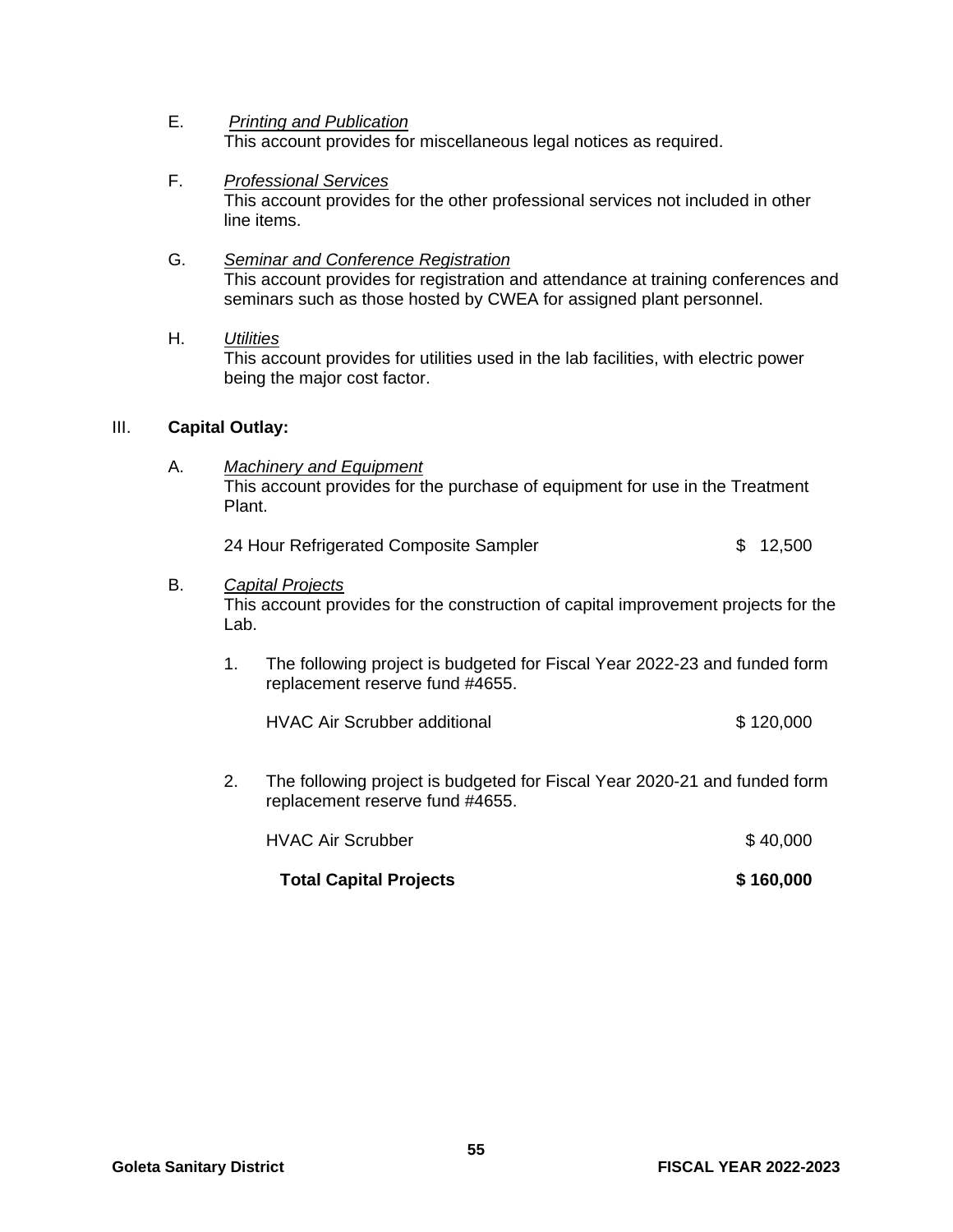E. *Printing and Publication*
This account provides for miscellaneous legal notices as required.

F. *Professional Services*
This account provides for the other professional services not included in other line items.

G. *Seminar and Conference Registration*
This account provides for registration and attendance at training conferences and seminars such as those hosted by CWEA for assigned plant personnel.

H. *Utilities*
This account provides for utilities used in the lab facilities, with electric power being the major cost factor.

III. **Capital Outlay:**

A. *Machinery and Equipment*
This account provides for the purchase of equipment for use in the Treatment Plant.

| | |
|---|---|
| 24 Hour Refrigerated Composite Sampler | $ 12,500 |

B. *Capital Projects*
This account provides for the construction of capital improvement projects for the Lab.

1. The following project is budgeted for Fiscal Year 2022-23 and funded form replacement reserve fund #4655.

| | |
|---|---|
| HVAC Air Scrubber additional | $ 120,000 |

2. The following project is budgeted for Fiscal Year 2020-21 and funded form replacement reserve fund #4655.

| | |
|---|---|
| HVAC Air Scrubber | $ 40,000 |
| **Total Capital Projects** | **$ 160,000** |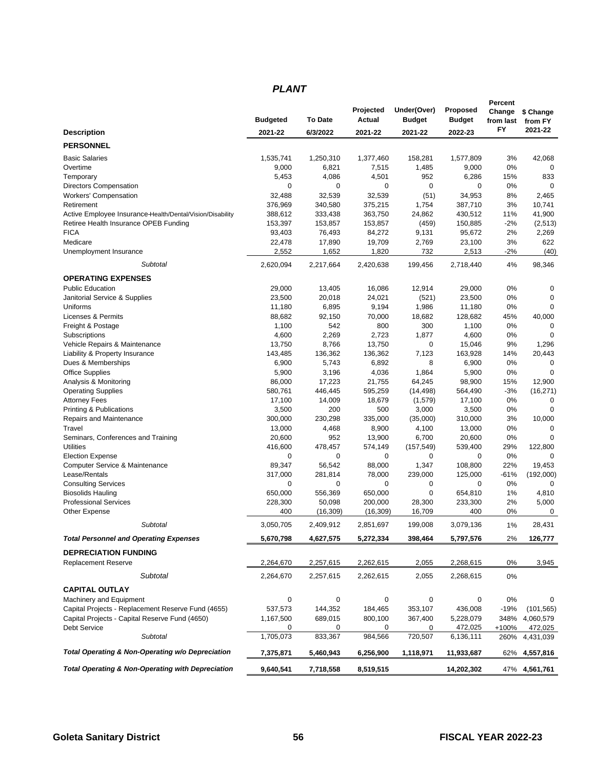## PLANT

| Description | Budgeted 2021-22 | To Date 6/3/2022 | Projected Actual 2021-22 | Under(Over) Budget 2021-22 | Proposed Budget 2022-23 | Percent Change from last FY | $ Change from FY 2021-22 |
|---|---|---|---|---|---|---|---|
| **PERSONNEL** | | | | | | | |
| Basic Salaries | 1,535,741 | 1,250,310 | 1,377,460 | 158,281 | 1,577,809 | 3% | 42,068 |
| Overtime | 9,000 | 6,821 | 7,515 | 1,485 | 9,000 | 0% | 0 |
| Temporary | 5,453 | 4,086 | 4,501 | 952 | 6,286 | 15% | 833 |
| Directors Compensation | 0 | 0 | 0 | 0 | 0 | 0% | 0 |
| Workers' Compensation | 32,488 | 32,539 | 32,539 | (51) | 34,953 | 8% | 2,465 |
| Retirement | 376,969 | 340,580 | 375,215 | 1,754 | 387,710 | 3% | 10,741 |
| Active Employee Insurance-Health/Dental/Vision/Disability | 388,612 | 333,438 | 363,750 | 24,862 | 430,512 | 11% | 41,900 |
| Retiree Health Insurance OPEB Funding | 153,397 | 153,857 | 153,857 | (459) | 150,885 | -2% | (2,513) |
| FICA | 93,403 | 76,493 | 84,272 | 9,131 | 95,672 | 2% | 2,269 |
| Medicare | 22,478 | 17,890 | 19,709 | 2,769 | 23,100 | 3% | 622 |
| Unemployment Insurance | 2,552 | 1,652 | 1,820 | 732 | 2,513 | -2% | (40) |
| *Subtotal* | 2,620,094 | 2,217,664 | 2,420,638 | 199,456 | 2,718,440 | 4% | 98,346 |
| **OPERATING EXPENSES** | | | | | | | |
| Public Education | 29,000 | 13,405 | 16,086 | 12,914 | 29,000 | 0% | 0 |
| Janitorial Service & Supplies | 23,500 | 20,018 | 24,021 | (521) | 23,500 | 0% | 0 |
| Uniforms | 11,180 | 6,895 | 9,194 | 1,986 | 11,180 | 0% | 0 |
| Licenses & Permits | 88,682 | 92,150 | 70,000 | 18,682 | 128,682 | 45% | 40,000 |
| Freight & Postage | 1,100 | 542 | 800 | 300 | 1,100 | 0% | 0 |
| Subscriptions | 4,600 | 2,269 | 2,723 | 1,877 | 4,600 | 0% | 0 |
| Vehicle Repairs & Maintenance | 13,750 | 8,766 | 13,750 | 0 | 15,046 | 9% | 1,296 |
| Liability & Property Insurance | 143,485 | 136,362 | 136,362 | 7,123 | 163,928 | 14% | 20,443 |
| Dues & Memberships | 6,900 | 5,743 | 6,892 | 8 | 6,900 | 0% | 0 |
| Office Supplies | 5,900 | 3,196 | 4,036 | 1,864 | 5,900 | 0% | 0 |
| Analysis & Monitoring | 86,000 | 17,223 | 21,755 | 64,245 | 98,900 | 15% | 12,900 |
| Operating Supplies | 580,761 | 446,445 | 595,259 | (14,498) | 564,490 | -3% | (16,271) |
| Attorney Fees | 17,100 | 14,009 | 18,679 | (1,579) | 17,100 | 0% | 0 |
| Printing & Publications | 3,500 | 200 | 500 | 3,000 | 3,500 | 0% | 0 |
| Repairs and Maintenance | 300,000 | 230,298 | 335,000 | (35,000) | 310,000 | 3% | 10,000 |
| Travel | 13,000 | 4,468 | 8,900 | 4,100 | 13,000 | 0% | 0 |
| Seminars, Conferences and Training | 20,600 | 952 | 13,900 | 6,700 | 20,600 | 0% | 0 |
| Utilities | 416,600 | 478,457 | 574,149 | (157,549) | 539,400 | 29% | 122,800 |
| Election Expense | 0 | 0 | 0 | 0 | 0 | 0% | 0 |
| Computer Service & Maintenance | 89,347 | 56,542 | 88,000 | 1,347 | 108,800 | 22% | 19,453 |
| Lease/Rentals | 317,000 | 281,814 | 78,000 | 239,000 | 125,000 | -61% | (192,000) |
| Consulting Services | 0 | 0 | 0 | 0 | 0 | 0% | 0 |
| Biosolids Hauling | 650,000 | 556,369 | 650,000 | 0 | 654,810 | 1% | 4,810 |
| Professional Services | 228,300 | 50,098 | 200,000 | 28,300 | 233,300 | 2% | 5,000 |
| Other Expense | 400 | (16,309) | (16,309) | 16,709 | 400 | 0% | 0 |
| *Subtotal* | 3,050,705 | 2,409,912 | 2,851,697 | 199,008 | 3,079,136 | 1% | 28,431 |
| ***Total Personnel and Operating Expenses*** | **5,670,798** | **4,627,575** | **5,272,334** | **398,464** | **5,797,576** | 2% | **126,777** |
| **DEPRECIATION FUNDING** | | | | | | | |
| Replacement Reserve | 2,264,670 | 2,257,615 | 2,262,615 | 2,055 | 2,268,615 | 0% | 3,945 |
| *Subtotal* | 2,264,670 | 2,257,615 | 2,262,615 | 2,055 | 2,268,615 | 0% | |
| **CAPITAL OUTLAY** | | | | | | | |
| Machinery and Equipment | 0 | 0 | 0 | 0 | 0 | 0% | 0 |
| Capital Projects - Replacement Reserve Fund (4655) | 537,573 | 144,352 | 184,465 | 353,107 | 436,008 | -19% | (101,565) |
| Capital Projects - Capital Reserve Fund (4650) | 1,167,500 | 689,015 | 800,100 | 367,400 | 5,228,079 | 348% | 4,060,579 |
| Debt Service | 0 | 0 | 0 | 0 | 472,025 | +100% | 472,025 |
| *Subtotal* | 1,705,073 | 833,367 | 984,566 | 720,507 | 6,136,111 | 260% | 4,431,039 |
| ***Total Operating & Non-Operating w/o Depreciation*** | **7,375,871** | **5,460,943** | **6,256,900** | **1,118,971** | **11,933,687** | 62% | **4,557,816** |
| ***Total Operating & Non-Operating with Depreciation*** | **9,640,541** | **7,718,558** | **8,519,515** | | **14,202,302** | 47% | **4,561,761** |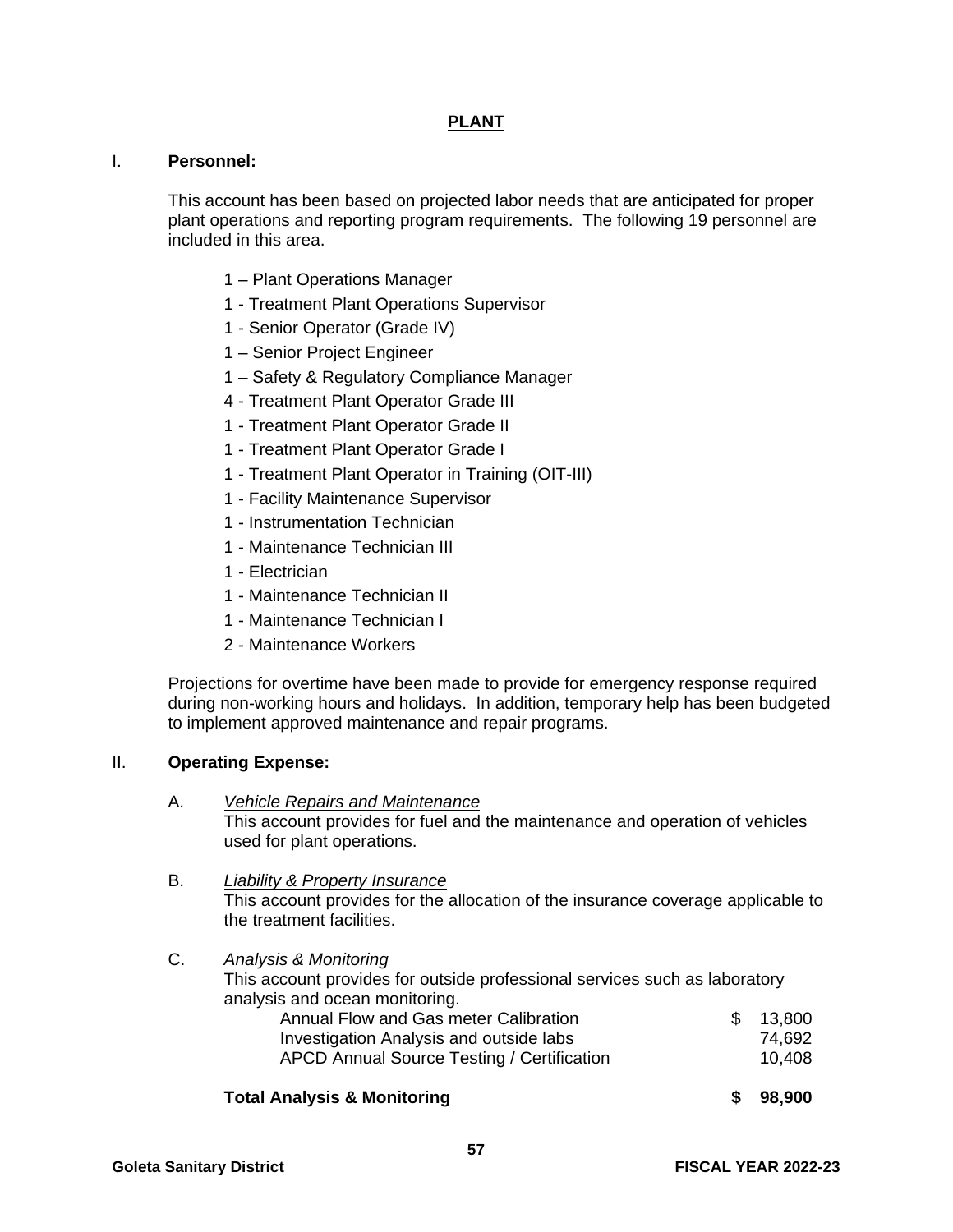# PLANT

## I. Personnel:

This account has been based on projected labor needs that are anticipated for proper plant operations and reporting program requirements. The following 19 personnel are included in this area.

- 1 – Plant Operations Manager
- 1 - Treatment Plant Operations Supervisor
- 1 - Senior Operator (Grade IV)
- 1 – Senior Project Engineer
- 1 – Safety & Regulatory Compliance Manager
- 4 - Treatment Plant Operator Grade III
- 1 - Treatment Plant Operator Grade II
- 1 - Treatment Plant Operator Grade I
- 1 - Treatment Plant Operator in Training (OIT-III)
- 1 - Facility Maintenance Supervisor
- 1 - Instrumentation Technician
- 1 - Maintenance Technician III
- 1 - Electrician
- 1 - Maintenance Technician II
- 1 - Maintenance Technician I
- 2 - Maintenance Workers

Projections for overtime have been made to provide for emergency response required during non-working hours and holidays. In addition, temporary help has been budgeted to implement approved maintenance and repair programs.

## II. Operating Expense:

A. *Vehicle Repairs and Maintenance*
This account provides for fuel and the maintenance and operation of vehicles used for plant operations.

B. *Liability & Property Insurance*
This account provides for the allocation of the insurance coverage applicable to the treatment facilities.

C. *Analysis & Monitoring*
This account provides for outside professional services such as laboratory analysis and ocean monitoring.

| Item | Amount |
|---|---|
| Annual Flow and Gas meter Calibration | $ 13,800 |
| Investigation Analysis and outside labs | 74,692 |
| APCD Annual Source Testing / Certification | 10,408 |
| **Total Analysis & Monitoring** | **$ 98,900** |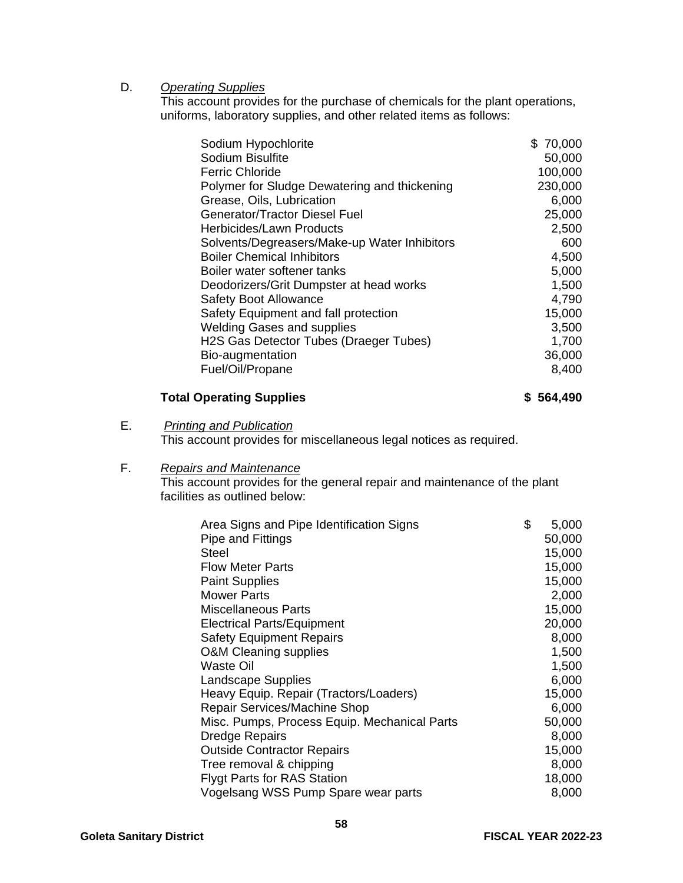D. *Operating Supplies*
This account provides for the purchase of chemicals for the plant operations, uniforms, laboratory supplies, and other related items as follows:

| | |
|---|---|
| Sodium Hypochlorite | $ 70,000 |
| Sodium Bisulfite | 50,000 |
| Ferric Chloride | 100,000 |
| Polymer for Sludge Dewatering and thickening | 230,000 |
| Grease, Oils, Lubrication | 6,000 |
| Generator/Tractor Diesel Fuel | 25,000 |
| Herbicides/Lawn Products | 2,500 |
| Solvents/Degreasers/Make-up Water Inhibitors | 600 |
| Boiler Chemical Inhibitors | 4,500 |
| Boiler water softener tanks | 5,000 |
| Deodorizers/Grit Dumpster at head works | 1,500 |
| Safety Boot Allowance | 4,790 |
| Safety Equipment and fall protection | 15,000 |
| Welding Gases and supplies | 3,500 |
| $H_2S$ Gas Detector Tubes (Draeger Tubes) | 1,700 |
| Bio-augmentation | 36,000 |
| Fuel/Oil/Propane | 8,400 |
| **Total Operating Supplies** | **$ 564,490** |

E. *Printing and Publication*
This account provides for miscellaneous legal notices as required.

F. *Repairs and Maintenance*
This account provides for the general repair and maintenance of the plant facilities as outlined below:

| | |
|---|---|
| Area Signs and Pipe Identification Signs | $ 5,000 |
| Pipe and Fittings | 50,000 |
| Steel | 15,000 |
| Flow Meter Parts | 15,000 |
| Paint Supplies | 15,000 |
| Mower Parts | 2,000 |
| Miscellaneous Parts | 15,000 |
| Electrical Parts/Equipment | 20,000 |
| Safety Equipment Repairs | 8,000 |
| O&M Cleaning supplies | 1,500 |
| Waste Oil | 1,500 |
| Landscape Supplies | 6,000 |
| Heavy Equip. Repair (Tractors/Loaders) | 15,000 |
| Repair Services/Machine Shop | 6,000 |
| Misc. Pumps, Process Equip. Mechanical Parts | 50,000 |
| Dredge Repairs | 8,000 |
| Outside Contractor Repairs | 15,000 |
| Tree removal & chipping | 8,000 |
| Flygt Parts for RAS Station | 18,000 |
| Vogelsang WSS Pump Spare wear parts | 8,000 |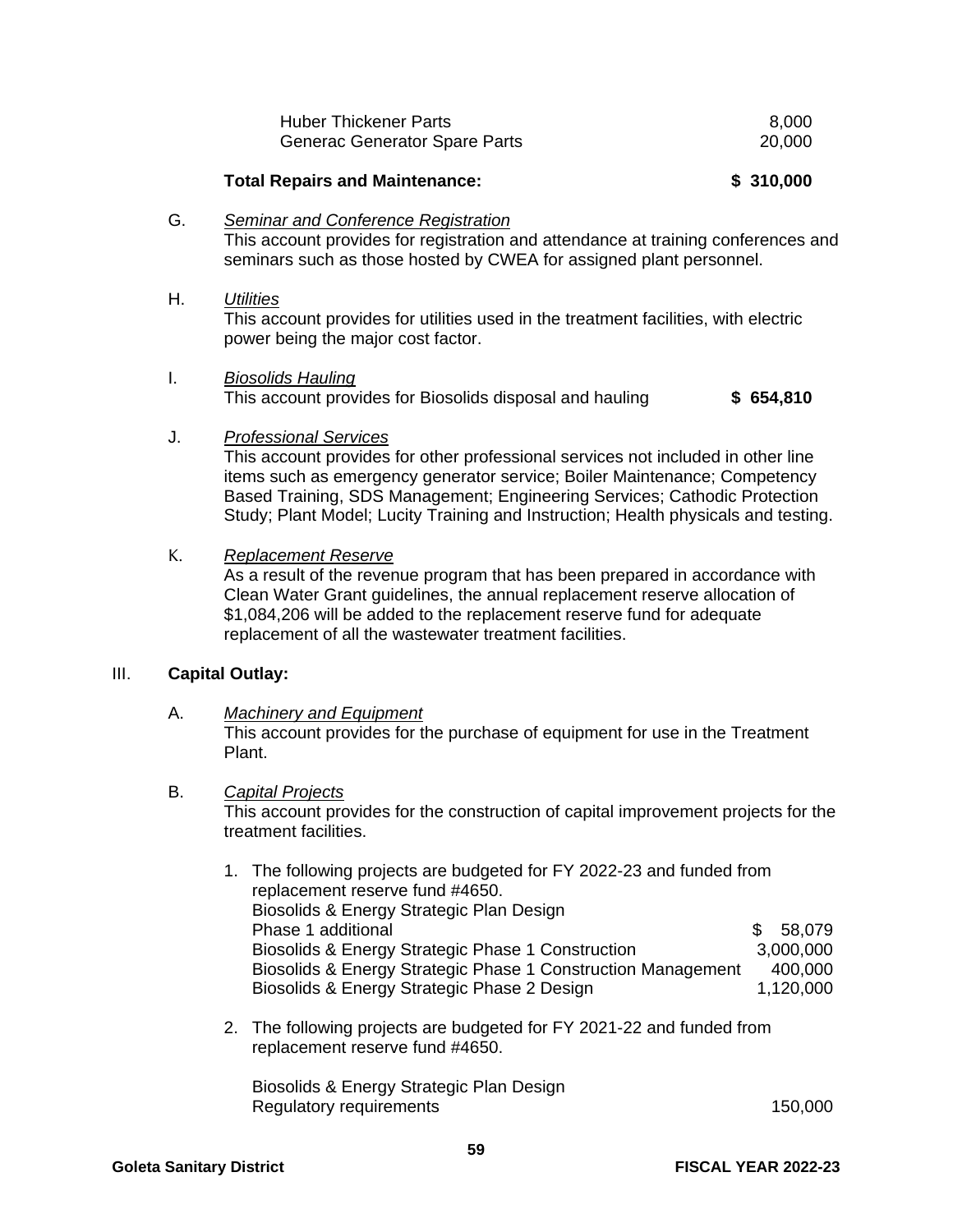| | |
|---|---|
| Huber Thickener Parts | 8,000 |
| Generac Generator Spare Parts | 20,000 |

**Total Repairs and Maintenance: $ 310,000**

G. *Seminar and Conference Registration*
This account provides for registration and attendance at training conferences and seminars such as those hosted by CWEA for assigned plant personnel.

H. *Utilities*
This account provides for utilities used in the treatment facilities, with electric power being the major cost factor.

I. *Biosolids Hauling*
This account provides for Biosolids disposal and hauling **$ 654,810**

J. *Professional Services*
This account provides for other professional services not included in other line items such as emergency generator service; Boiler Maintenance; Competency Based Training, SDS Management; Engineering Services; Cathodic Protection Study; Plant Model; Lucity Training and Instruction; Health physicals and testing.

K. *Replacement Reserve*
As a result of the revenue program that has been prepared in accordance with Clean Water Grant guidelines, the annual replacement reserve allocation of $1,084,206 will be added to the replacement reserve fund for adequate replacement of all the wastewater treatment facilities.

III. **Capital Outlay:**

A. *Machinery and Equipment*
This account provides for the purchase of equipment for use in the Treatment Plant.

B. *Capital Projects*
This account provides for the construction of capital improvement projects for the treatment facilities.

1. The following projects are budgeted for FY 2022-23 and funded from replacement reserve fund #4650.

| | |
|---|---|
| Biosolids & Energy Strategic Plan Design Phase 1 additional | $ 58,079 |
| Biosolids & Energy Strategic Phase 1 Construction | 3,000,000 |
| Biosolids & Energy Strategic Phase 1 Construction Management | 400,000 |
| Biosolids & Energy Strategic Phase 2 Design | 1,120,000 |

2. The following projects are budgeted for FY 2021-22 and funded from replacement reserve fund #4650.

| | |
|---|---|
| Biosolids & Energy Strategic Plan Design Regulatory requirements | 150,000 |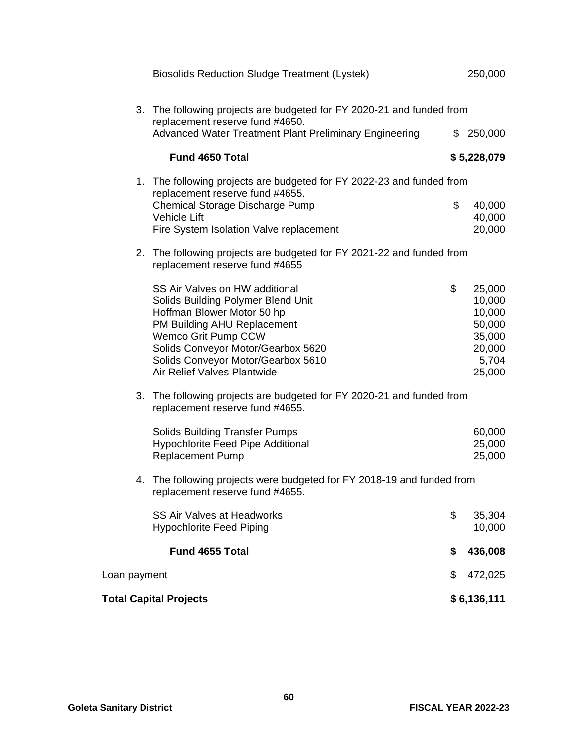| | |
|---|---|
| Biosolids Reduction Sludge Treatment (Lystek) | 250,000 |

3. The following projects are budgeted for FY 2020-21 and funded from replacement reserve fund #4650.

| | |
|---|---|
| Advanced Water Treatment Plant Preliminary Engineering | $ 250,000 |
| **Fund 4650 Total** | **$ 5,228,079** |

1. The following projects are budgeted for FY 2022-23 and funded from replacement reserve fund #4655.

| | |
|---|---|
| Chemical Storage Discharge Pump | $ 40,000 |
| Vehicle Lift | 40,000 |
| Fire System Isolation Valve replacement | 20,000 |

2. The following projects are budgeted for FY 2021-22 and funded from replacement reserve fund #4655

| | |
|---|---|
| SS Air Valves on HW additional | $ 25,000 |
| Solids Building Polymer Blend Unit | 10,000 |
| Hoffman Blower Motor 50 hp | 10,000 |
| PM Building AHU Replacement | 50,000 |
| Wemco Grit Pump CCW | 35,000 |
| Solids Conveyor Motor/Gearbox 5620 | 20,000 |
| Solids Conveyor Motor/Gearbox 5610 | 5,704 |
| Air Relief Valves Plantwide | 25,000 |

3. The following projects are budgeted for FY 2020-21 and funded from replacement reserve fund #4655.

| | |
|---|---|
| Solids Building Transfer Pumps | 60,000 |
| Hypochlorite Feed Pipe Additional | 25,000 |
| Replacement Pump | 25,000 |

4. The following projects were budgeted for FY 2018-19 and funded from replacement reserve fund #4655.

| | |
|---|---|
| SS Air Valves at Headworks | $ 35,304 |
| Hypochlorite Feed Piping | 10,000 |
| **Fund 4655 Total** | **$ 436,008** |

| | |
|---|---|
| Loan payment | $ 472,025 |
| **Total Capital Projects** | **$ 6,136,111** |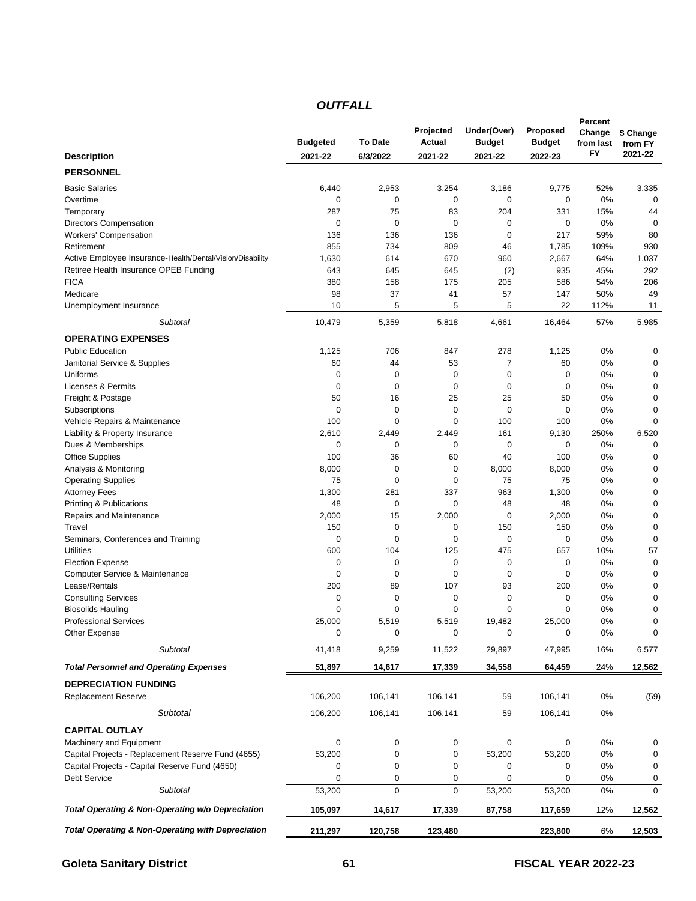## *OUTFALL*

| Description | Budgeted 2021-22 | To Date 6/3/2022 | Projected Actual 2021-22 | Under(Over) Budget 2021-22 | Proposed Budget 2022-23 | Percent Change from last FY | $ Change from FY 2021-22 |
|---|---|---|---|---|---|---|---|
| **PERSONNEL** | | | | | | | |
| Basic Salaries | 6,440 | 2,953 | 3,254 | 3,186 | 9,775 | 52% | 3,335 |
| Overtime | 0 | 0 | 0 | 0 | 0 | 0% | 0 |
| Temporary | 287 | 75 | 83 | 204 | 331 | 15% | 44 |
| Directors Compensation | 0 | 0 | 0 | 0 | 0 | 0% | 0 |
| Workers' Compensation | 136 | 136 | 136 | 0 | 217 | 59% | 80 |
| Retirement | 855 | 734 | 809 | 46 | 1,785 | 109% | 930 |
| Active Employee Insurance-Health/Dental/Vision/Disability | 1,630 | 614 | 670 | 960 | 2,667 | 64% | 1,037 |
| Retiree Health Insurance OPEB Funding | 643 | 645 | 645 | (2) | 935 | 45% | 292 |
| FICA | 380 | 158 | 175 | 205 | 586 | 54% | 206 |
| Medicare | 98 | 37 | 41 | 57 | 147 | 50% | 49 |
| Unemployment Insurance | 10 | 5 | 5 | 5 | 22 | 112% | 11 |
| *Subtotal* | 10,479 | 5,359 | 5,818 | 4,661 | 16,464 | 57% | 5,985 |
| **OPERATING EXPENSES** | | | | | | | |
| Public Education | 1,125 | 706 | 847 | 278 | 1,125 | 0% | 0 |
| Janitorial Service & Supplies | 60 | 44 | 53 | 7 | 60 | 0% | 0 |
| Uniforms | 0 | 0 | 0 | 0 | 0 | 0% | 0 |
| Licenses & Permits | 0 | 0 | 0 | 0 | 0 | 0% | 0 |
| Freight & Postage | 50 | 16 | 25 | 25 | 50 | 0% | 0 |
| Subscriptions | 0 | 0 | 0 | 0 | 0 | 0% | 0 |
| Vehicle Repairs & Maintenance | 100 | 0 | 0 | 100 | 100 | 0% | 0 |
| Liability & Property Insurance | 2,610 | 2,449 | 2,449 | 161 | 9,130 | 250% | 6,520 |
| Dues & Memberships | 0 | 0 | 0 | 0 | 0 | 0% | 0 |
| Office Supplies | 100 | 36 | 60 | 40 | 100 | 0% | 0 |
| Analysis & Monitoring | 8,000 | 0 | 0 | 8,000 | 8,000 | 0% | 0 |
| Operating Supplies | 75 | 0 | 0 | 75 | 75 | 0% | 0 |
| Attorney Fees | 1,300 | 281 | 337 | 963 | 1,300 | 0% | 0 |
| Printing & Publications | 48 | 0 | 0 | 48 | 48 | 0% | 0 |
| Repairs and Maintenance | 2,000 | 15 | 2,000 | 0 | 2,000 | 0% | 0 |
| Travel | 150 | 0 | 0 | 150 | 150 | 0% | 0 |
| Seminars, Conferences and Training | 0 | 0 | 0 | 0 | 0 | 0% | 0 |
| Utilities | 600 | 104 | 125 | 475 | 657 | 10% | 57 |
| Election Expense | 0 | 0 | 0 | 0 | 0 | 0% | 0 |
| Computer Service & Maintenance | 0 | 0 | 0 | 0 | 0 | 0% | 0 |
| Lease/Rentals | 200 | 89 | 107 | 93 | 200 | 0% | 0 |
| Consulting Services | 0 | 0 | 0 | 0 | 0 | 0% | 0 |
| Biosolids Hauling | 0 | 0 | 0 | 0 | 0 | 0% | 0 |
| Professional Services | 25,000 | 5,519 | 5,519 | 19,482 | 25,000 | 0% | 0 |
| Other Expense | 0 | 0 | 0 | 0 | 0 | 0% | 0 |
| *Subtotal* | 41,418 | 9,259 | 11,522 | 29,897 | 47,995 | 16% | 6,577 |
| ***Total Personnel and Operating Expenses*** | **51,897** | **14,617** | **17,339** | **34,558** | **64,459** | 24% | **12,562** |
| **DEPRECIATION FUNDING** | | | | | | | |
| Replacement Reserve | 106,200 | 106,141 | 106,141 | 59 | 106,141 | 0% | (59) |
| *Subtotal* | 106,200 | 106,141 | 106,141 | 59 | 106,141 | 0% | |
| **CAPITAL OUTLAY** | | | | | | | |
| Machinery and Equipment | 0 | 0 | 0 | 0 | 0 | 0% | 0 |
| Capital Projects - Replacement Reserve Fund (4655) | 53,200 | 0 | 0 | 53,200 | 53,200 | 0% | 0 |
| Capital Projects - Capital Reserve Fund (4650) | 0 | 0 | 0 | 0 | 0 | 0% | 0 |
| Debt Service | 0 | 0 | 0 | 0 | 0 | 0% | 0 |
| *Subtotal* | 53,200 | 0 | 0 | 53,200 | 53,200 | 0% | 0 |
| ***Total Operating & Non-Operating w/o Depreciation*** | **105,097** | **14,617** | **17,339** | **87,758** | **117,659** | 12% | **12,562** |
| ***Total Operating & Non-Operating with Depreciation*** | **211,297** | **120,758** | **123,480** | | **223,800** | 6% | **12,503** |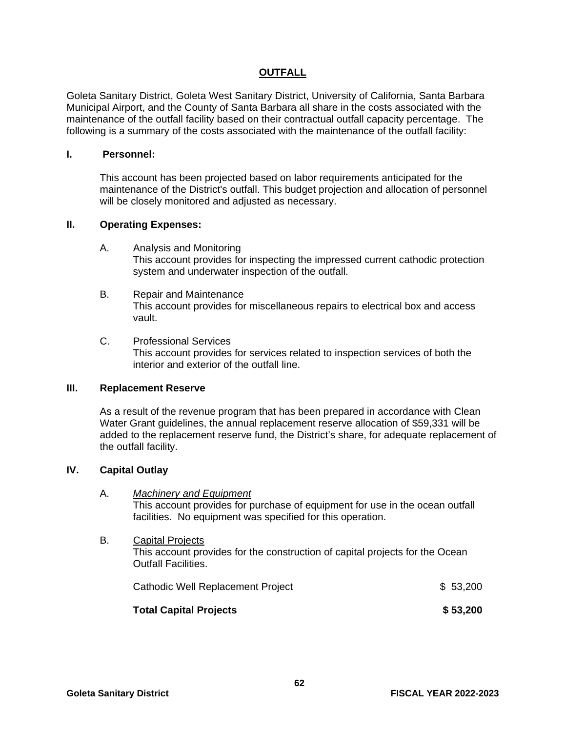## OUTFALL

Goleta Sanitary District, Goleta West Sanitary District, University of California, Santa Barbara Municipal Airport, and the County of Santa Barbara all share in the costs associated with the maintenance of the outfall facility based on their contractual outfall capacity percentage. The following is a summary of the costs associated with the maintenance of the outfall facility:

### I. Personnel:

This account has been projected based on labor requirements anticipated for the maintenance of the District's outfall. This budget projection and allocation of personnel will be closely monitored and adjusted as necessary.

### II. Operating Expenses:

A. Analysis and Monitoring
This account provides for inspecting the impressed current cathodic protection system and underwater inspection of the outfall.

B. Repair and Maintenance
This account provides for miscellaneous repairs to electrical box and access vault.

C. Professional Services
This account provides for services related to inspection services of both the interior and exterior of the outfall line.

### III. Replacement Reserve

As a result of the revenue program that has been prepared in accordance with Clean Water Grant guidelines, the annual replacement reserve allocation of $59,331 will be added to the replacement reserve fund, the District's share, for adequate replacement of the outfall facility.

### IV. Capital Outlay

A. *Machinery and Equipment*
This account provides for purchase of equipment for use in the ocean outfall facilities. No equipment was specified for this operation.

B. Capital Projects
This account provides for the construction of capital projects for the Ocean Outfall Facilities.

| | |
|---|---|
| Cathodic Well Replacement Project | $ 53,200 |
| **Total Capital Projects** | **$ 53,200** |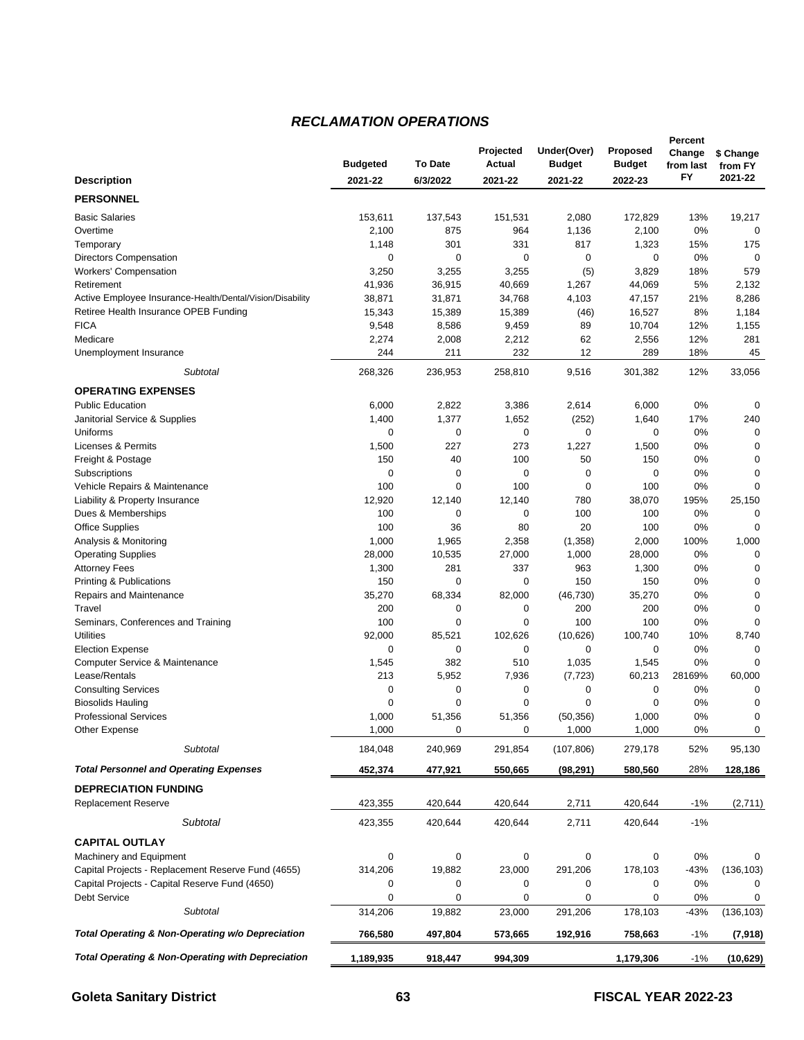## *RECLAMATION OPERATIONS*

| Description | Budgeted 2021-22 | To Date 6/3/2022 | Projected Actual 2021-22 | Under(Over) Budget 2021-22 | Proposed Budget 2022-23 | Percent Change from last FY | $ Change from FY 2021-22 |
|---|---|---|---|---|---|---|---|
| **PERSONNEL** | | | | | | | |
| Basic Salaries | 153,611 | 137,543 | 151,531 | 2,080 | 172,829 | 13% | 19,217 |
| Overtime | 2,100 | 875 | 964 | 1,136 | 2,100 | 0% | 0 |
| Temporary | 1,148 | 301 | 331 | 817 | 1,323 | 15% | 175 |
| Directors Compensation | 0 | 0 | 0 | 0 | 0 | 0% | 0 |
| Workers' Compensation | 3,250 | 3,255 | 3,255 | (5) | 3,829 | 18% | 579 |
| Retirement | 41,936 | 36,915 | 40,669 | 1,267 | 44,069 | 5% | 2,132 |
| Active Employee Insurance-Health/Dental/Vision/Disability | 38,871 | 31,871 | 34,768 | 4,103 | 47,157 | 21% | 8,286 |
| Retiree Health Insurance OPEB Funding | 15,343 | 15,389 | 15,389 | (46) | 16,527 | 8% | 1,184 |
| FICA | 9,548 | 8,586 | 9,459 | 89 | 10,704 | 12% | 1,155 |
| Medicare | 2,274 | 2,008 | 2,212 | 62 | 2,556 | 12% | 281 |
| Unemployment Insurance | 244 | 211 | 232 | 12 | 289 | 18% | 45 |
| *Subtotal* | 268,326 | 236,953 | 258,810 | 9,516 | 301,382 | 12% | 33,056 |
| **OPERATING EXPENSES** | | | | | | | |
| Public Education | 6,000 | 2,822 | 3,386 | 2,614 | 6,000 | 0% | 0 |
| Janitorial Service & Supplies | 1,400 | 1,377 | 1,652 | (252) | 1,640 | 17% | 240 |
| Uniforms | 0 | 0 | 0 | 0 | 0 | 0% | 0 |
| Licenses & Permits | 1,500 | 227 | 273 | 1,227 | 1,500 | 0% | 0 |
| Freight & Postage | 150 | 40 | 100 | 50 | 150 | 0% | 0 |
| Subscriptions | 0 | 0 | 0 | 0 | 0 | 0% | 0 |
| Vehicle Repairs & Maintenance | 100 | 0 | 100 | 0 | 100 | 0% | 0 |
| Liability & Property Insurance | 12,920 | 12,140 | 12,140 | 780 | 38,070 | 195% | 25,150 |
| Dues & Memberships | 100 | 0 | 0 | 100 | 100 | 0% | 0 |
| Office Supplies | 100 | 36 | 80 | 20 | 100 | 0% | 0 |
| Analysis & Monitoring | 1,000 | 1,965 | 2,358 | (1,358) | 2,000 | 100% | 1,000 |
| Operating Supplies | 28,000 | 10,535 | 27,000 | 1,000 | 28,000 | 0% | 0 |
| Attorney Fees | 1,300 | 281 | 337 | 963 | 1,300 | 0% | 0 |
| Printing & Publications | 150 | 0 | 0 | 150 | 150 | 0% | 0 |
| Repairs and Maintenance | 35,270 | 68,334 | 82,000 | (46,730) | 35,270 | 0% | 0 |
| Travel | 200 | 0 | 0 | 200 | 200 | 0% | 0 |
| Seminars, Conferences and Training | 100 | 0 | 0 | 100 | 100 | 0% | 0 |
| Utilities | 92,000 | 85,521 | 102,626 | (10,626) | 100,740 | 10% | 8,740 |
| Election Expense | 0 | 0 | 0 | 0 | 0 | 0% | 0 |
| Computer Service & Maintenance | 1,545 | 382 | 510 | 1,035 | 1,545 | 0% | 0 |
| Lease/Rentals | 213 | 5,952 | 7,936 | (7,723) | 60,213 | 28169% | 60,000 |
| Consulting Services | 0 | 0 | 0 | 0 | 0 | 0% | 0 |
| Biosolids Hauling | 0 | 0 | 0 | 0 | 0 | 0% | 0 |
| Professional Services | 1,000 | 51,356 | 51,356 | (50,356) | 1,000 | 0% | 0 |
| Other Expense | 1,000 | 0 | 0 | 1,000 | 1,000 | 0% | 0 |
| *Subtotal* | 184,048 | 240,969 | 291,854 | (107,806) | 279,178 | 52% | 95,130 |
| ***Total Personnel and Operating Expenses*** | **452,374** | **477,921** | **550,665** | **(98,291)** | **580,560** | 28% | **128,186** |
| **DEPRECIATION FUNDING** | | | | | | | |
| Replacement Reserve | 423,355 | 420,644 | 420,644 | 2,711 | 420,644 | -1% | (2,711) |
| *Subtotal* | 423,355 | 420,644 | 420,644 | 2,711 | 420,644 | -1% | |
| **CAPITAL OUTLAY** | | | | | | | |
| Machinery and Equipment | 0 | 0 | 0 | 0 | 0 | 0% | 0 |
| Capital Projects - Replacement Reserve Fund (4655) | 314,206 | 19,882 | 23,000 | 291,206 | 178,103 | -43% | (136,103) |
| Capital Projects - Capital Reserve Fund (4650) | 0 | 0 | 0 | 0 | 0 | 0% | 0 |
| Debt Service | 0 | 0 | 0 | 0 | 0 | 0% | 0 |
| *Subtotal* | 314,206 | 19,882 | 23,000 | 291,206 | 178,103 | -43% | (136,103) |
| ***Total Operating & Non-Operating w/o Depreciation*** | **766,580** | **497,804** | **573,665** | **192,916** | **758,663** | -1% | **(7,918)** |
| ***Total Operating & Non-Operating with Depreciation*** | **1,189,935** | **918,447** | **994,309** | | **1,179,306** | -1% | **(10,629)** |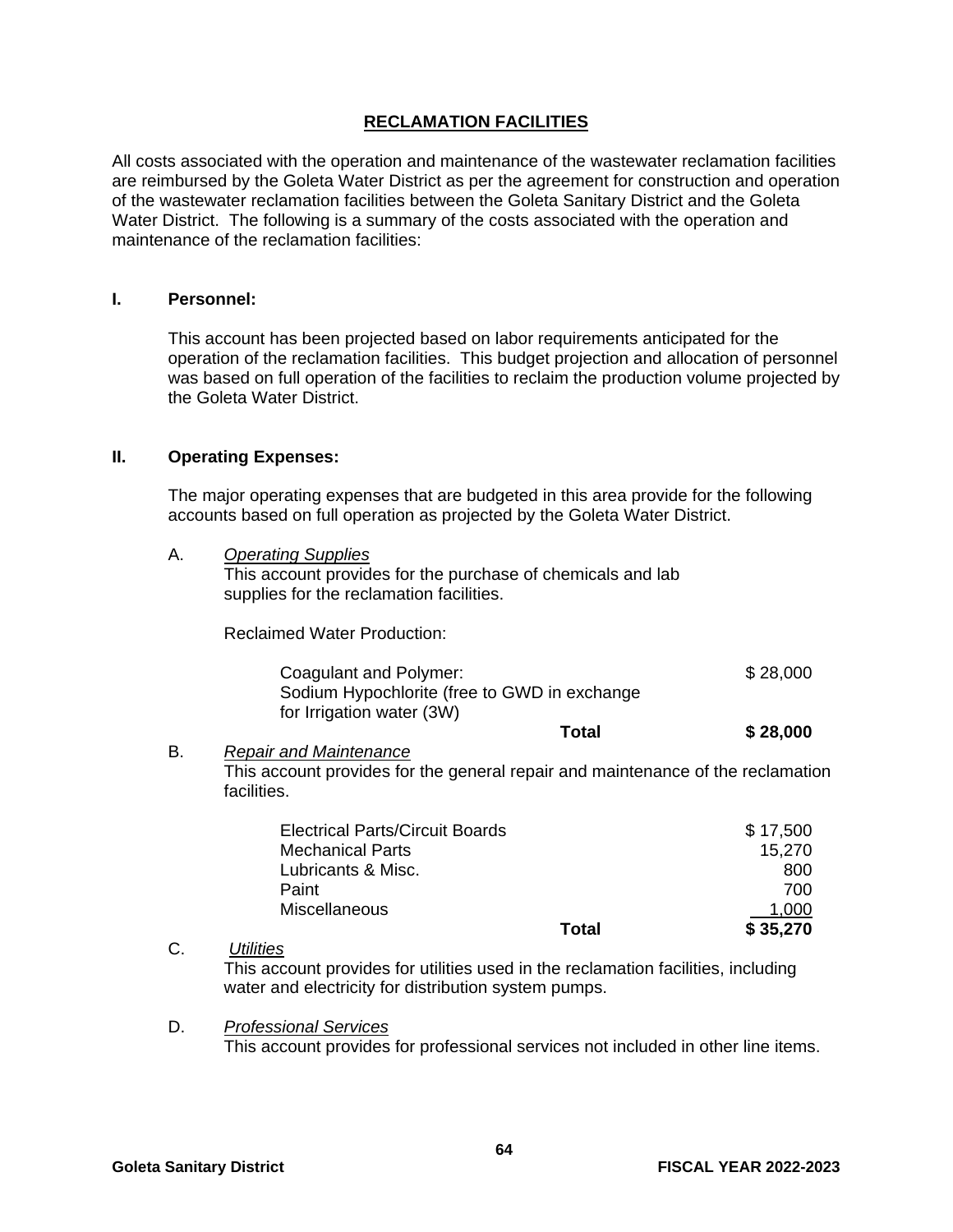# RECLAMATION FACILITIES

All costs associated with the operation and maintenance of the wastewater reclamation facilities are reimbursed by the Goleta Water District as per the agreement for construction and operation of the wastewater reclamation facilities between the Goleta Sanitary District and the Goleta Water District. The following is a summary of the costs associated with the operation and maintenance of the reclamation facilities:

## I. Personnel:

This account has been projected based on labor requirements anticipated for the operation of the reclamation facilities. This budget projection and allocation of personnel was based on full operation of the facilities to reclaim the production volume projected by the Goleta Water District.

## II. Operating Expenses:

The major operating expenses that are budgeted in this area provide for the following accounts based on full operation as projected by the Goleta Water District.

A. *Operating Supplies*
This account provides for the purchase of chemicals and lab supplies for the reclamation facilities.

Reclaimed Water Production:

| Item | Amount |
|---|---|
| Coagulant and Polymer: | $ 28,000 |
| Sodium Hypochlorite (free to GWD in exchange for Irrigation water (3W) | |
| **Total** | **$ 28,000** |

B. *Repair and Maintenance*
This account provides for the general repair and maintenance of the reclamation facilities.

| Item | Amount |
|---|---|
| Electrical Parts/Circuit Boards | $ 17,500 |
| Mechanical Parts | 15,270 |
| Lubricants & Misc. | 800 |
| Paint | 700 |
| Miscellaneous | 1,000 |
| **Total** | **$ 35,270** |

C. *Utilities*
This account provides for utilities used in the reclamation facilities, including water and electricity for distribution system pumps.

D. *Professional Services*
This account provides for professional services not included in other line items.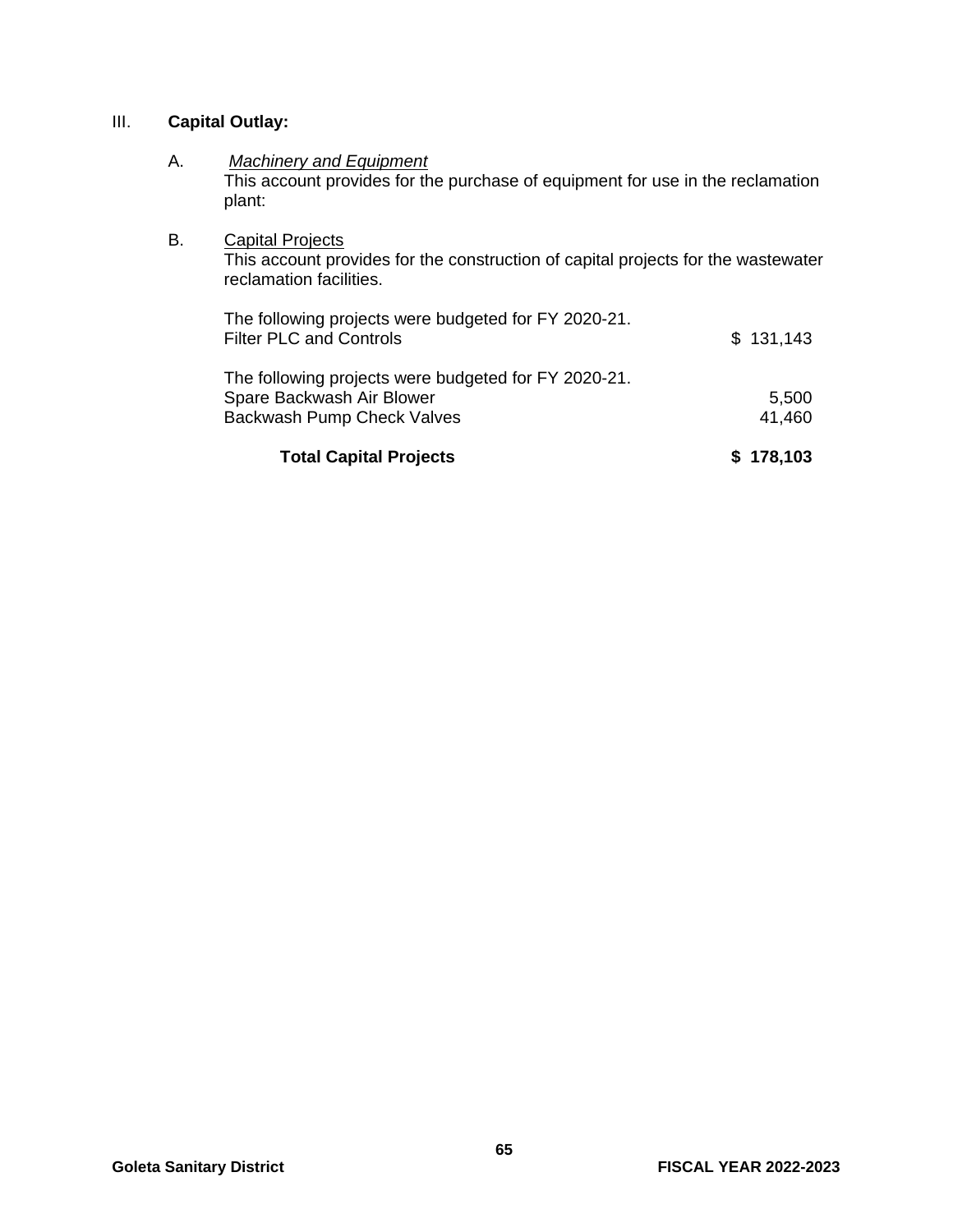III. **Capital Outlay:**

A. *Machinery and Equipment*
This account provides for the purchase of equipment for use in the reclamation plant:

B. Capital Projects
This account provides for the construction of capital projects for the wastewater reclamation facilities.

| | |
|---|---|
| The following projects were budgeted for FY 2020-21. | |
| Filter PLC and Controls | $ 131,143 |
| | |
| The following projects were budgeted for FY 2020-21. | |
| Spare Backwash Air Blower | 5,500 |
| Backwash Pump Check Valves | 41,460 |
| | |
| **Total Capital Projects** | **$ 178,103** |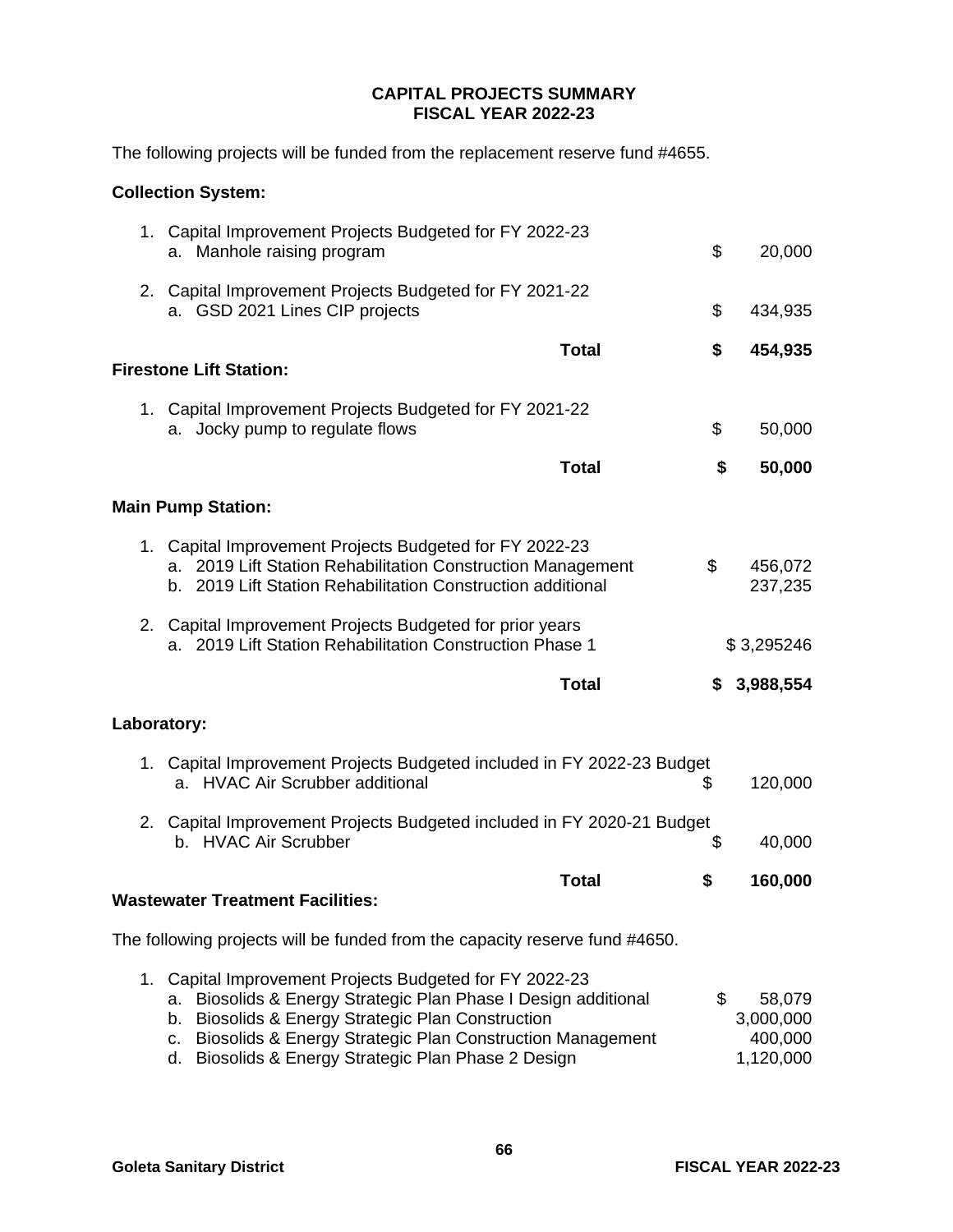# CAPITAL PROJECTS SUMMARY
# FISCAL YEAR 2022-23

The following projects will be funded from the replacement reserve fund #4655.

**Collection System:**

1. Capital Improvement Projects Budgeted for FY 2022-23
   a. Manhole raising program $ 20,000

2. Capital Improvement Projects Budgeted for FY 2021-22
   a. GSD 2021 Lines CIP projects $ 434,935

**Total $ 454,935**

**Firestone Lift Station:**

1. Capital Improvement Projects Budgeted for FY 2021-22
   a. Jocky pump to regulate flows $ 50,000

**Total $ 50,000**

**Main Pump Station:**

1. Capital Improvement Projects Budgeted for FY 2022-23
   a. 2019 Lift Station Rehabilitation Construction Management $ 456,072
   b. 2019 Lift Station Rehabilitation Construction additional 237,235

2. Capital Improvement Projects Budgeted for prior years
   a. 2019 Lift Station Rehabilitation Construction Phase 1 $ 3,295246

**Total $ 3,988,554**

**Laboratory:**

1. Capital Improvement Projects Budgeted included in FY 2022-23 Budget
   a. HVAC Air Scrubber additional $ 120,000

2. Capital Improvement Projects Budgeted included in FY 2020-21 Budget
   b. HVAC Air Scrubber $ 40,000

**Total $ 160,000**

**Wastewater Treatment Facilities:**

The following projects will be funded from the capacity reserve fund #4650.

1. Capital Improvement Projects Budgeted for FY 2022-23
   a. Biosolids & Energy Strategic Plan Phase I Design additional $ 58,079
   b. Biosolids & Energy Strategic Plan Construction 3,000,000
   c. Biosolids & Energy Strategic Plan Construction Management 400,000
   d. Biosolids & Energy Strategic Plan Phase 2 Design 1,120,000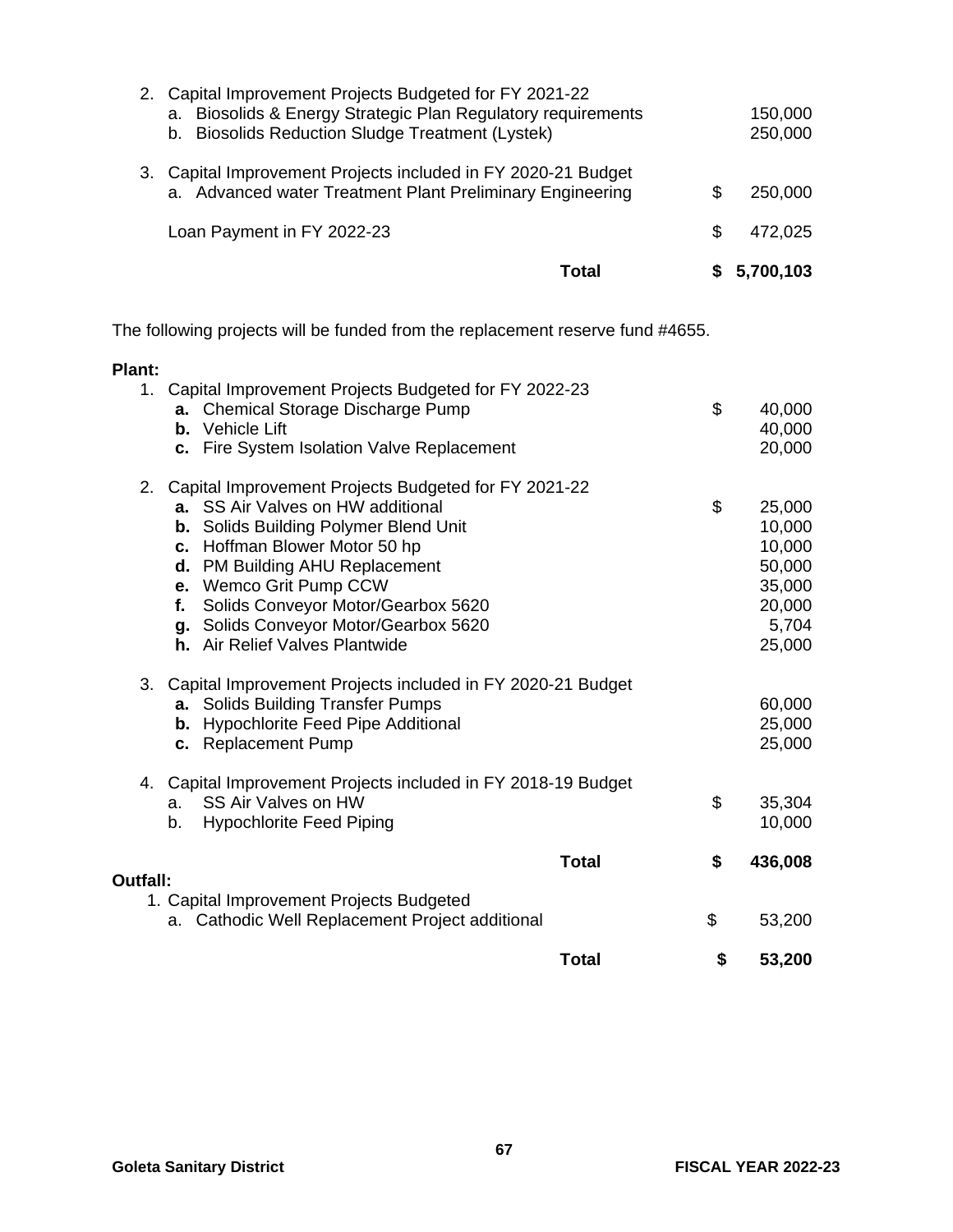| | | |
|---|---|---|
| 2. Capital Improvement Projects Budgeted for FY 2021-22 | | |
| a. Biosolids & Energy Strategic Plan Regulatory requirements | | 150,000 |
| b. Biosolids Reduction Sludge Treatment (Lystek) | | 250,000 |
| 3. Capital Improvement Projects included in FY 2020-21 Budget | | |
| a. Advanced water Treatment Plant Preliminary Engineering | $ | 250,000 |
| Loan Payment in FY 2022-23 | $ | 472,025 |
| **Total** | **$** | **5,700,103** |

The following projects will be funded from the replacement reserve fund #4655.

**Plant:**

| | | |
|---|---|---|
| 1. Capital Improvement Projects Budgeted for FY 2022-23 | | |
| **a.** Chemical Storage Discharge Pump | $ | 40,000 |
| **b.** Vehicle Lift | | 40,000 |
| **c.** Fire System Isolation Valve Replacement | | 20,000 |
| 2. Capital Improvement Projects Budgeted for FY 2021-22 | | |
| **a.** SS Air Valves on HW additional | $ | 25,000 |
| **b.** Solids Building Polymer Blend Unit | | 10,000 |
| **c.** Hoffman Blower Motor 50 hp | | 10,000 |
| **d.** PM Building AHU Replacement | | 50,000 |
| **e.** Wemco Grit Pump CCW | | 35,000 |
| **f.** Solids Conveyor Motor/Gearbox 5620 | | 20,000 |
| **g.** Solids Conveyor Motor/Gearbox 5620 | | 5,704 |
| **h.** Air Relief Valves Plantwide | | 25,000 |
| 3. Capital Improvement Projects included in FY 2020-21 Budget | | |
| **a.** Solids Building Transfer Pumps | | 60,000 |
| **b.** Hypochlorite Feed Pipe Additional | | 25,000 |
| **c.** Replacement Pump | | 25,000 |
| 4. Capital Improvement Projects included in FY 2018-19 Budget | | |
| a. SS Air Valves on HW | $ | 35,304 |
| b. Hypochlorite Feed Piping | | 10,000 |
| **Total** | **$** | **436,008** |

**Outfall:**

| | | |
|---|---|---|
| 1. Capital Improvement Projects Budgeted | | |
| a. Cathodic Well Replacement Project additional | $ | 53,200 |
| **Total** | **$** | **53,200** |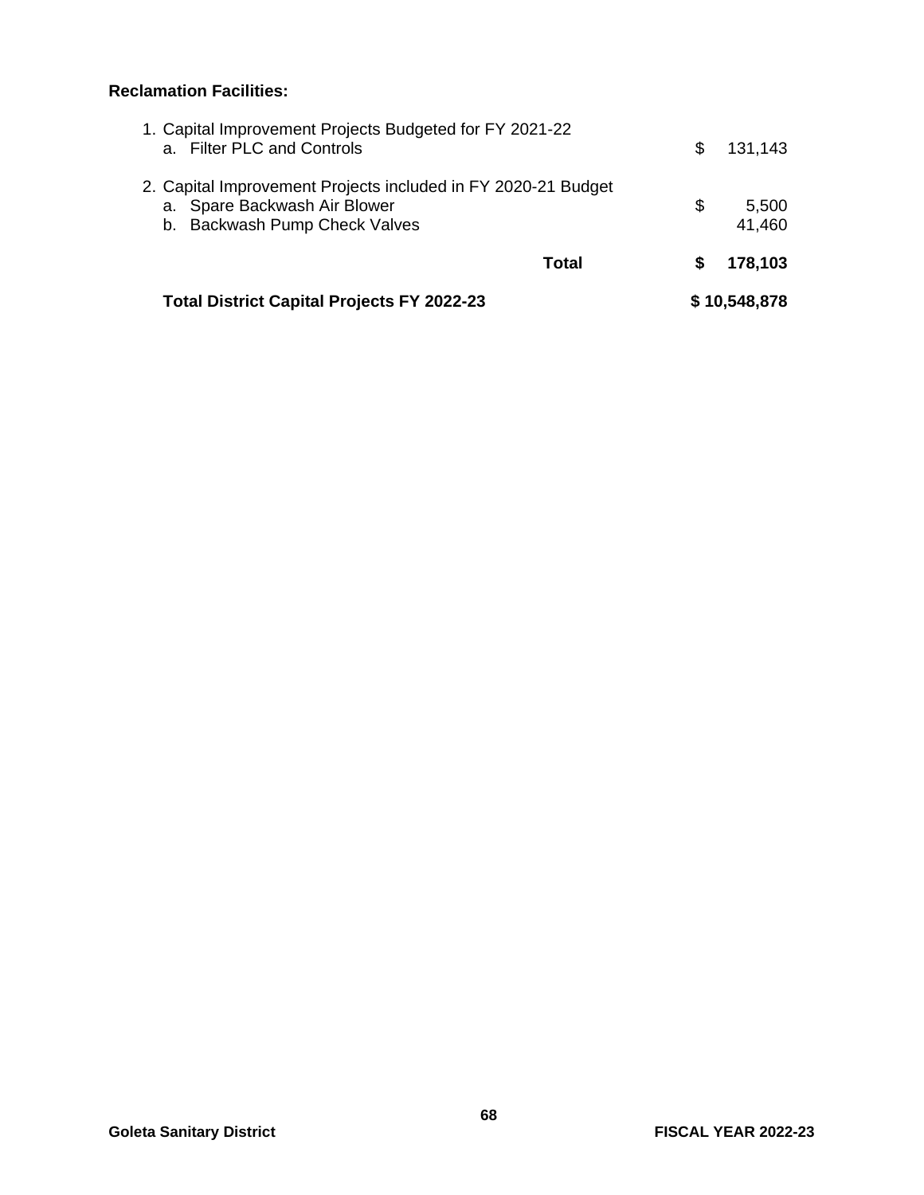**Reclamation Facilities:**

| | | |
|---|---|---|
| 1. Capital Improvement Projects Budgeted for FY 2021-22 | | |
| a. Filter PLC and Controls | $ | 131,143 |
| 2. Capital Improvement Projects included in FY 2020-21 Budget | | |
| a. Spare Backwash Air Blower | $ | 5,500 |
| b. Backwash Pump Check Valves | | 41,460 |
| **Total** | **$** | **178,103** |
| **Total District Capital Projects FY 2022-23** | | **$ 10,548,878** |